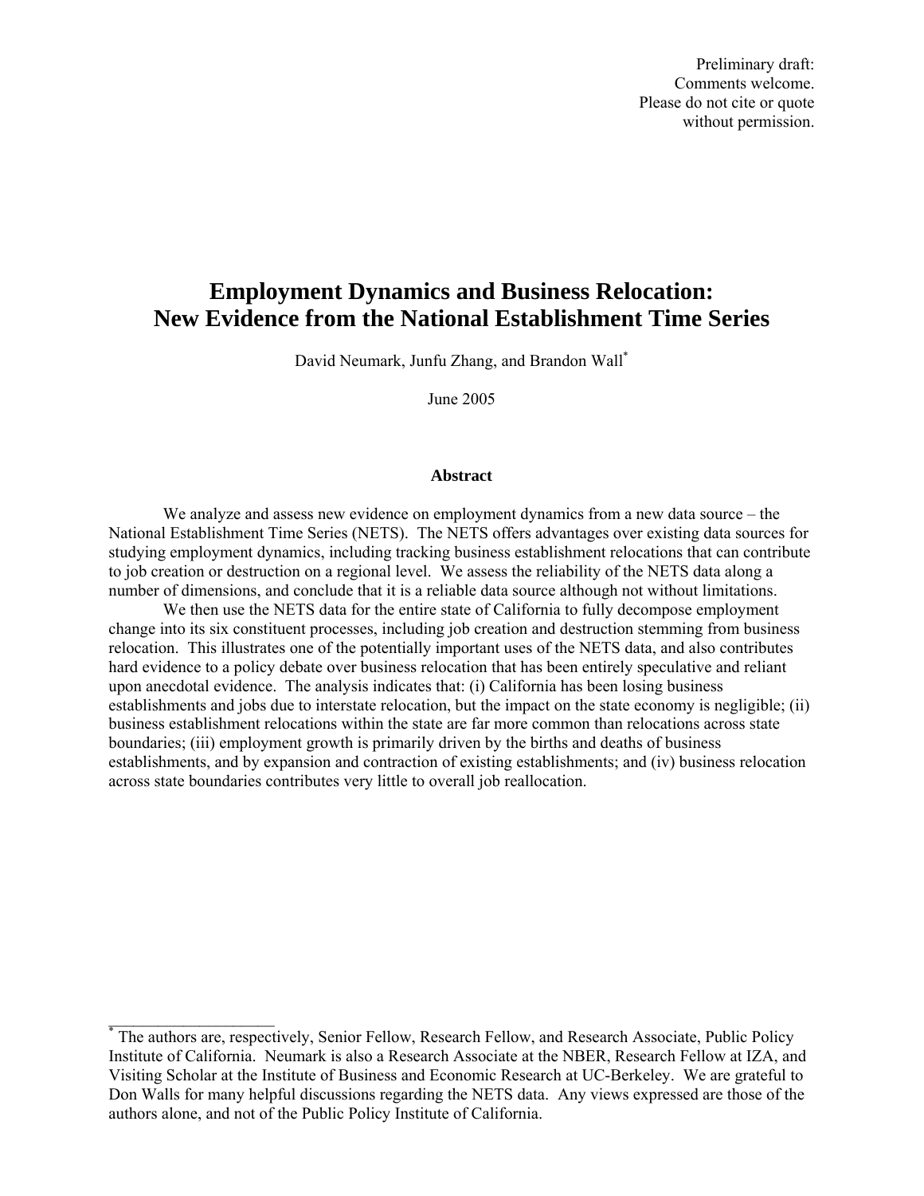Preliminary draft:
Comments welcome.
Please do not cite or quote
without permission.

# Employment Dynamics and Business Relocation: New Evidence from the National Establishment Time Series

David Neumark, Junfu Zhang, and Brandon Wall*

June 2005

### Abstract

We analyze and assess new evidence on employment dynamics from a new data source – the National Establishment Time Series (NETS). The NETS offers advantages over existing data sources for studying employment dynamics, including tracking business establishment relocations that can contribute to job creation or destruction on a regional level. We assess the reliability of the NETS data along a number of dimensions, and conclude that it is a reliable data source although not without limitations.

We then use the NETS data for the entire state of California to fully decompose employment change into its six constituent processes, including job creation and destruction stemming from business relocation. This illustrates one of the potentially important uses of the NETS data, and also contributes hard evidence to a policy debate over business relocation that has been entirely speculative and reliant upon anecdotal evidence. The analysis indicates that: (i) California has been losing business establishments and jobs due to interstate relocation, but the impact on the state economy is negligible; (ii) business establishment relocations within the state are far more common than relocations across state boundaries; (iii) employment growth is primarily driven by the births and deaths of business establishments, and by expansion and contraction of existing establishments; and (iv) business relocation across state boundaries contributes very little to overall job reallocation.

---

* The authors are, respectively, Senior Fellow, Research Fellow, and Research Associate, Public Policy Institute of California. Neumark is also a Research Associate at the NBER, Research Fellow at IZA, and Visiting Scholar at the Institute of Business and Economic Research at UC-Berkeley. We are grateful to Don Walls for many helpful discussions regarding the NETS data. Any views expressed are those of the authors alone, and not of the Public Policy Institute of California.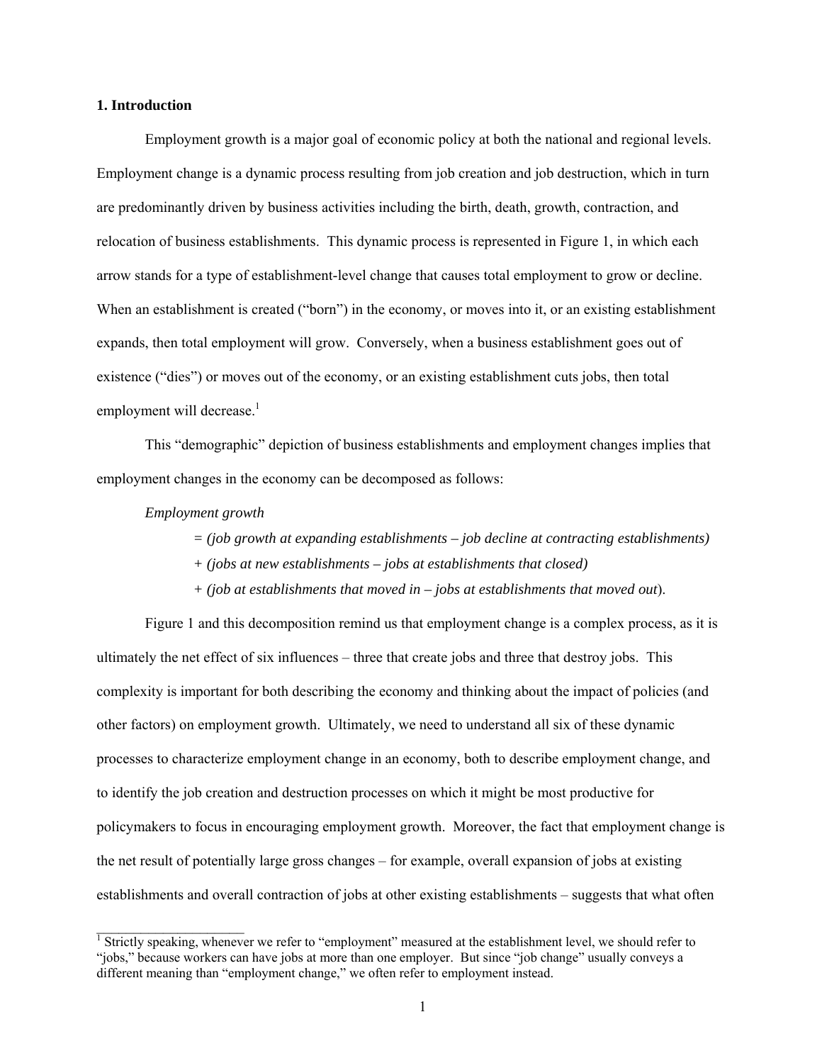## 1. Introduction

Employment growth is a major goal of economic policy at both the national and regional levels. Employment change is a dynamic process resulting from job creation and job destruction, which in turn are predominantly driven by business activities including the birth, death, growth, contraction, and relocation of business establishments. This dynamic process is represented in Figure 1, in which each arrow stands for a type of establishment-level change that causes total employment to grow or decline. When an establishment is created ("born") in the economy, or moves into it, or an existing establishment expands, then total employment will grow. Conversely, when a business establishment goes out of existence ("dies") or moves out of the economy, or an existing establishment cuts jobs, then total employment will decrease.[1]

This "demographic" depiction of business establishments and employment changes implies that employment changes in the economy can be decomposed as follows:

*Employment growth*

= *(job growth at expanding establishments – job decline at contracting establishments)*

+ *(jobs at new establishments – jobs at establishments that closed)*

+ *(job at establishments that moved in – jobs at establishments that moved out*).

Figure 1 and this decomposition remind us that employment change is a complex process, as it is ultimately the net effect of six influences – three that create jobs and three that destroy jobs. This complexity is important for both describing the economy and thinking about the impact of policies (and other factors) on employment growth. Ultimately, we need to understand all six of these dynamic processes to characterize employment change in an economy, both to describe employment change, and to identify the job creation and destruction processes on which it might be most productive for policymakers to focus in encouraging employment growth. Moreover, the fact that employment change is the net result of potentially large gross changes – for example, overall expansion of jobs at existing establishments and overall contraction of jobs at other existing establishments – suggests that what often

[1] Strictly speaking, whenever we refer to "employment" measured at the establishment level, we should refer to "jobs," because workers can have jobs at more than one employer. But since "job change" usually conveys a different meaning than "employment change," we often refer to employment instead.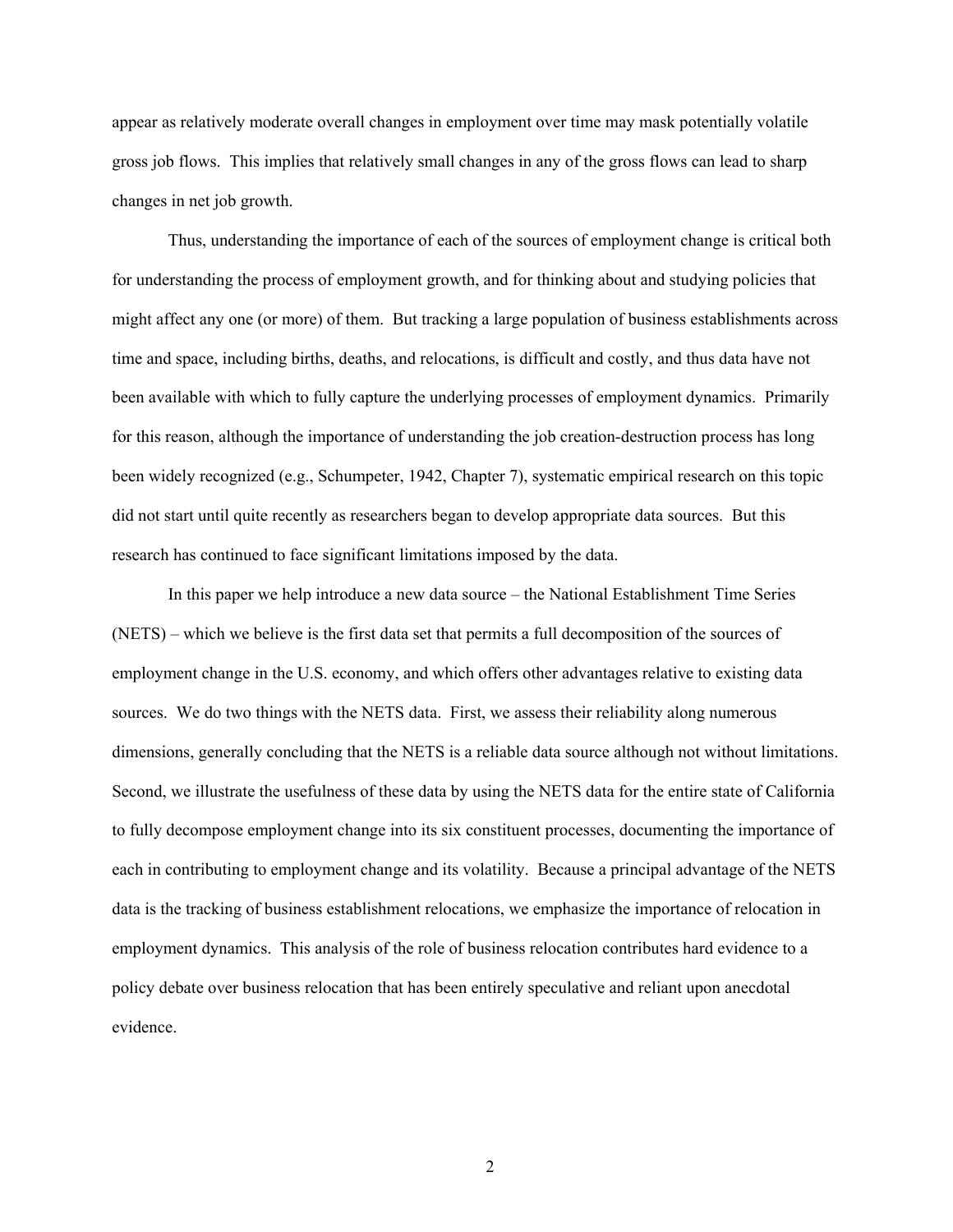appear as relatively moderate overall changes in employment over time may mask potentially volatile gross job flows. This implies that relatively small changes in any of the gross flows can lead to sharp changes in net job growth.

Thus, understanding the importance of each of the sources of employment change is critical both for understanding the process of employment growth, and for thinking about and studying policies that might affect any one (or more) of them. But tracking a large population of business establishments across time and space, including births, deaths, and relocations, is difficult and costly, and thus data have not been available with which to fully capture the underlying processes of employment dynamics. Primarily for this reason, although the importance of understanding the job creation-destruction process has long been widely recognized (e.g., Schumpeter, 1942, Chapter 7), systematic empirical research on this topic did not start until quite recently as researchers began to develop appropriate data sources. But this research has continued to face significant limitations imposed by the data.

In this paper we help introduce a new data source – the National Establishment Time Series (NETS) – which we believe is the first data set that permits a full decomposition of the sources of employment change in the U.S. economy, and which offers other advantages relative to existing data sources. We do two things with the NETS data. First, we assess their reliability along numerous dimensions, generally concluding that the NETS is a reliable data source although not without limitations. Second, we illustrate the usefulness of these data by using the NETS data for the entire state of California to fully decompose employment change into its six constituent processes, documenting the importance of each in contributing to employment change and its volatility. Because a principal advantage of the NETS data is the tracking of business establishment relocations, we emphasize the importance of relocation in employment dynamics. This analysis of the role of business relocation contributes hard evidence to a policy debate over business relocation that has been entirely speculative and reliant upon anecdotal evidence.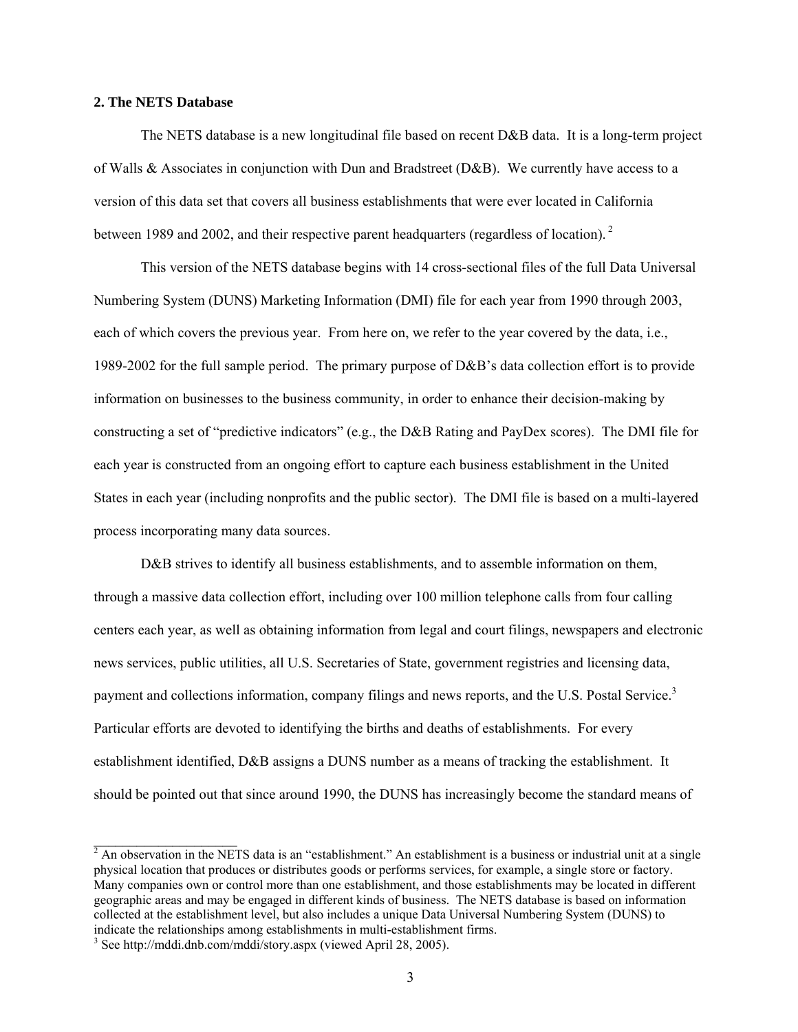## 2. The NETS Database

The NETS database is a new longitudinal file based on recent D&B data. It is a long-term project of Walls & Associates in conjunction with Dun and Bradstreet (D&B). We currently have access to a version of this data set that covers all business establishments that were ever located in California between 1989 and 2002, and their respective parent headquarters (regardless of location).[2]

This version of the NETS database begins with 14 cross-sectional files of the full Data Universal Numbering System (DUNS) Marketing Information (DMI) file for each year from 1990 through 2003, each of which covers the previous year. From here on, we refer to the year covered by the data, i.e., 1989-2002 for the full sample period. The primary purpose of D&B's data collection effort is to provide information on businesses to the business community, in order to enhance their decision-making by constructing a set of "predictive indicators" (e.g., the D&B Rating and PayDex scores). The DMI file for each year is constructed from an ongoing effort to capture each business establishment in the United States in each year (including nonprofits and the public sector). The DMI file is based on a multi-layered process incorporating many data sources.

D&B strives to identify all business establishments, and to assemble information on them, through a massive data collection effort, including over 100 million telephone calls from four calling centers each year, as well as obtaining information from legal and court filings, newspapers and electronic news services, public utilities, all U.S. Secretaries of State, government registries and licensing data, payment and collections information, company filings and news reports, and the U.S. Postal Service.[3] Particular efforts are devoted to identifying the births and deaths of establishments. For every establishment identified, D&B assigns a DUNS number as a means of tracking the establishment. It should be pointed out that since around 1990, the DUNS has increasingly become the standard means of

---

[2] An observation in the NETS data is an "establishment." An establishment is a business or industrial unit at a single physical location that produces or distributes goods or performs services, for example, a single store or factory. Many companies own or control more than one establishment, and those establishments may be located in different geographic areas and may be engaged in different kinds of business. The NETS database is based on information collected at the establishment level, but also includes a unique Data Universal Numbering System (DUNS) to indicate the relationships among establishments in multi-establishment firms.

[3] See http://mddi.dnb.com/mddi/story.aspx (viewed April 28, 2005).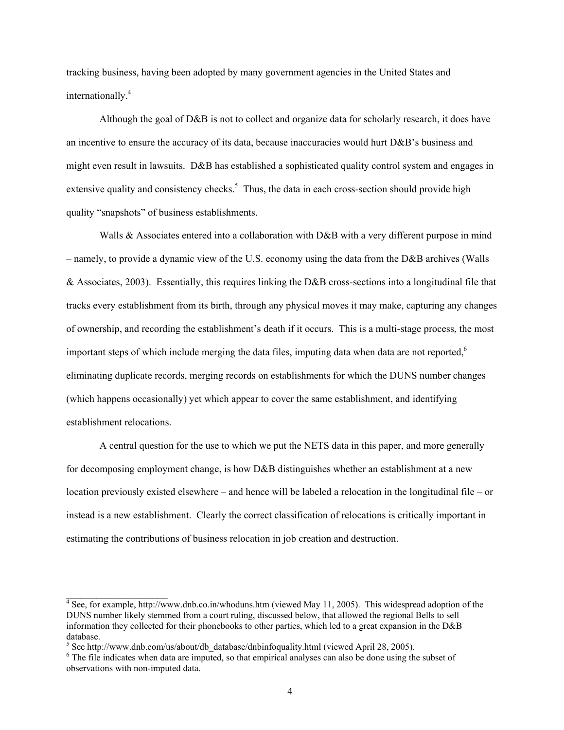tracking business, having been adopted by many government agencies in the United States and internationally.[4]

Although the goal of D&B is not to collect and organize data for scholarly research, it does have an incentive to ensure the accuracy of its data, because inaccuracies would hurt D&B's business and might even result in lawsuits. D&B has established a sophisticated quality control system and engages in extensive quality and consistency checks.[5] Thus, the data in each cross-section should provide high quality "snapshots" of business establishments.

Walls & Associates entered into a collaboration with D&B with a very different purpose in mind – namely, to provide a dynamic view of the U.S. economy using the data from the D&B archives (Walls & Associates, 2003). Essentially, this requires linking the D&B cross-sections into a longitudinal file that tracks every establishment from its birth, through any physical moves it may make, capturing any changes of ownership, and recording the establishment's death if it occurs. This is a multi-stage process, the most important steps of which include merging the data files, imputing data when data are not reported,[6] eliminating duplicate records, merging records on establishments for which the DUNS number changes (which happens occasionally) yet which appear to cover the same establishment, and identifying establishment relocations.

A central question for the use to which we put the NETS data in this paper, and more generally for decomposing employment change, is how D&B distinguishes whether an establishment at a new location previously existed elsewhere – and hence will be labeled a relocation in the longitudinal file – or instead is a new establishment. Clearly the correct classification of relocations is critically important in estimating the contributions of business relocation in job creation and destruction.

---

[4] See, for example, http://www.dnb.co.in/whoduns.htm (viewed May 11, 2005). This widespread adoption of the DUNS number likely stemmed from a court ruling, discussed below, that allowed the regional Bells to sell information they collected for their phonebooks to other parties, which led to a great expansion in the D&B database.

[5] See http://www.dnb.com/us/about/db_database/dnbinfoquality.html (viewed April 28, 2005).

[6] The file indicates when data are imputed, so that empirical analyses can also be done using the subset of observations with non-imputed data.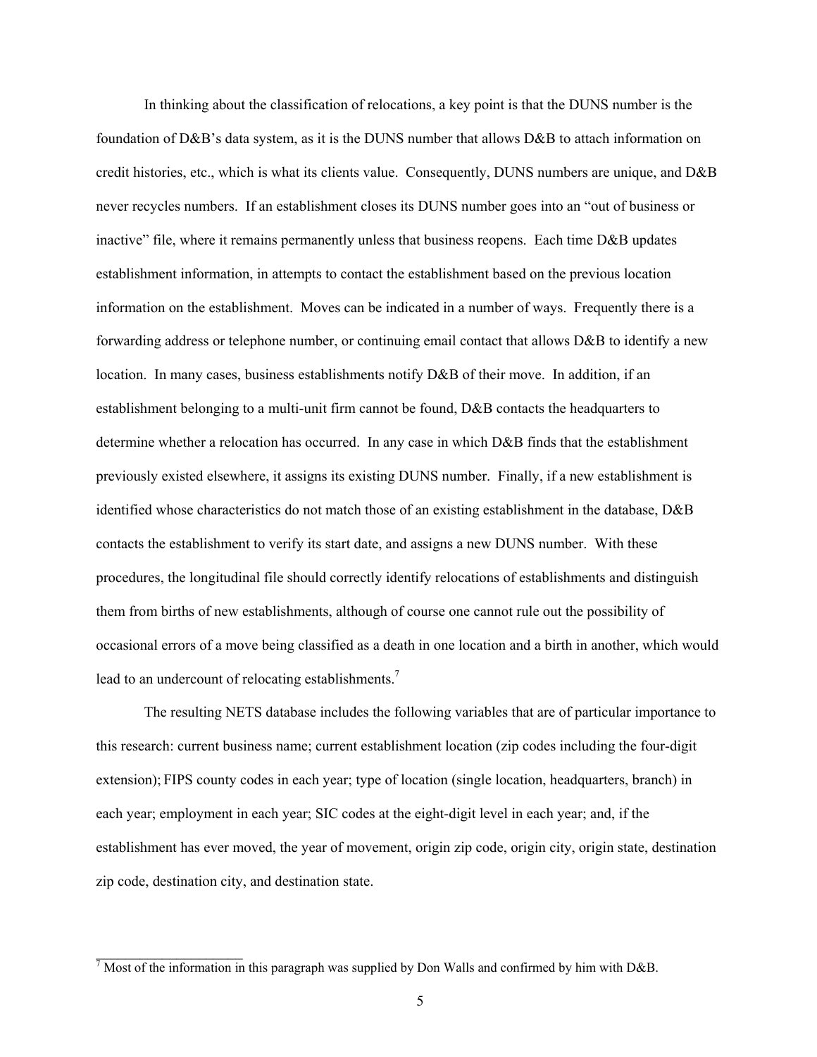In thinking about the classification of relocations, a key point is that the DUNS number is the foundation of D&B's data system, as it is the DUNS number that allows D&B to attach information on credit histories, etc., which is what its clients value. Consequently, DUNS numbers are unique, and D&B never recycles numbers. If an establishment closes its DUNS number goes into an "out of business or inactive" file, where it remains permanently unless that business reopens. Each time D&B updates establishment information, in attempts to contact the establishment based on the previous location information on the establishment. Moves can be indicated in a number of ways. Frequently there is a forwarding address or telephone number, or continuing email contact that allows D&B to identify a new location. In many cases, business establishments notify D&B of their move. In addition, if an establishment belonging to a multi-unit firm cannot be found, D&B contacts the headquarters to determine whether a relocation has occurred. In any case in which D&B finds that the establishment previously existed elsewhere, it assigns its existing DUNS number. Finally, if a new establishment is identified whose characteristics do not match those of an existing establishment in the database, D&B contacts the establishment to verify its start date, and assigns a new DUNS number. With these procedures, the longitudinal file should correctly identify relocations of establishments and distinguish them from births of new establishments, although of course one cannot rule out the possibility of occasional errors of a move being classified as a death in one location and a birth in another, which would lead to an undercount of relocating establishments.[7]

The resulting NETS database includes the following variables that are of particular importance to this research: current business name; current establishment location (zip codes including the four-digit extension); FIPS county codes in each year; type of location (single location, headquarters, branch) in each year; employment in each year; SIC codes at the eight-digit level in each year; and, if the establishment has ever moved, the year of movement, origin zip code, origin city, origin state, destination zip code, destination city, and destination state.

---

[7] Most of the information in this paragraph was supplied by Don Walls and confirmed by him with D&B.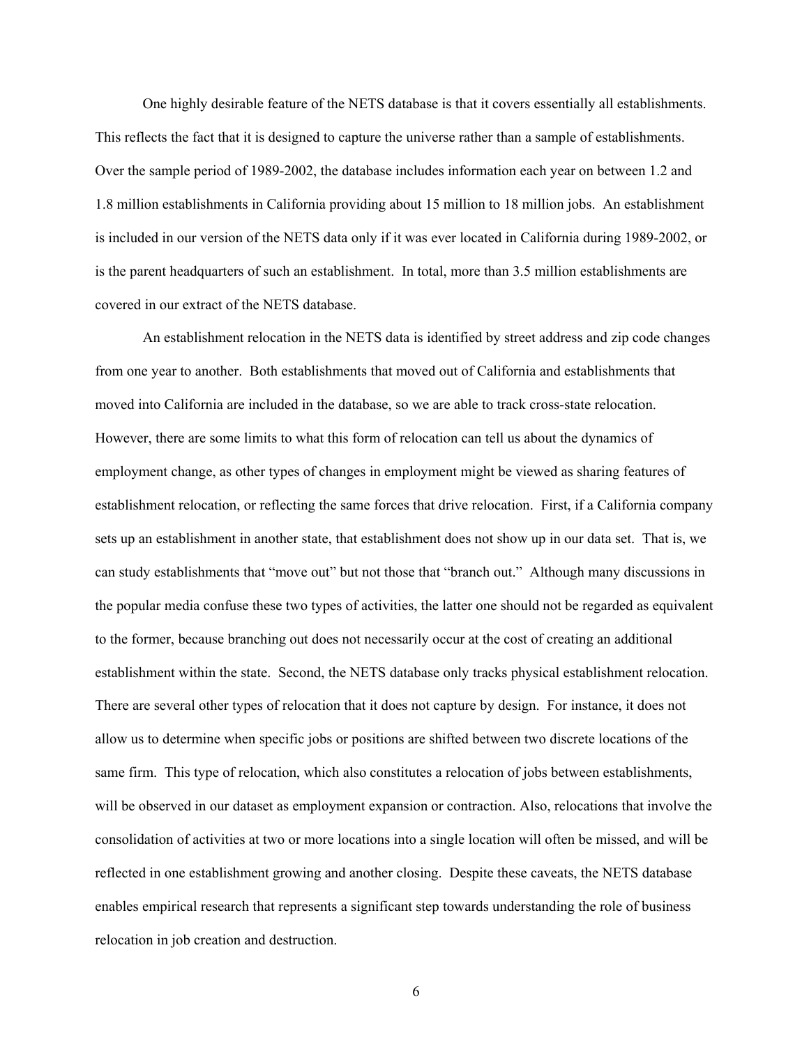One highly desirable feature of the NETS database is that it covers essentially all establishments. This reflects the fact that it is designed to capture the universe rather than a sample of establishments. Over the sample period of 1989-2002, the database includes information each year on between 1.2 and 1.8 million establishments in California providing about 15 million to 18 million jobs. An establishment is included in our version of the NETS data only if it was ever located in California during 1989-2002, or is the parent headquarters of such an establishment. In total, more than 3.5 million establishments are covered in our extract of the NETS database.

An establishment relocation in the NETS data is identified by street address and zip code changes from one year to another. Both establishments that moved out of California and establishments that moved into California are included in the database, so we are able to track cross-state relocation. However, there are some limits to what this form of relocation can tell us about the dynamics of employment change, as other types of changes in employment might be viewed as sharing features of establishment relocation, or reflecting the same forces that drive relocation. First, if a California company sets up an establishment in another state, that establishment does not show up in our data set. That is, we can study establishments that "move out" but not those that "branch out." Although many discussions in the popular media confuse these two types of activities, the latter one should not be regarded as equivalent to the former, because branching out does not necessarily occur at the cost of creating an additional establishment within the state. Second, the NETS database only tracks physical establishment relocation. There are several other types of relocation that it does not capture by design. For instance, it does not allow us to determine when specific jobs or positions are shifted between two discrete locations of the same firm. This type of relocation, which also constitutes a relocation of jobs between establishments, will be observed in our dataset as employment expansion or contraction. Also, relocations that involve the consolidation of activities at two or more locations into a single location will often be missed, and will be reflected in one establishment growing and another closing. Despite these caveats, the NETS database enables empirical research that represents a significant step towards understanding the role of business relocation in job creation and destruction.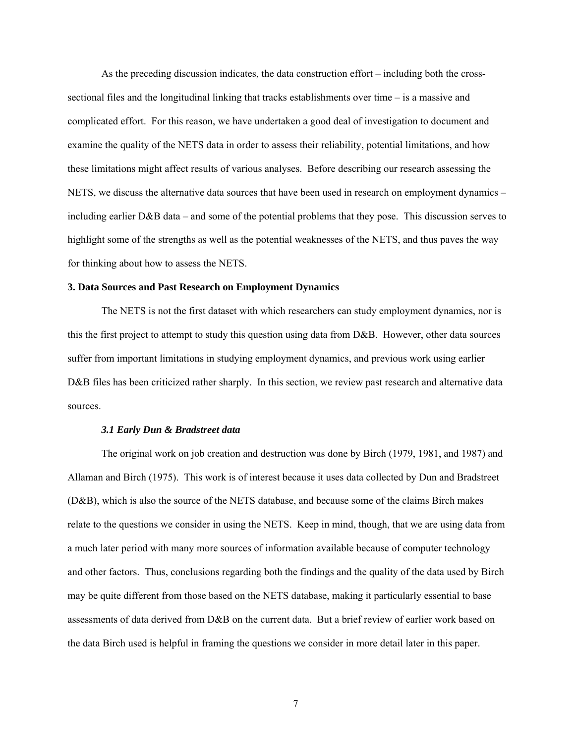As the preceding discussion indicates, the data construction effort – including both the cross-sectional files and the longitudinal linking that tracks establishments over time – is a massive and complicated effort. For this reason, we have undertaken a good deal of investigation to document and examine the quality of the NETS data in order to assess their reliability, potential limitations, and how these limitations might affect results of various analyses. Before describing our research assessing the NETS, we discuss the alternative data sources that have been used in research on employment dynamics – including earlier D&B data – and some of the potential problems that they pose. This discussion serves to highlight some of the strengths as well as the potential weaknesses of the NETS, and thus paves the way for thinking about how to assess the NETS.

## 3. Data Sources and Past Research on Employment Dynamics

The NETS is not the first dataset with which researchers can study employment dynamics, nor is this the first project to attempt to study this question using data from D&B. However, other data sources suffer from important limitations in studying employment dynamics, and previous work using earlier D&B files has been criticized rather sharply. In this section, we review past research and alternative data sources.

### *3.1 Early Dun & Bradstreet data*

The original work on job creation and destruction was done by Birch (1979, 1981, and 1987) and Allaman and Birch (1975). This work is of interest because it uses data collected by Dun and Bradstreet (D&B), which is also the source of the NETS database, and because some of the claims Birch makes relate to the questions we consider in using the NETS. Keep in mind, though, that we are using data from a much later period with many more sources of information available because of computer technology and other factors. Thus, conclusions regarding both the findings and the quality of the data used by Birch may be quite different from those based on the NETS database, making it particularly essential to base assessments of data derived from D&B on the current data. But a brief review of earlier work based on the data Birch used is helpful in framing the questions we consider in more detail later in this paper.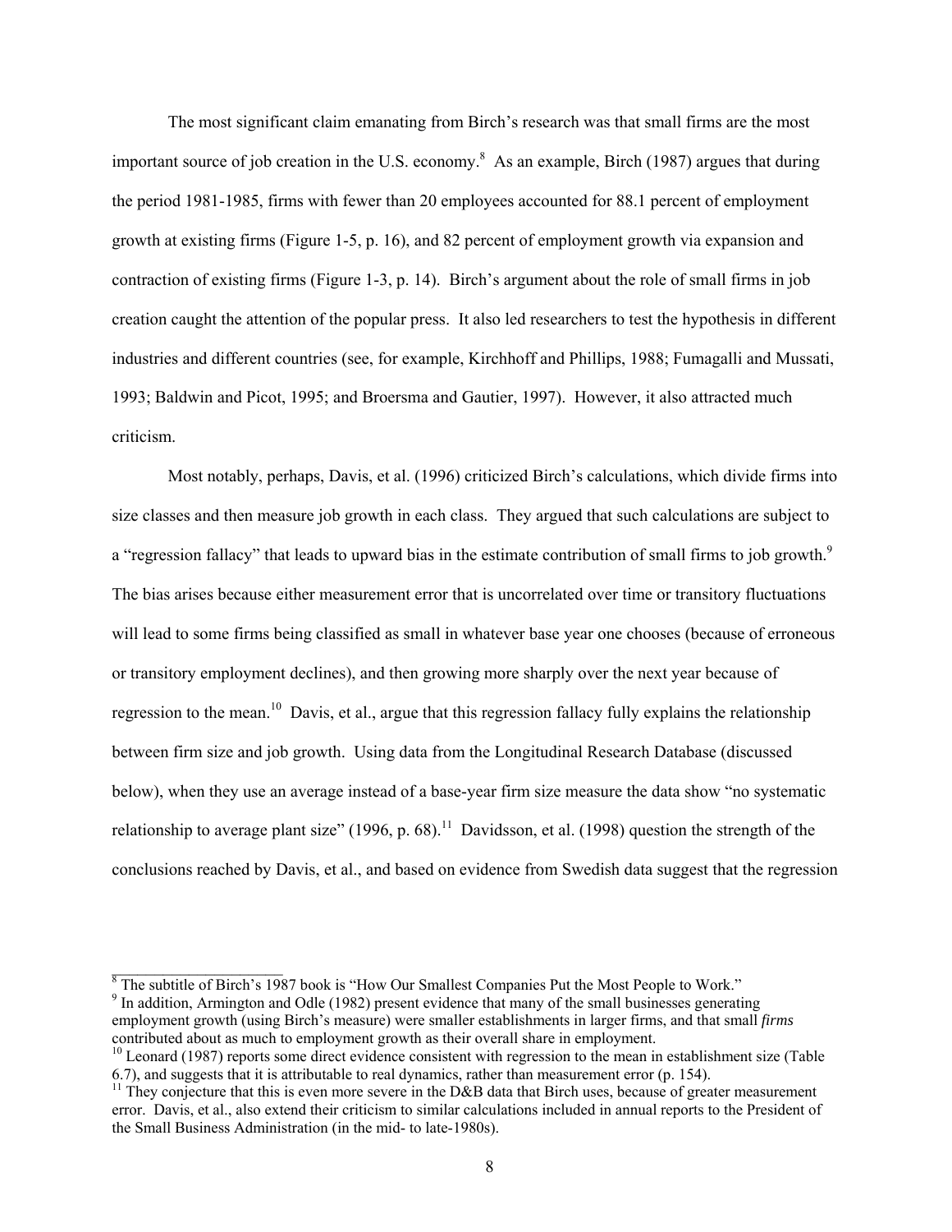The most significant claim emanating from Birch's research was that small firms are the most important source of job creation in the U.S. economy.[8] As an example, Birch (1987) argues that during the period 1981-1985, firms with fewer than 20 employees accounted for 88.1 percent of employment growth at existing firms (Figure 1-5, p. 16), and 82 percent of employment growth via expansion and contraction of existing firms (Figure 1-3, p. 14). Birch's argument about the role of small firms in job creation caught the attention of the popular press. It also led researchers to test the hypothesis in different industries and different countries (see, for example, Kirchhoff and Phillips, 1988; Fumagalli and Mussati, 1993; Baldwin and Picot, 1995; and Broersma and Gautier, 1997). However, it also attracted much criticism.

Most notably, perhaps, Davis, et al. (1996) criticized Birch's calculations, which divide firms into size classes and then measure job growth in each class. They argued that such calculations are subject to a "regression fallacy" that leads to upward bias in the estimate contribution of small firms to job growth.[9] The bias arises because either measurement error that is uncorrelated over time or transitory fluctuations will lead to some firms being classified as small in whatever base year one chooses (because of erroneous or transitory employment declines), and then growing more sharply over the next year because of regression to the mean.[10] Davis, et al., argue that this regression fallacy fully explains the relationship between firm size and job growth. Using data from the Longitudinal Research Database (discussed below), when they use an average instead of a base-year firm size measure the data show "no systematic relationship to average plant size" (1996, p. 68).[11] Davidsson, et al. (1998) question the strength of the conclusions reached by Davis, et al., and based on evidence from Swedish data suggest that the regression

---

[8] The subtitle of Birch's 1987 book is "How Our Smallest Companies Put the Most People to Work."

[9] In addition, Armington and Odle (1982) present evidence that many of the small businesses generating employment growth (using Birch's measure) were smaller establishments in larger firms, and that small *firms* contributed about as much to employment growth as their overall share in employment.

[10] Leonard (1987) reports some direct evidence consistent with regression to the mean in establishment size (Table 6.7), and suggests that it is attributable to real dynamics, rather than measurement error (p. 154).

[11] They conjecture that this is even more severe in the D&B data that Birch uses, because of greater measurement error. Davis, et al., also extend their criticism to similar calculations included in annual reports to the President of the Small Business Administration (in the mid- to late-1980s).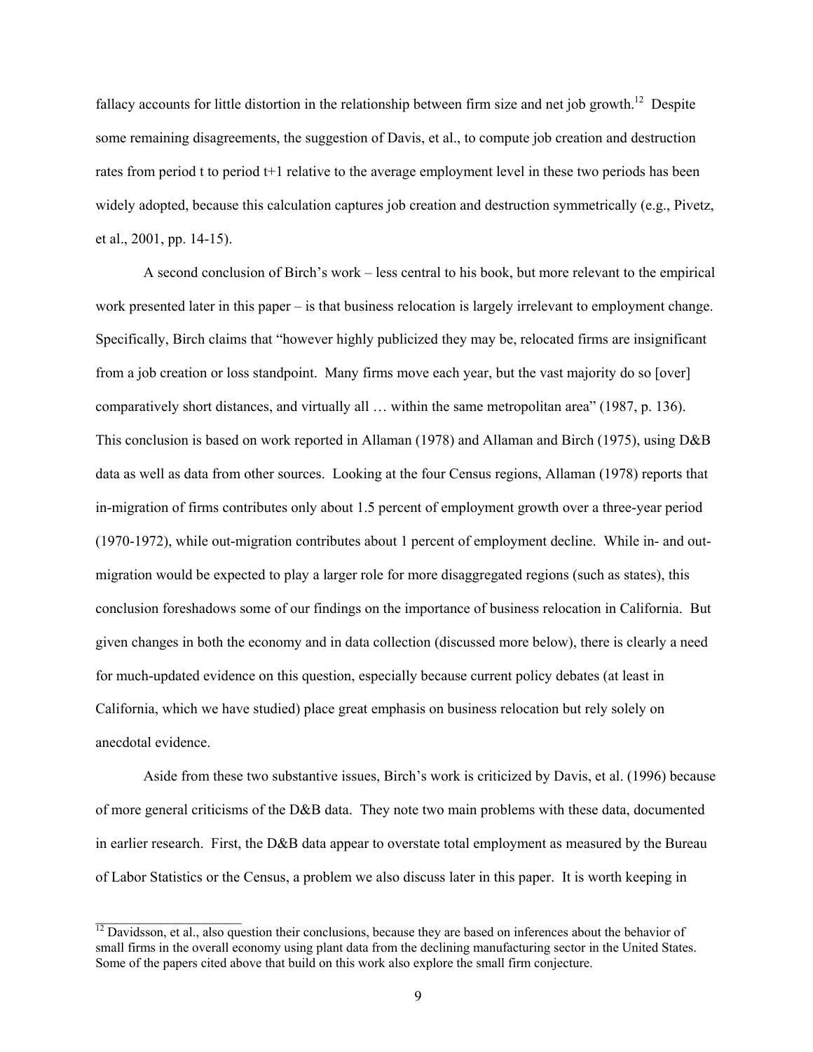fallacy accounts for little distortion in the relationship between firm size and net job growth.[12] Despite some remaining disagreements, the suggestion of Davis, et al., to compute job creation and destruction rates from period t to period t+1 relative to the average employment level in these two periods has been widely adopted, because this calculation captures job creation and destruction symmetrically (e.g., Pivetz, et al., 2001, pp. 14-15).

A second conclusion of Birch's work – less central to his book, but more relevant to the empirical work presented later in this paper – is that business relocation is largely irrelevant to employment change. Specifically, Birch claims that "however highly publicized they may be, relocated firms are insignificant from a job creation or loss standpoint. Many firms move each year, but the vast majority do so [over] comparatively short distances, and virtually all … within the same metropolitan area" (1987, p. 136). This conclusion is based on work reported in Allaman (1978) and Allaman and Birch (1975), using D&B data as well as data from other sources. Looking at the four Census regions, Allaman (1978) reports that in-migration of firms contributes only about 1.5 percent of employment growth over a three-year period (1970-1972), while out-migration contributes about 1 percent of employment decline. While in- and out-migration would be expected to play a larger role for more disaggregated regions (such as states), this conclusion foreshadows some of our findings on the importance of business relocation in California. But given changes in both the economy and in data collection (discussed more below), there is clearly a need for much-updated evidence on this question, especially because current policy debates (at least in California, which we have studied) place great emphasis on business relocation but rely solely on anecdotal evidence.

Aside from these two substantive issues, Birch's work is criticized by Davis, et al. (1996) because of more general criticisms of the D&B data. They note two main problems with these data, documented in earlier research. First, the D&B data appear to overstate total employment as measured by the Bureau of Labor Statistics or the Census, a problem we also discuss later in this paper. It is worth keeping in

[12] Davidsson, et al., also question their conclusions, because they are based on inferences about the behavior of small firms in the overall economy using plant data from the declining manufacturing sector in the United States. Some of the papers cited above that build on this work also explore the small firm conjecture.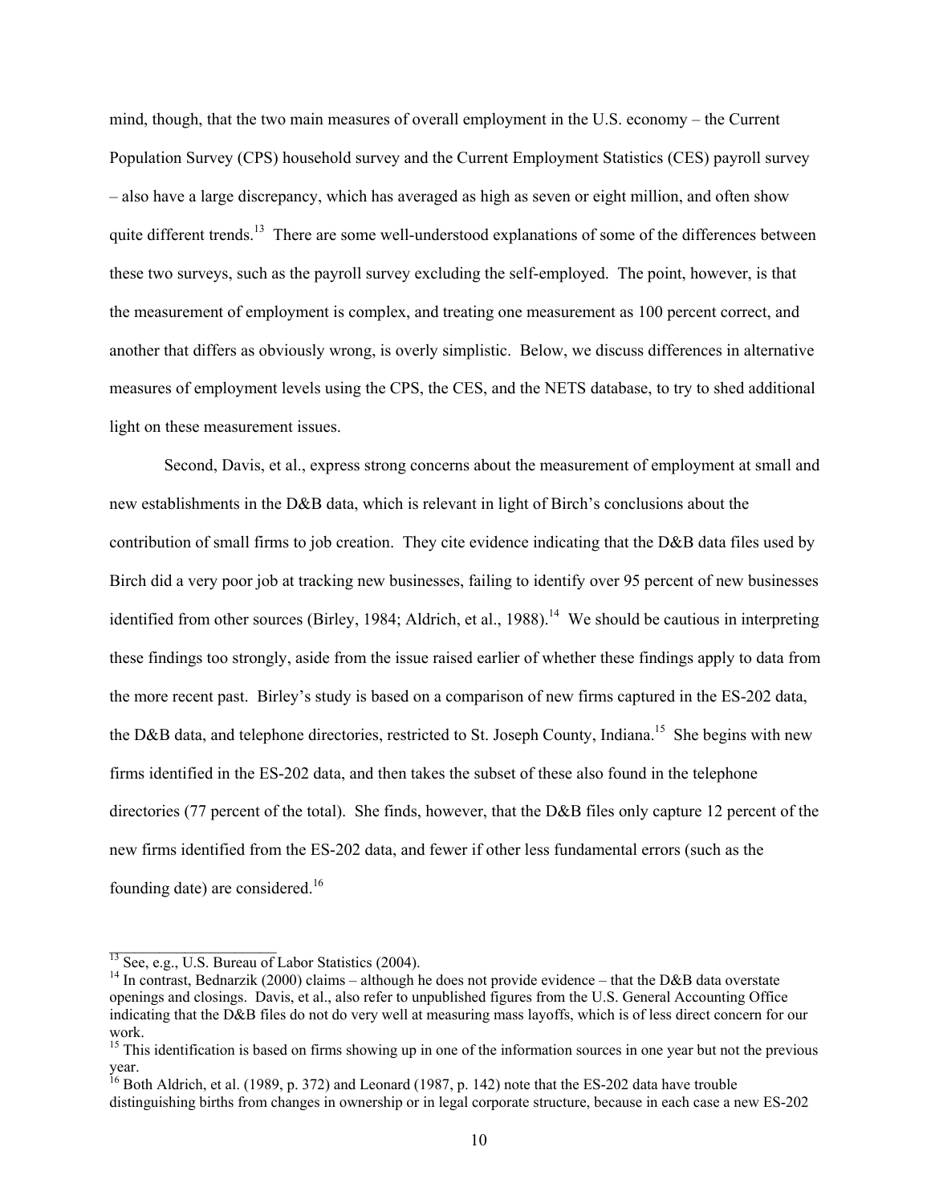mind, though, that the two main measures of overall employment in the U.S. economy – the Current Population Survey (CPS) household survey and the Current Employment Statistics (CES) payroll survey – also have a large discrepancy, which has averaged as high as seven or eight million, and often show quite different trends.[13] There are some well-understood explanations of some of the differences between these two surveys, such as the payroll survey excluding the self-employed. The point, however, is that the measurement of employment is complex, and treating one measurement as 100 percent correct, and another that differs as obviously wrong, is overly simplistic. Below, we discuss differences in alternative measures of employment levels using the CPS, the CES, and the NETS database, to try to shed additional light on these measurement issues.

Second, Davis, et al., express strong concerns about the measurement of employment at small and new establishments in the D&B data, which is relevant in light of Birch's conclusions about the contribution of small firms to job creation. They cite evidence indicating that the D&B data files used by Birch did a very poor job at tracking new businesses, failing to identify over 95 percent of new businesses identified from other sources (Birley, 1984; Aldrich, et al., 1988).[14] We should be cautious in interpreting these findings too strongly, aside from the issue raised earlier of whether these findings apply to data from the more recent past. Birley's study is based on a comparison of new firms captured in the ES-202 data, the D&B data, and telephone directories, restricted to St. Joseph County, Indiana.[15] She begins with new firms identified in the ES-202 data, and then takes the subset of these also found in the telephone directories (77 percent of the total). She finds, however, that the D&B files only capture 12 percent of the new firms identified from the ES-202 data, and fewer if other less fundamental errors (such as the founding date) are considered.[16]

---

[13] See, e.g., U.S. Bureau of Labor Statistics (2004).

[14] In contrast, Bednarzik (2000) claims – although he does not provide evidence – that the D&B data overstate openings and closings. Davis, et al., also refer to unpublished figures from the U.S. General Accounting Office indicating that the D&B files do not do very well at measuring mass layoffs, which is of less direct concern for our work.

[15] This identification is based on firms showing up in one of the information sources in one year but not the previous year.

[16] Both Aldrich, et al. (1989, p. 372) and Leonard (1987, p. 142) note that the ES-202 data have trouble distinguishing births from changes in ownership or in legal corporate structure, because in each case a new ES-202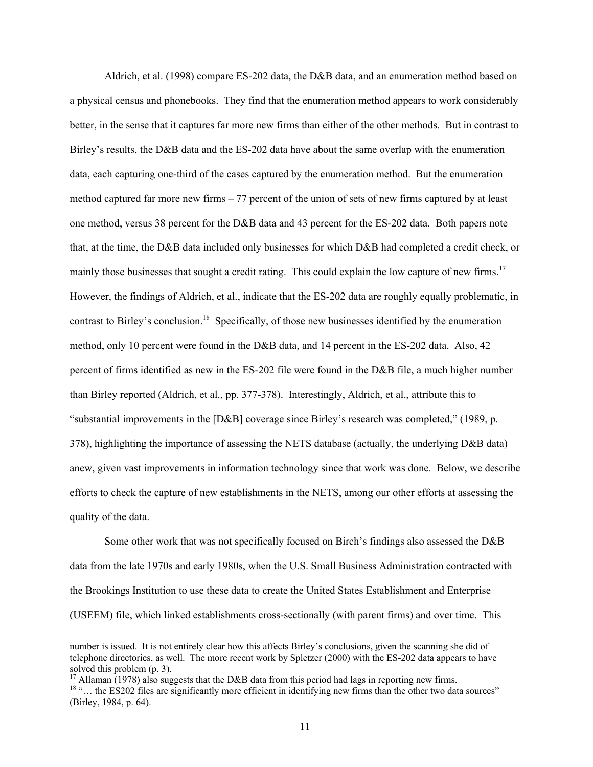Aldrich, et al. (1998) compare ES-202 data, the D&B data, and an enumeration method based on a physical census and phonebooks. They find that the enumeration method appears to work considerably better, in the sense that it captures far more new firms than either of the other methods. But in contrast to Birley's results, the D&B data and the ES-202 data have about the same overlap with the enumeration data, each capturing one-third of the cases captured by the enumeration method. But the enumeration method captured far more new firms – 77 percent of the union of sets of new firms captured by at least one method, versus 38 percent for the D&B data and 43 percent for the ES-202 data. Both papers note that, at the time, the D&B data included only businesses for which D&B had completed a credit check, or mainly those businesses that sought a credit rating. This could explain the low capture of new firms.[17] However, the findings of Aldrich, et al., indicate that the ES-202 data are roughly equally problematic, in contrast to Birley's conclusion.[18] Specifically, of those new businesses identified by the enumeration method, only 10 percent were found in the D&B data, and 14 percent in the ES-202 data. Also, 42 percent of firms identified as new in the ES-202 file were found in the D&B file, a much higher number than Birley reported (Aldrich, et al., pp. 377-378). Interestingly, Aldrich, et al., attribute this to "substantial improvements in the [D&B] coverage since Birley's research was completed," (1989, p. 378), highlighting the importance of assessing the NETS database (actually, the underlying D&B data) anew, given vast improvements in information technology since that work was done. Below, we describe efforts to check the capture of new establishments in the NETS, among our other efforts at assessing the quality of the data.

Some other work that was not specifically focused on Birch's findings also assessed the D&B data from the late 1970s and early 1980s, when the U.S. Small Business Administration contracted with the Brookings Institution to use these data to create the United States Establishment and Enterprise (USEEM) file, which linked establishments cross-sectionally (with parent firms) and over time. This

---

number is issued. It is not entirely clear how this affects Birley's conclusions, given the scanning she did of telephone directories, as well. The more recent work by Spletzer (2000) with the ES-202 data appears to have solved this problem (p. 3).

[17] Allaman (1978) also suggests that the D&B data from this period had lags in reporting new firms.

[18] "… the ES202 files are significantly more efficient in identifying new firms than the other two data sources" (Birley, 1984, p. 64).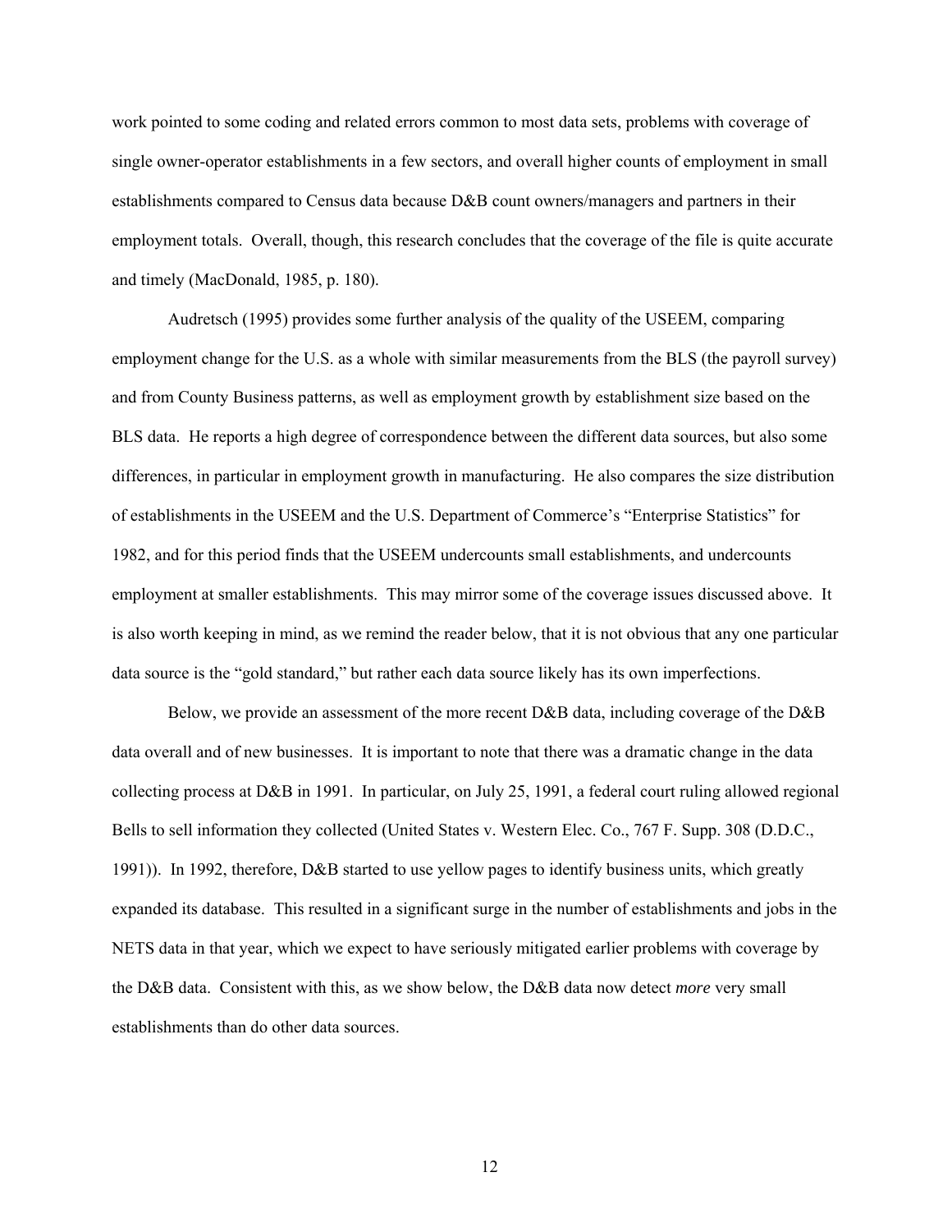work pointed to some coding and related errors common to most data sets, problems with coverage of single owner-operator establishments in a few sectors, and overall higher counts of employment in small establishments compared to Census data because D&B count owners/managers and partners in their employment totals. Overall, though, this research concludes that the coverage of the file is quite accurate and timely (MacDonald, 1985, p. 180).

Audretsch (1995) provides some further analysis of the quality of the USEEM, comparing employment change for the U.S. as a whole with similar measurements from the BLS (the payroll survey) and from County Business patterns, as well as employment growth by establishment size based on the BLS data. He reports a high degree of correspondence between the different data sources, but also some differences, in particular in employment growth in manufacturing. He also compares the size distribution of establishments in the USEEM and the U.S. Department of Commerce's "Enterprise Statistics" for 1982, and for this period finds that the USEEM undercounts small establishments, and undercounts employment at smaller establishments. This may mirror some of the coverage issues discussed above. It is also worth keeping in mind, as we remind the reader below, that it is not obvious that any one particular data source is the "gold standard," but rather each data source likely has its own imperfections.

Below, we provide an assessment of the more recent D&B data, including coverage of the D&B data overall and of new businesses. It is important to note that there was a dramatic change in the data collecting process at D&B in 1991. In particular, on July 25, 1991, a federal court ruling allowed regional Bells to sell information they collected (United States v. Western Elec. Co., 767 F. Supp. 308 (D.D.C., 1991)). In 1992, therefore, D&B started to use yellow pages to identify business units, which greatly expanded its database. This resulted in a significant surge in the number of establishments and jobs in the NETS data in that year, which we expect to have seriously mitigated earlier problems with coverage by the D&B data. Consistent with this, as we show below, the D&B data now detect *more* very small establishments than do other data sources.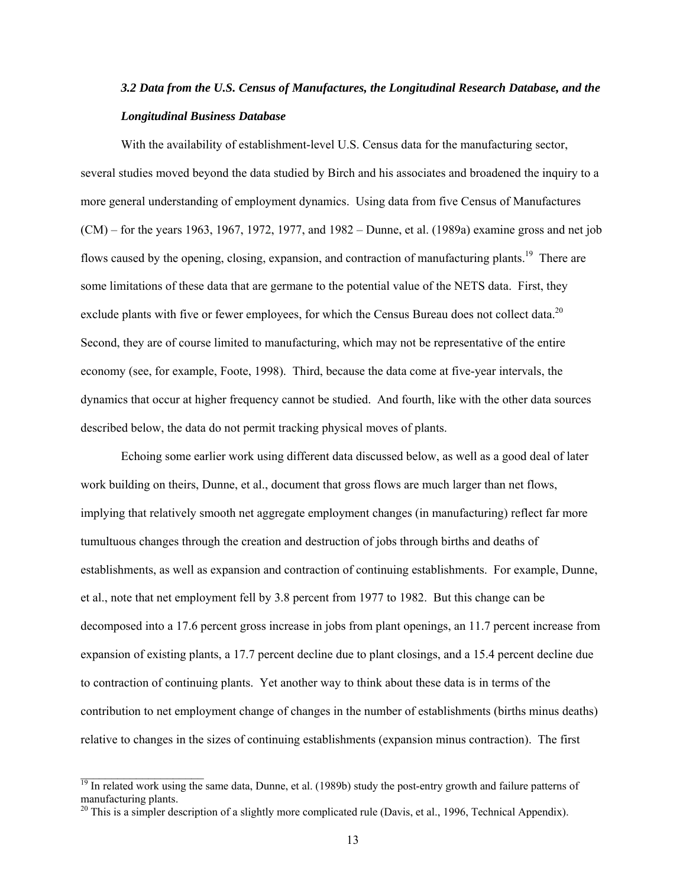### *3.2 Data from the U.S. Census of Manufactures, the Longitudinal Research Database, and the Longitudinal Business Database*

With the availability of establishment-level U.S. Census data for the manufacturing sector, several studies moved beyond the data studied by Birch and his associates and broadened the inquiry to a more general understanding of employment dynamics. Using data from five Census of Manufactures (CM) – for the years 1963, 1967, 1972, 1977, and 1982 – Dunne, et al. (1989a) examine gross and net job flows caused by the opening, closing, expansion, and contraction of manufacturing plants.[19] There are some limitations of these data that are germane to the potential value of the NETS data. First, they exclude plants with five or fewer employees, for which the Census Bureau does not collect data.[20] Second, they are of course limited to manufacturing, which may not be representative of the entire economy (see, for example, Foote, 1998). Third, because the data come at five-year intervals, the dynamics that occur at higher frequency cannot be studied. And fourth, like with the other data sources described below, the data do not permit tracking physical moves of plants.

Echoing some earlier work using different data discussed below, as well as a good deal of later work building on theirs, Dunne, et al., document that gross flows are much larger than net flows, implying that relatively smooth net aggregate employment changes (in manufacturing) reflect far more tumultuous changes through the creation and destruction of jobs through births and deaths of establishments, as well as expansion and contraction of continuing establishments. For example, Dunne, et al., note that net employment fell by 3.8 percent from 1977 to 1982. But this change can be decomposed into a 17.6 percent gross increase in jobs from plant openings, an 11.7 percent increase from expansion of existing plants, a 17.7 percent decline due to plant closings, and a 15.4 percent decline due to contraction of continuing plants. Yet another way to think about these data is in terms of the contribution to net employment change of changes in the number of establishments (births minus deaths) relative to changes in the sizes of continuing establishments (expansion minus contraction). The first

---

[19] In related work using the same data, Dunne, et al. (1989b) study the post-entry growth and failure patterns of manufacturing plants.

[20] This is a simpler description of a slightly more complicated rule (Davis, et al., 1996, Technical Appendix).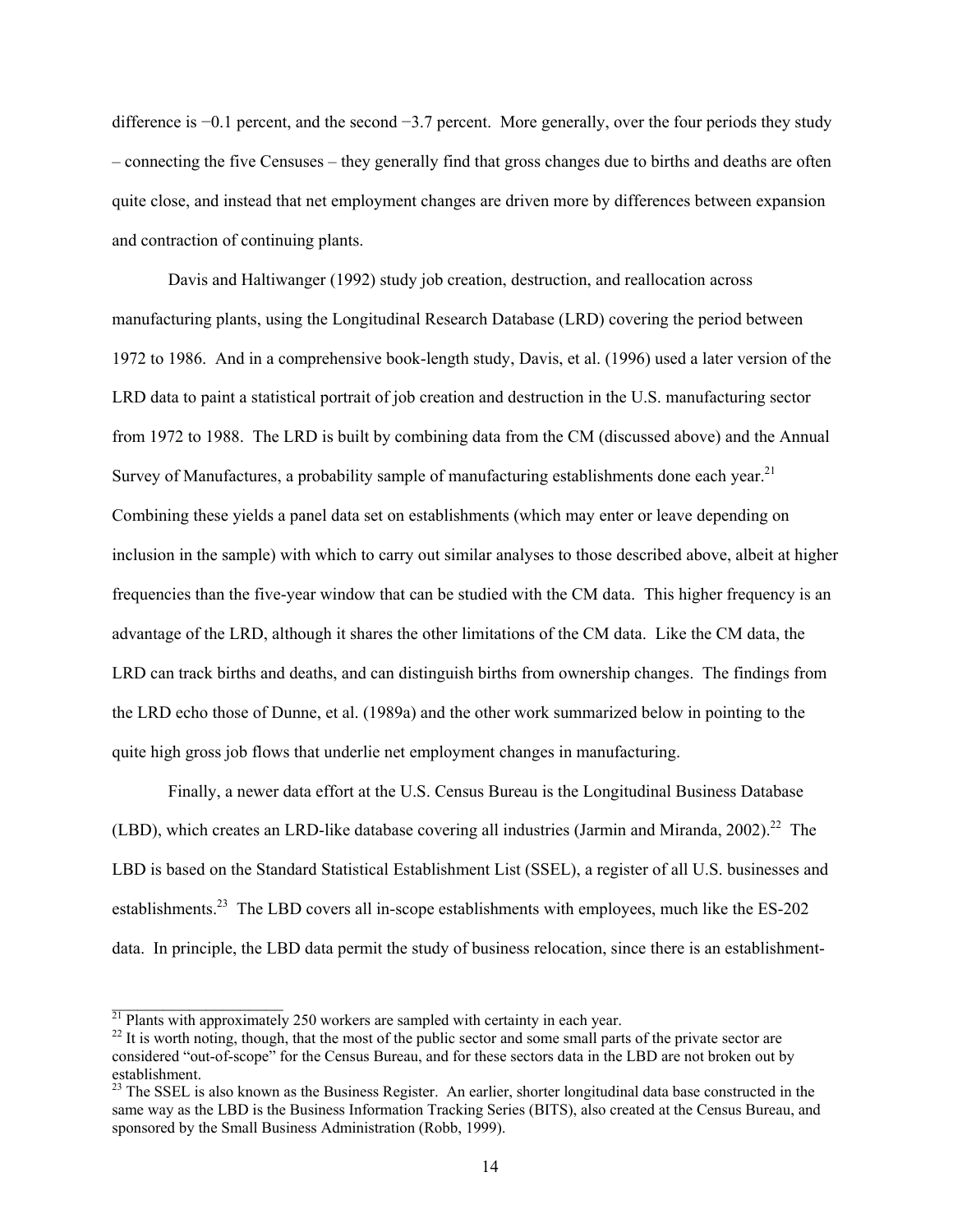difference is −0.1 percent, and the second −3.7 percent. More generally, over the four periods they study – connecting the five Censuses – they generally find that gross changes due to births and deaths are often quite close, and instead that net employment changes are driven more by differences between expansion and contraction of continuing plants.

Davis and Haltiwanger (1992) study job creation, destruction, and reallocation across manufacturing plants, using the Longitudinal Research Database (LRD) covering the period between 1972 to 1986. And in a comprehensive book-length study, Davis, et al. (1996) used a later version of the LRD data to paint a statistical portrait of job creation and destruction in the U.S. manufacturing sector from 1972 to 1988. The LRD is built by combining data from the CM (discussed above) and the Annual Survey of Manufactures, a probability sample of manufacturing establishments done each year.[21] Combining these yields a panel data set on establishments (which may enter or leave depending on inclusion in the sample) with which to carry out similar analyses to those described above, albeit at higher frequencies than the five-year window that can be studied with the CM data. This higher frequency is an advantage of the LRD, although it shares the other limitations of the CM data. Like the CM data, the LRD can track births and deaths, and can distinguish births from ownership changes. The findings from the LRD echo those of Dunne, et al. (1989a) and the other work summarized below in pointing to the quite high gross job flows that underlie net employment changes in manufacturing.

Finally, a newer data effort at the U.S. Census Bureau is the Longitudinal Business Database (LBD), which creates an LRD-like database covering all industries (Jarmin and Miranda, 2002).[22] The LBD is based on the Standard Statistical Establishment List (SSEL), a register of all U.S. businesses and establishments.[23] The LBD covers all in-scope establishments with employees, much like the ES-202 data. In principle, the LBD data permit the study of business relocation, since there is an establishment-

---

[21] Plants with approximately 250 workers are sampled with certainty in each year.

[22] It is worth noting, though, that the most of the public sector and some small parts of the private sector are considered "out-of-scope" for the Census Bureau, and for these sectors data in the LBD are not broken out by establishment.

[23] The SSEL is also known as the Business Register. An earlier, shorter longitudinal data base constructed in the same way as the LBD is the Business Information Tracking Series (BITS), also created at the Census Bureau, and sponsored by the Small Business Administration (Robb, 1999).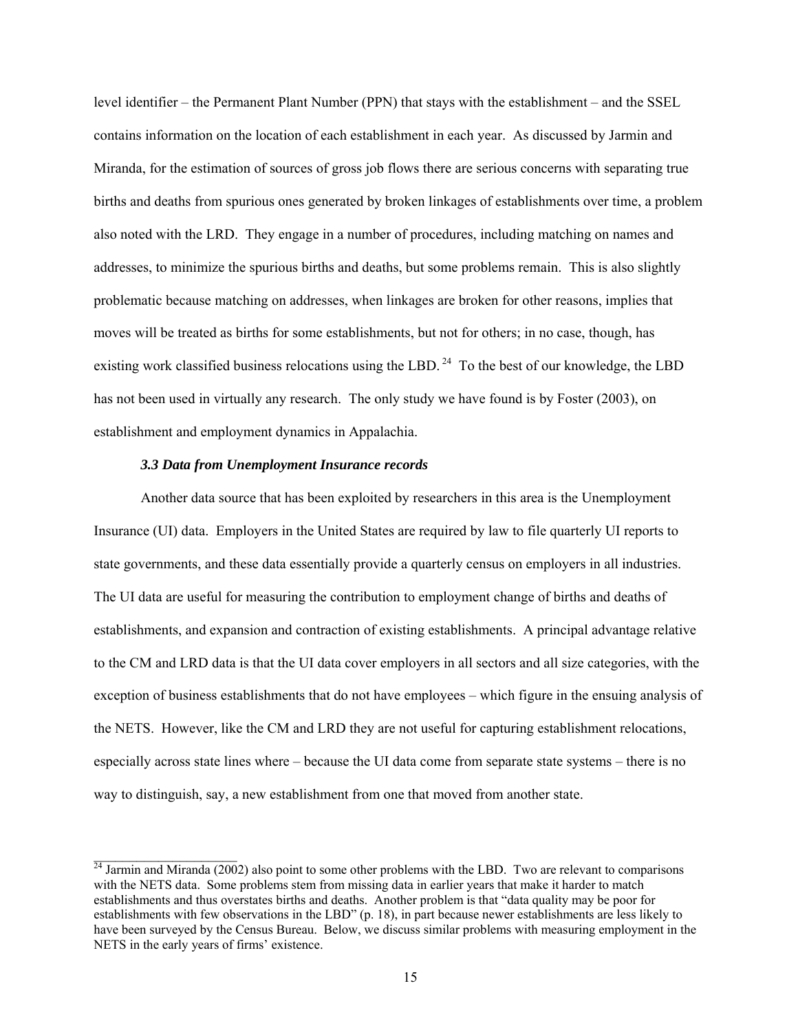level identifier – the Permanent Plant Number (PPN) that stays with the establishment – and the SSEL contains information on the location of each establishment in each year. As discussed by Jarmin and Miranda, for the estimation of sources of gross job flows there are serious concerns with separating true births and deaths from spurious ones generated by broken linkages of establishments over time, a problem also noted with the LRD. They engage in a number of procedures, including matching on names and addresses, to minimize the spurious births and deaths, but some problems remain. This is also slightly problematic because matching on addresses, when linkages are broken for other reasons, implies that moves will be treated as births for some establishments, but not for others; in no case, though, has existing work classified business relocations using the LBD.[24] To the best of our knowledge, the LBD has not been used in virtually any research. The only study we have found is by Foster (2003), on establishment and employment dynamics in Appalachia.

### *3.3 Data from Unemployment Insurance records*

Another data source that has been exploited by researchers in this area is the Unemployment Insurance (UI) data. Employers in the United States are required by law to file quarterly UI reports to state governments, and these data essentially provide a quarterly census on employers in all industries. The UI data are useful for measuring the contribution to employment change of births and deaths of establishments, and expansion and contraction of existing establishments. A principal advantage relative to the CM and LRD data is that the UI data cover employers in all sectors and all size categories, with the exception of business establishments that do not have employees – which figure in the ensuing analysis of the NETS. However, like the CM and LRD they are not useful for capturing establishment relocations, especially across state lines where – because the UI data come from separate state systems – there is no way to distinguish, say, a new establishment from one that moved from another state.

---

[24] Jarmin and Miranda (2002) also point to some other problems with the LBD. Two are relevant to comparisons with the NETS data. Some problems stem from missing data in earlier years that make it harder to match establishments and thus overstates births and deaths. Another problem is that "data quality may be poor for establishments with few observations in the LBD" (p. 18), in part because newer establishments are less likely to have been surveyed by the Census Bureau. Below, we discuss similar problems with measuring employment in the NETS in the early years of firms' existence.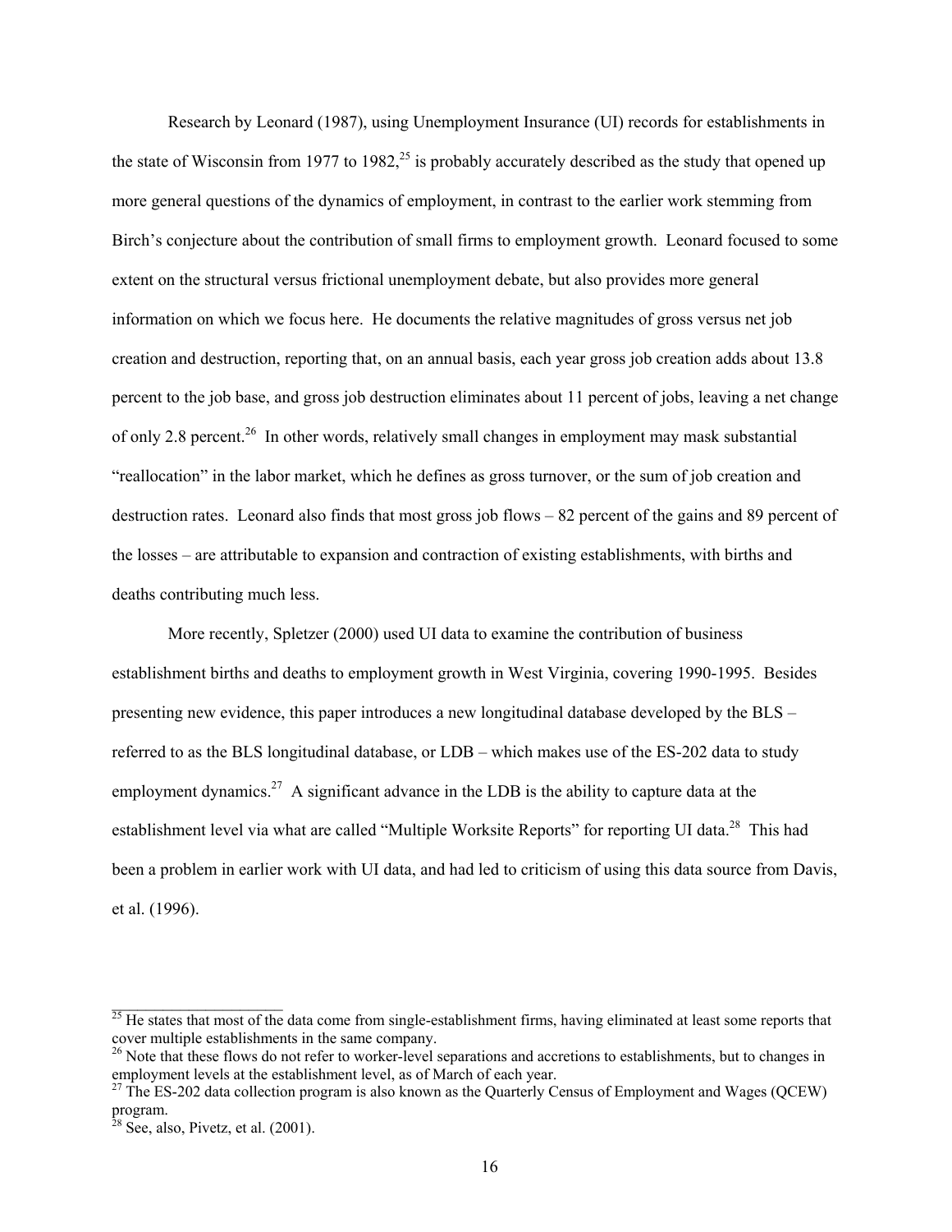Research by Leonard (1987), using Unemployment Insurance (UI) records for establishments in the state of Wisconsin from 1977 to 1982,[25] is probably accurately described as the study that opened up more general questions of the dynamics of employment, in contrast to the earlier work stemming from Birch's conjecture about the contribution of small firms to employment growth. Leonard focused to some extent on the structural versus frictional unemployment debate, but also provides more general information on which we focus here. He documents the relative magnitudes of gross versus net job creation and destruction, reporting that, on an annual basis, each year gross job creation adds about 13.8 percent to the job base, and gross job destruction eliminates about 11 percent of jobs, leaving a net change of only 2.8 percent.[26] In other words, relatively small changes in employment may mask substantial "reallocation" in the labor market, which he defines as gross turnover, or the sum of job creation and destruction rates. Leonard also finds that most gross job flows – 82 percent of the gains and 89 percent of the losses – are attributable to expansion and contraction of existing establishments, with births and deaths contributing much less.

More recently, Spletzer (2000) used UI data to examine the contribution of business establishment births and deaths to employment growth in West Virginia, covering 1990-1995. Besides presenting new evidence, this paper introduces a new longitudinal database developed by the BLS – referred to as the BLS longitudinal database, or LDB – which makes use of the ES-202 data to study employment dynamics.[27] A significant advance in the LDB is the ability to capture data at the establishment level via what are called "Multiple Worksite Reports" for reporting UI data.[28] This had been a problem in earlier work with UI data, and had led to criticism of using this data source from Davis, et al. (1996).

---

[25] He states that most of the data come from single-establishment firms, having eliminated at least some reports that cover multiple establishments in the same company.

[26] Note that these flows do not refer to worker-level separations and accretions to establishments, but to changes in employment levels at the establishment level, as of March of each year.

[27] The ES-202 data collection program is also known as the Quarterly Census of Employment and Wages (QCEW) program.

[28] See, also, Pivetz, et al. (2001).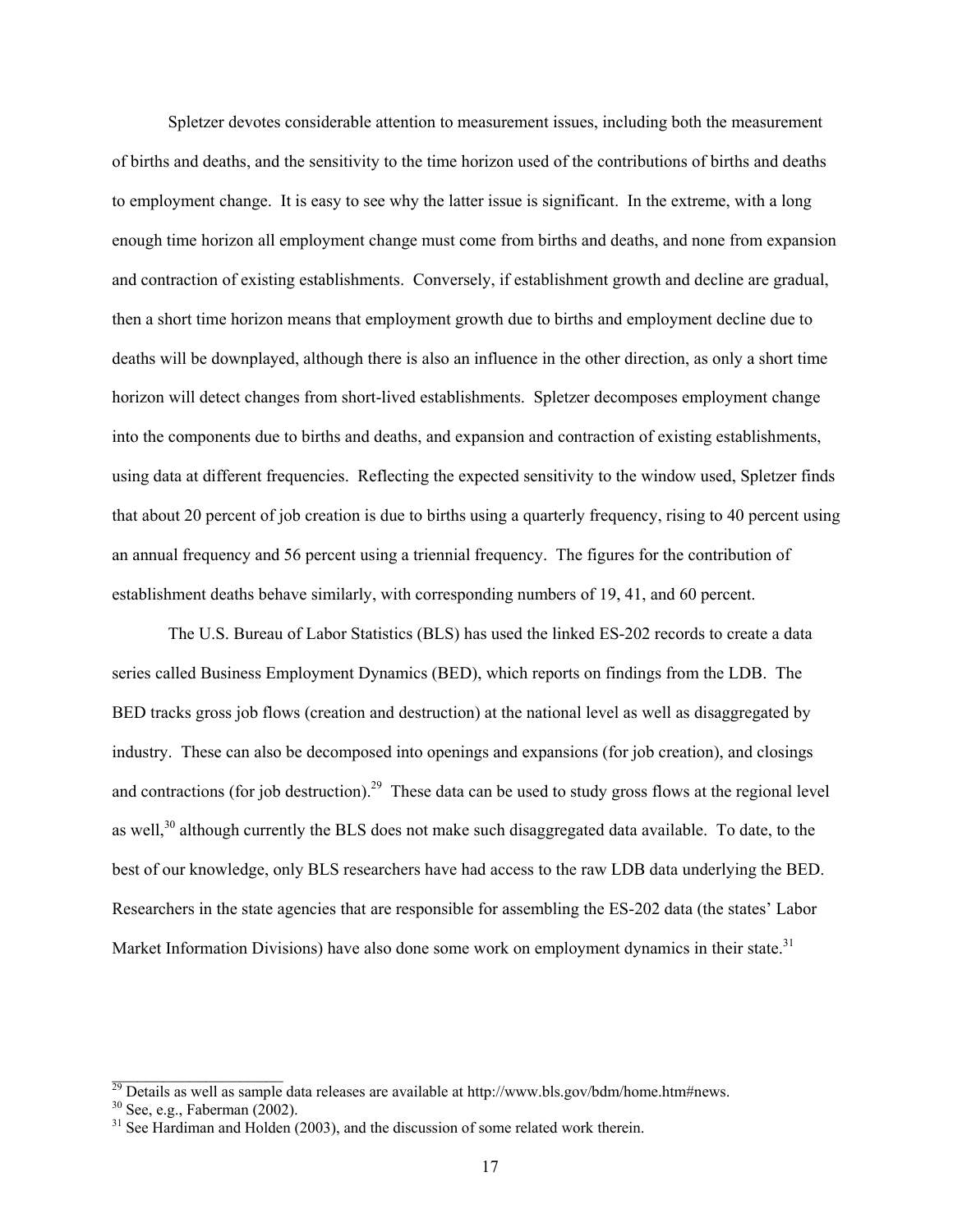Spletzer devotes considerable attention to measurement issues, including both the measurement of births and deaths, and the sensitivity to the time horizon used of the contributions of births and deaths to employment change. It is easy to see why the latter issue is significant. In the extreme, with a long enough time horizon all employment change must come from births and deaths, and none from expansion and contraction of existing establishments. Conversely, if establishment growth and decline are gradual, then a short time horizon means that employment growth due to births and employment decline due to deaths will be downplayed, although there is also an influence in the other direction, as only a short time horizon will detect changes from short-lived establishments. Spletzer decomposes employment change into the components due to births and deaths, and expansion and contraction of existing establishments, using data at different frequencies. Reflecting the expected sensitivity to the window used, Spletzer finds that about 20 percent of job creation is due to births using a quarterly frequency, rising to 40 percent using an annual frequency and 56 percent using a triennial frequency. The figures for the contribution of establishment deaths behave similarly, with corresponding numbers of 19, 41, and 60 percent.

The U.S. Bureau of Labor Statistics (BLS) has used the linked ES-202 records to create a data series called Business Employment Dynamics (BED), which reports on findings from the LDB. The BED tracks gross job flows (creation and destruction) at the national level as well as disaggregated by industry. These can also be decomposed into openings and expansions (for job creation), and closings and contractions (for job destruction).[29] These data can be used to study gross flows at the regional level as well,[30] although currently the BLS does not make such disaggregated data available. To date, to the best of our knowledge, only BLS researchers have had access to the raw LDB data underlying the BED. Researchers in the state agencies that are responsible for assembling the ES-202 data (the states' Labor Market Information Divisions) have also done some work on employment dynamics in their state.[31]

---

[29] Details as well as sample data releases are available at http://www.bls.gov/bdm/home.htm#news.

[30] See, e.g., Faberman (2002).

[31] See Hardiman and Holden (2003), and the discussion of some related work therein.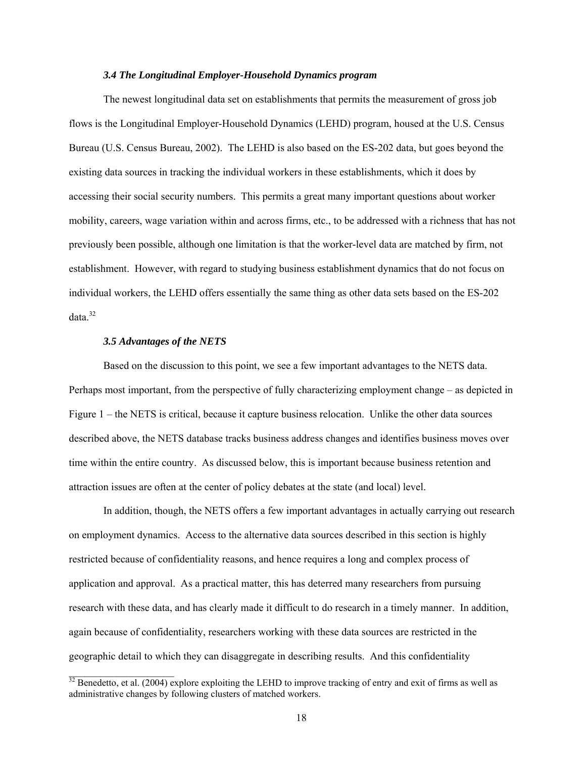### *3.4 The Longitudinal Employer-Household Dynamics program*

The newest longitudinal data set on establishments that permits the measurement of gross job flows is the Longitudinal Employer-Household Dynamics (LEHD) program, housed at the U.S. Census Bureau (U.S. Census Bureau, 2002). The LEHD is also based on the ES-202 data, but goes beyond the existing data sources in tracking the individual workers in these establishments, which it does by accessing their social security numbers. This permits a great many important questions about worker mobility, careers, wage variation within and across firms, etc., to be addressed with a richness that has not previously been possible, although one limitation is that the worker-level data are matched by firm, not establishment. However, with regard to studying business establishment dynamics that do not focus on individual workers, the LEHD offers essentially the same thing as other data sets based on the ES-202 data.[32]

### *3.5 Advantages of the NETS*

Based on the discussion to this point, we see a few important advantages to the NETS data. Perhaps most important, from the perspective of fully characterizing employment change – as depicted in Figure 1 – the NETS is critical, because it capture business relocation. Unlike the other data sources described above, the NETS database tracks business address changes and identifies business moves over time within the entire country. As discussed below, this is important because business retention and attraction issues are often at the center of policy debates at the state (and local) level.

In addition, though, the NETS offers a few important advantages in actually carrying out research on employment dynamics. Access to the alternative data sources described in this section is highly restricted because of confidentiality reasons, and hence requires a long and complex process of application and approval. As a practical matter, this has deterred many researchers from pursuing research with these data, and has clearly made it difficult to do research in a timely manner. In addition, again because of confidentiality, researchers working with these data sources are restricted in the geographic detail to which they can disaggregate in describing results. And this confidentiality

[32] Benedetto, et al. (2004) explore exploiting the LEHD to improve tracking of entry and exit of firms as well as administrative changes by following clusters of matched workers.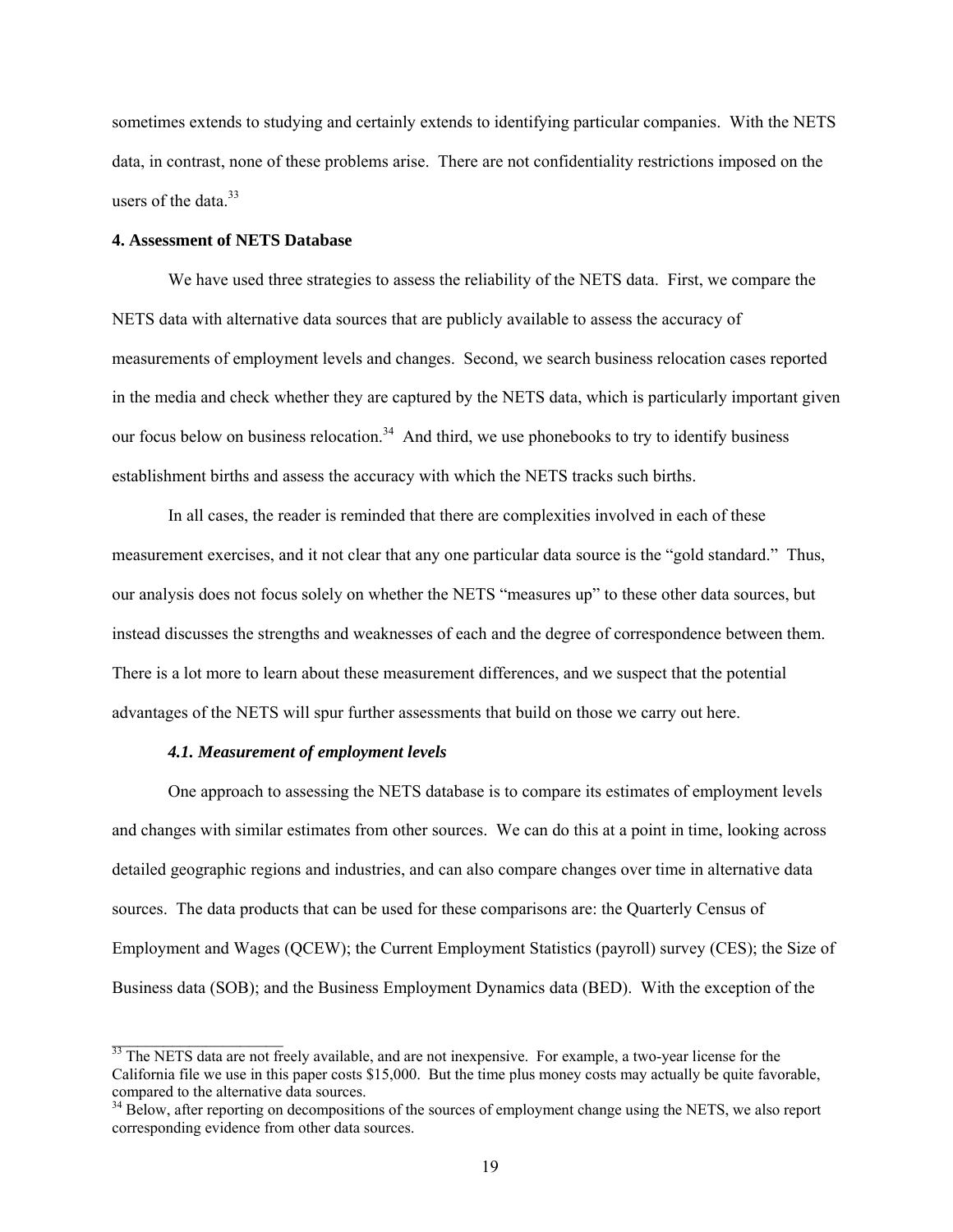sometimes extends to studying and certainly extends to identifying particular companies. With the NETS data, in contrast, none of these problems arise. There are not confidentiality restrictions imposed on the users of the data.[33]

## 4. Assessment of NETS Database

We have used three strategies to assess the reliability of the NETS data. First, we compare the NETS data with alternative data sources that are publicly available to assess the accuracy of measurements of employment levels and changes. Second, we search business relocation cases reported in the media and check whether they are captured by the NETS data, which is particularly important given our focus below on business relocation.[34] And third, we use phonebooks to try to identify business establishment births and assess the accuracy with which the NETS tracks such births.

In all cases, the reader is reminded that there are complexities involved in each of these measurement exercises, and it not clear that any one particular data source is the "gold standard." Thus, our analysis does not focus solely on whether the NETS "measures up" to these other data sources, but instead discusses the strengths and weaknesses of each and the degree of correspondence between them. There is a lot more to learn about these measurement differences, and we suspect that the potential advantages of the NETS will spur further assessments that build on those we carry out here.

### *4.1. Measurement of employment levels*

One approach to assessing the NETS database is to compare its estimates of employment levels and changes with similar estimates from other sources. We can do this at a point in time, looking across detailed geographic regions and industries, and can also compare changes over time in alternative data sources. The data products that can be used for these comparisons are: the Quarterly Census of Employment and Wages (QCEW); the Current Employment Statistics (payroll) survey (CES); the Size of Business data (SOB); and the Business Employment Dynamics data (BED). With the exception of the

---

[33] The NETS data are not freely available, and are not inexpensive. For example, a two-year license for the California file we use in this paper costs $15,000. But the time plus money costs may actually be quite favorable, compared to the alternative data sources.

[34] Below, after reporting on decompositions of the sources of employment change using the NETS, we also report corresponding evidence from other data sources.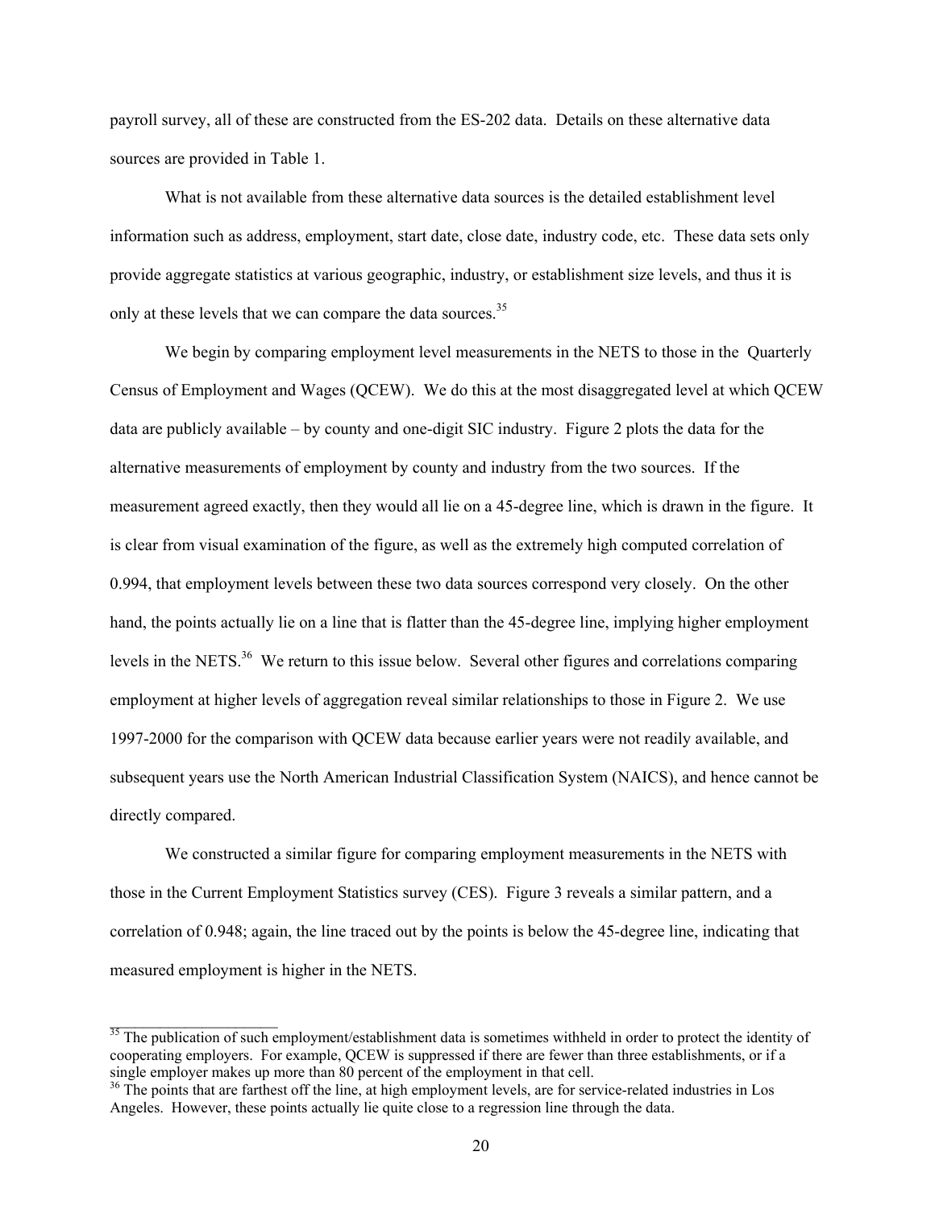payroll survey, all of these are constructed from the ES-202 data. Details on these alternative data sources are provided in Table 1.

What is not available from these alternative data sources is the detailed establishment level information such as address, employment, start date, close date, industry code, etc. These data sets only provide aggregate statistics at various geographic, industry, or establishment size levels, and thus it is only at these levels that we can compare the data sources.[35]

We begin by comparing employment level measurements in the NETS to those in the Quarterly Census of Employment and Wages (QCEW). We do this at the most disaggregated level at which QCEW data are publicly available – by county and one-digit SIC industry. Figure 2 plots the data for the alternative measurements of employment by county and industry from the two sources. If the measurement agreed exactly, then they would all lie on a 45-degree line, which is drawn in the figure. It is clear from visual examination of the figure, as well as the extremely high computed correlation of 0.994, that employment levels between these two data sources correspond very closely. On the other hand, the points actually lie on a line that is flatter than the 45-degree line, implying higher employment levels in the NETS.[36] We return to this issue below. Several other figures and correlations comparing employment at higher levels of aggregation reveal similar relationships to those in Figure 2. We use 1997-2000 for the comparison with QCEW data because earlier years were not readily available, and subsequent years use the North American Industrial Classification System (NAICS), and hence cannot be directly compared.

We constructed a similar figure for comparing employment measurements in the NETS with those in the Current Employment Statistics survey (CES). Figure 3 reveals a similar pattern, and a correlation of 0.948; again, the line traced out by the points is below the 45-degree line, indicating that measured employment is higher in the NETS.

---

[35] The publication of such employment/establishment data is sometimes withheld in order to protect the identity of cooperating employers. For example, QCEW is suppressed if there are fewer than three establishments, or if a single employer makes up more than 80 percent of the employment in that cell.

[36] The points that are farthest off the line, at high employment levels, are for service-related industries in Los Angeles. However, these points actually lie quite close to a regression line through the data.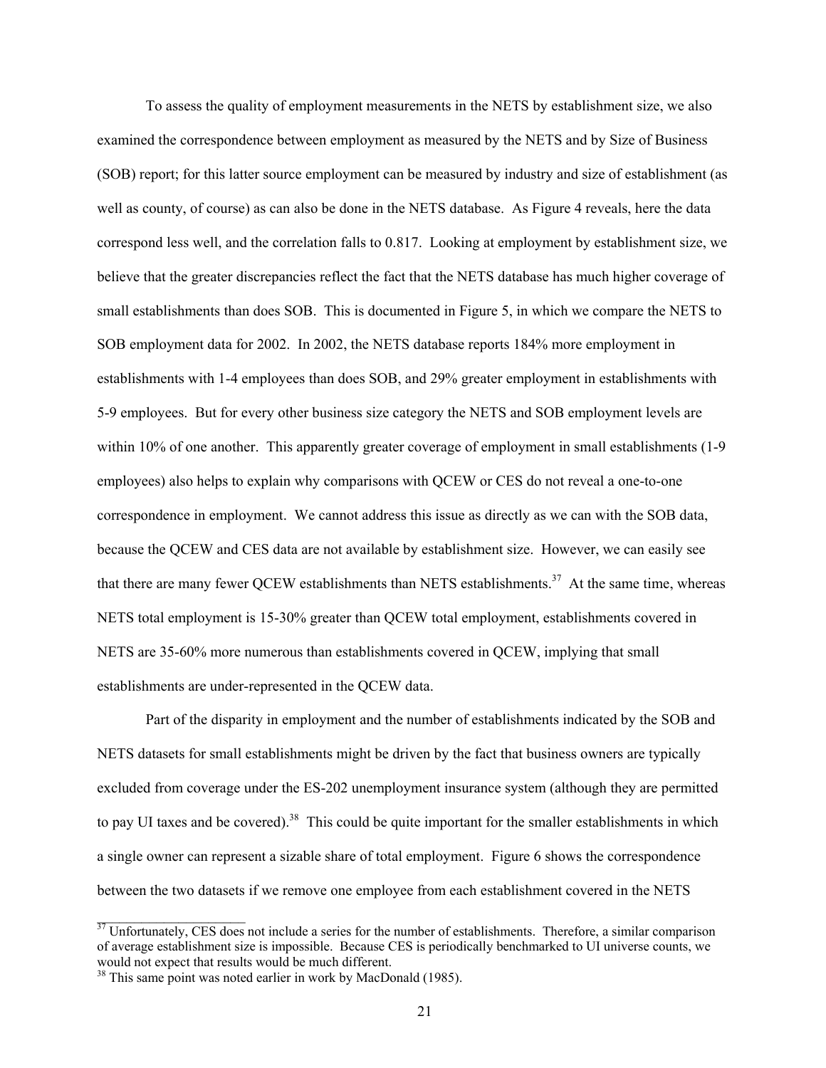To assess the quality of employment measurements in the NETS by establishment size, we also examined the correspondence between employment as measured by the NETS and by Size of Business (SOB) report; for this latter source employment can be measured by industry and size of establishment (as well as county, of course) as can also be done in the NETS database. As Figure 4 reveals, here the data correspond less well, and the correlation falls to 0.817. Looking at employment by establishment size, we believe that the greater discrepancies reflect the fact that the NETS database has much higher coverage of small establishments than does SOB. This is documented in Figure 5, in which we compare the NETS to SOB employment data for 2002. In 2002, the NETS database reports 184% more employment in establishments with 1-4 employees than does SOB, and 29% greater employment in establishments with 5-9 employees. But for every other business size category the NETS and SOB employment levels are within 10% of one another. This apparently greater coverage of employment in small establishments (1-9 employees) also helps to explain why comparisons with QCEW or CES do not reveal a one-to-one correspondence in employment. We cannot address this issue as directly as we can with the SOB data, because the QCEW and CES data are not available by establishment size. However, we can easily see that there are many fewer QCEW establishments than NETS establishments.[37] At the same time, whereas NETS total employment is 15-30% greater than QCEW total employment, establishments covered in NETS are 35-60% more numerous than establishments covered in QCEW, implying that small establishments are under-represented in the QCEW data.

Part of the disparity in employment and the number of establishments indicated by the SOB and NETS datasets for small establishments might be driven by the fact that business owners are typically excluded from coverage under the ES-202 unemployment insurance system (although they are permitted to pay UI taxes and be covered).[38] This could be quite important for the smaller establishments in which a single owner can represent a sizable share of total employment. Figure 6 shows the correspondence between the two datasets if we remove one employee from each establishment covered in the NETS

[37] Unfortunately, CES does not include a series for the number of establishments. Therefore, a similar comparison of average establishment size is impossible. Because CES is periodically benchmarked to UI universe counts, we would not expect that results would be much different.

[38] This same point was noted earlier in work by MacDonald (1985).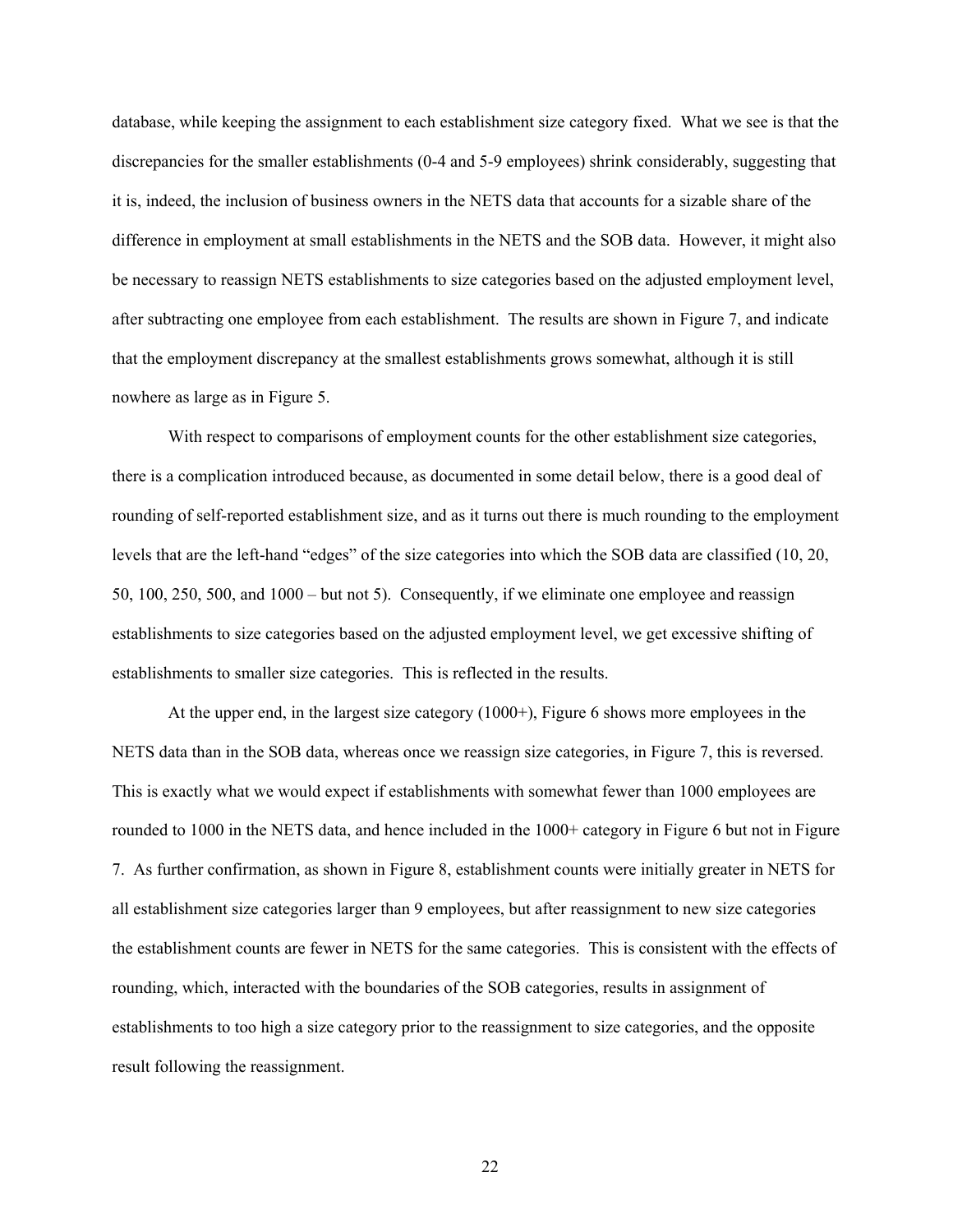database, while keeping the assignment to each establishment size category fixed. What we see is that the discrepancies for the smaller establishments (0-4 and 5-9 employees) shrink considerably, suggesting that it is, indeed, the inclusion of business owners in the NETS data that accounts for a sizable share of the difference in employment at small establishments in the NETS and the SOB data. However, it might also be necessary to reassign NETS establishments to size categories based on the adjusted employment level, after subtracting one employee from each establishment. The results are shown in Figure 7, and indicate that the employment discrepancy at the smallest establishments grows somewhat, although it is still nowhere as large as in Figure 5.

With respect to comparisons of employment counts for the other establishment size categories, there is a complication introduced because, as documented in some detail below, there is a good deal of rounding of self-reported establishment size, and as it turns out there is much rounding to the employment levels that are the left-hand "edges" of the size categories into which the SOB data are classified (10, 20, 50, 100, 250, 500, and 1000 – but not 5). Consequently, if we eliminate one employee and reassign establishments to size categories based on the adjusted employment level, we get excessive shifting of establishments to smaller size categories. This is reflected in the results.

At the upper end, in the largest size category (1000+), Figure 6 shows more employees in the NETS data than in the SOB data, whereas once we reassign size categories, in Figure 7, this is reversed. This is exactly what we would expect if establishments with somewhat fewer than 1000 employees are rounded to 1000 in the NETS data, and hence included in the 1000+ category in Figure 6 but not in Figure 7. As further confirmation, as shown in Figure 8, establishment counts were initially greater in NETS for all establishment size categories larger than 9 employees, but after reassignment to new size categories the establishment counts are fewer in NETS for the same categories. This is consistent with the effects of rounding, which, interacted with the boundaries of the SOB categories, results in assignment of establishments to too high a size category prior to the reassignment to size categories, and the opposite result following the reassignment.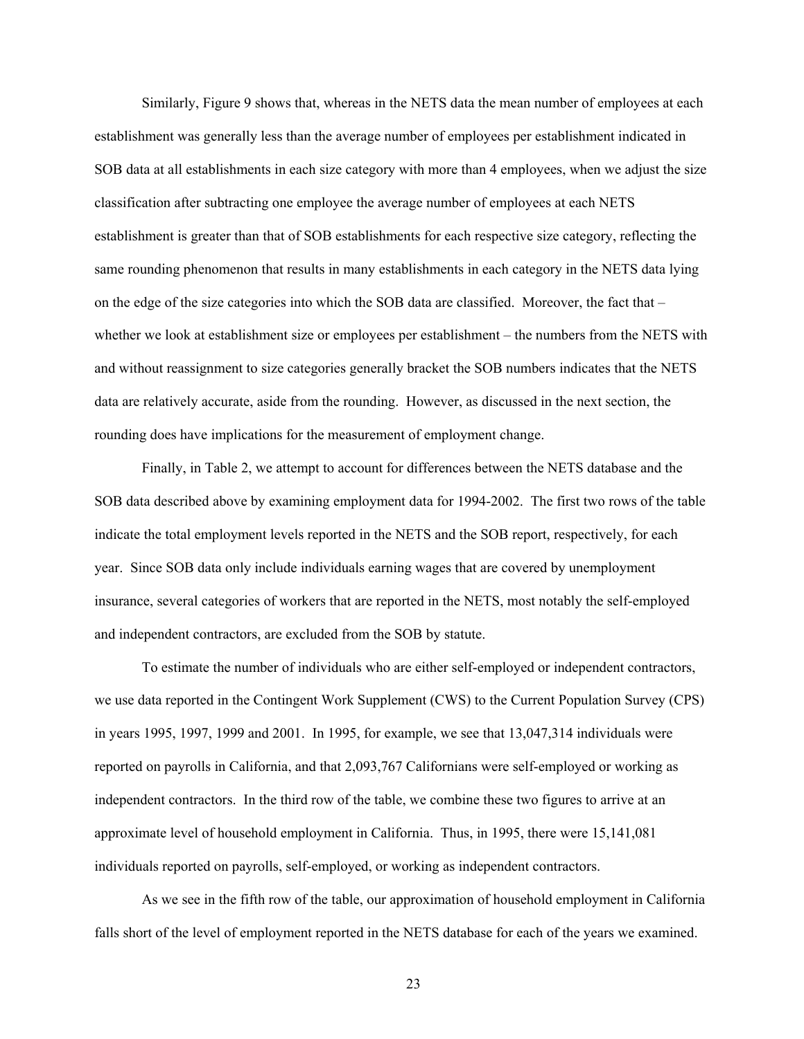Similarly, Figure 9 shows that, whereas in the NETS data the mean number of employees at each establishment was generally less than the average number of employees per establishment indicated in SOB data at all establishments in each size category with more than 4 employees, when we adjust the size classification after subtracting one employee the average number of employees at each NETS establishment is greater than that of SOB establishments for each respective size category, reflecting the same rounding phenomenon that results in many establishments in each category in the NETS data lying on the edge of the size categories into which the SOB data are classified. Moreover, the fact that – whether we look at establishment size or employees per establishment – the numbers from the NETS with and without reassignment to size categories generally bracket the SOB numbers indicates that the NETS data are relatively accurate, aside from the rounding. However, as discussed in the next section, the rounding does have implications for the measurement of employment change.

Finally, in Table 2, we attempt to account for differences between the NETS database and the SOB data described above by examining employment data for 1994-2002. The first two rows of the table indicate the total employment levels reported in the NETS and the SOB report, respectively, for each year. Since SOB data only include individuals earning wages that are covered by unemployment insurance, several categories of workers that are reported in the NETS, most notably the self-employed and independent contractors, are excluded from the SOB by statute.

To estimate the number of individuals who are either self-employed or independent contractors, we use data reported in the Contingent Work Supplement (CWS) to the Current Population Survey (CPS) in years 1995, 1997, 1999 and 2001. In 1995, for example, we see that 13,047,314 individuals were reported on payrolls in California, and that 2,093,767 Californians were self-employed or working as independent contractors. In the third row of the table, we combine these two figures to arrive at an approximate level of household employment in California. Thus, in 1995, there were 15,141,081 individuals reported on payrolls, self-employed, or working as independent contractors.

As we see in the fifth row of the table, our approximation of household employment in California falls short of the level of employment reported in the NETS database for each of the years we examined.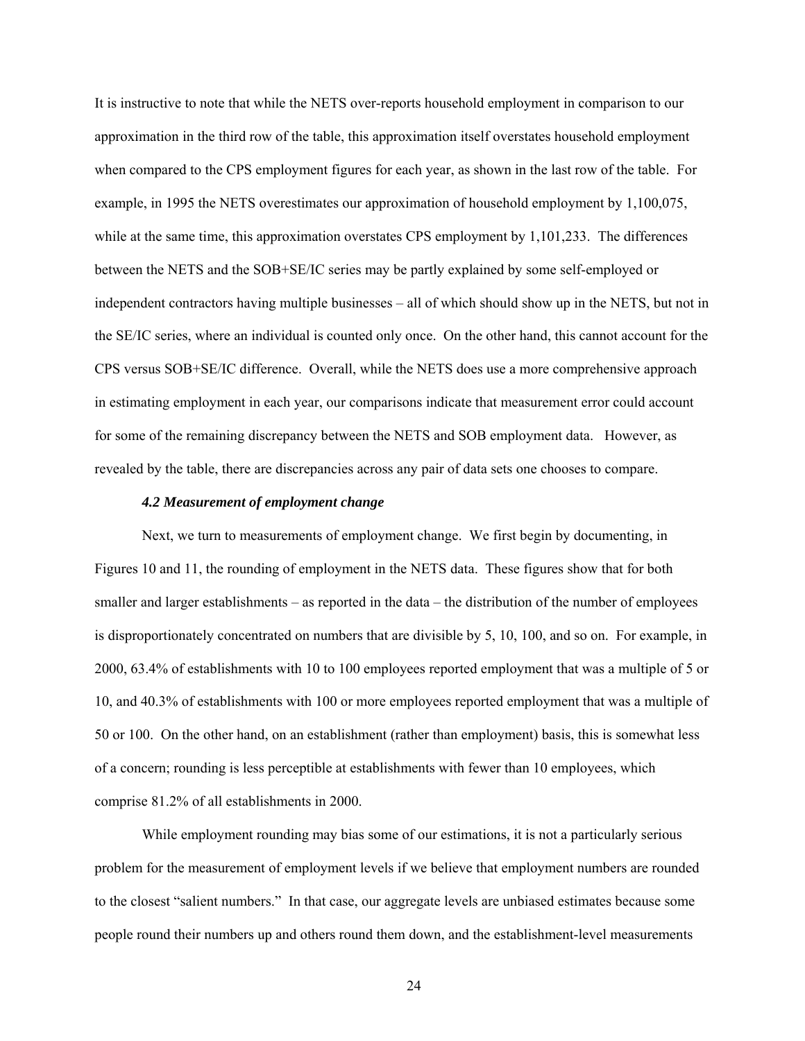It is instructive to note that while the NETS over-reports household employment in comparison to our approximation in the third row of the table, this approximation itself overstates household employment when compared to the CPS employment figures for each year, as shown in the last row of the table. For example, in 1995 the NETS overestimates our approximation of household employment by 1,100,075, while at the same time, this approximation overstates CPS employment by 1,101,233. The differences between the NETS and the SOB+SE/IC series may be partly explained by some self-employed or independent contractors having multiple businesses – all of which should show up in the NETS, but not in the SE/IC series, where an individual is counted only once. On the other hand, this cannot account for the CPS versus SOB+SE/IC difference. Overall, while the NETS does use a more comprehensive approach in estimating employment in each year, our comparisons indicate that measurement error could account for some of the remaining discrepancy between the NETS and SOB employment data. However, as revealed by the table, there are discrepancies across any pair of data sets one chooses to compare.

### *4.2 Measurement of employment change*

Next, we turn to measurements of employment change. We first begin by documenting, in Figures 10 and 11, the rounding of employment in the NETS data. These figures show that for both smaller and larger establishments – as reported in the data – the distribution of the number of employees is disproportionately concentrated on numbers that are divisible by 5, 10, 100, and so on. For example, in 2000, 63.4% of establishments with 10 to 100 employees reported employment that was a multiple of 5 or 10, and 40.3% of establishments with 100 or more employees reported employment that was a multiple of 50 or 100. On the other hand, on an establishment (rather than employment) basis, this is somewhat less of a concern; rounding is less perceptible at establishments with fewer than 10 employees, which comprise 81.2% of all establishments in 2000.

While employment rounding may bias some of our estimations, it is not a particularly serious problem for the measurement of employment levels if we believe that employment numbers are rounded to the closest "salient numbers." In that case, our aggregate levels are unbiased estimates because some people round their numbers up and others round them down, and the establishment-level measurements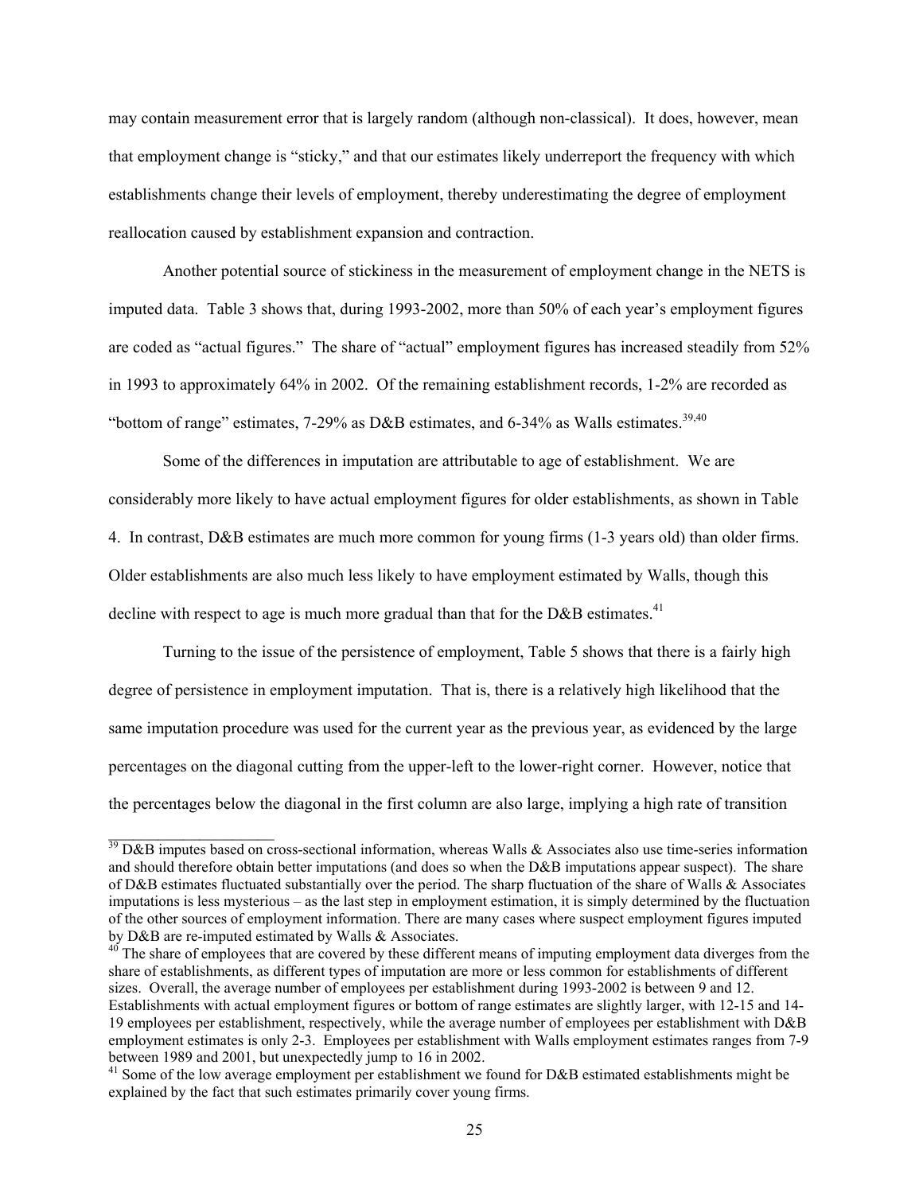may contain measurement error that is largely random (although non-classical). It does, however, mean that employment change is "sticky," and that our estimates likely underreport the frequency with which establishments change their levels of employment, thereby underestimating the degree of employment reallocation caused by establishment expansion and contraction.

Another potential source of stickiness in the measurement of employment change in the NETS is imputed data. Table 3 shows that, during 1993-2002, more than 50% of each year's employment figures are coded as "actual figures." The share of "actual" employment figures has increased steadily from 52% in 1993 to approximately 64% in 2002. Of the remaining establishment records, 1-2% are recorded as "bottom of range" estimates, 7-29% as D&B estimates, and 6-34% as Walls estimates.[39,40]

Some of the differences in imputation are attributable to age of establishment. We are considerably more likely to have actual employment figures for older establishments, as shown in Table 4. In contrast, D&B estimates are much more common for young firms (1-3 years old) than older firms. Older establishments are also much less likely to have employment estimated by Walls, though this decline with respect to age is much more gradual than that for the D&B estimates.[41]

Turning to the issue of the persistence of employment, Table 5 shows that there is a fairly high degree of persistence in employment imputation. That is, there is a relatively high likelihood that the same imputation procedure was used for the current year as the previous year, as evidenced by the large percentages on the diagonal cutting from the upper-left to the lower-right corner. However, notice that the percentages below the diagonal in the first column are also large, implying a high rate of transition

---

[39] D&B imputes based on cross-sectional information, whereas Walls & Associates also use time-series information and should therefore obtain better imputations (and does so when the D&B imputations appear suspect). The share of D&B estimates fluctuated substantially over the period. The sharp fluctuation of the share of Walls & Associates imputations is less mysterious – as the last step in employment estimation, it is simply determined by the fluctuation of the other sources of employment information. There are many cases where suspect employment figures imputed by D&B are re-imputed estimated by Walls & Associates.

[40] The share of employees that are covered by these different means of imputing employment data diverges from the share of establishments, as different types of imputation are more or less common for establishments of different sizes. Overall, the average number of employees per establishment during 1993-2002 is between 9 and 12. Establishments with actual employment figures or bottom of range estimates are slightly larger, with 12-15 and 14-19 employees per establishment, respectively, while the average number of employees per establishment with D&B employment estimates is only 2-3. Employees per establishment with Walls employment estimates ranges from 7-9 between 1989 and 2001, but unexpectedly jump to 16 in 2002.

[41] Some of the low average employment per establishment we found for D&B estimated establishments might be explained by the fact that such estimates primarily cover young firms.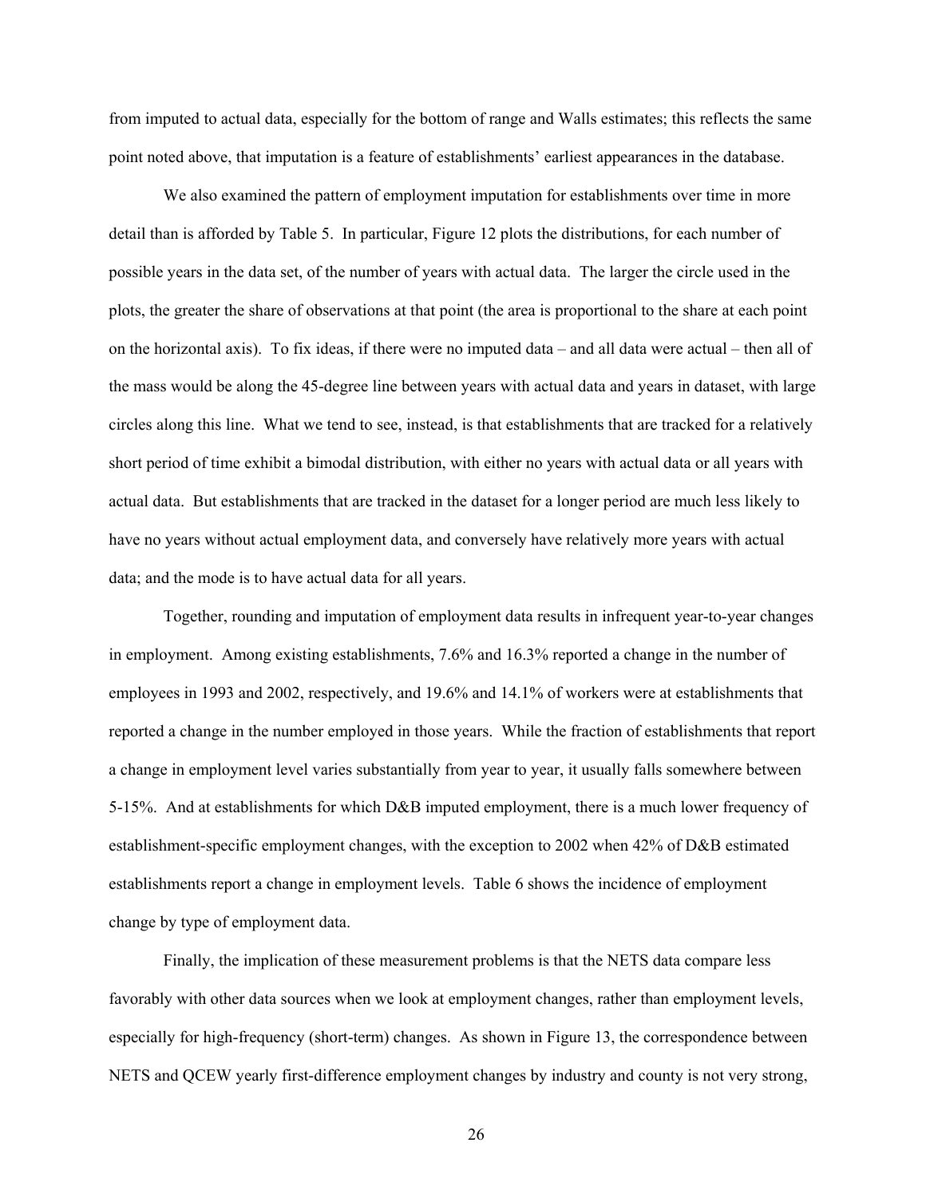from imputed to actual data, especially for the bottom of range and Walls estimates; this reflects the same point noted above, that imputation is a feature of establishments' earliest appearances in the database.

We also examined the pattern of employment imputation for establishments over time in more detail than is afforded by Table 5. In particular, Figure 12 plots the distributions, for each number of possible years in the data set, of the number of years with actual data. The larger the circle used in the plots, the greater the share of observations at that point (the area is proportional to the share at each point on the horizontal axis). To fix ideas, if there were no imputed data – and all data were actual – then all of the mass would be along the 45-degree line between years with actual data and years in dataset, with large circles along this line. What we tend to see, instead, is that establishments that are tracked for a relatively short period of time exhibit a bimodal distribution, with either no years with actual data or all years with actual data. But establishments that are tracked in the dataset for a longer period are much less likely to have no years without actual employment data, and conversely have relatively more years with actual data; and the mode is to have actual data for all years.

Together, rounding and imputation of employment data results in infrequent year-to-year changes in employment. Among existing establishments, 7.6% and 16.3% reported a change in the number of employees in 1993 and 2002, respectively, and 19.6% and 14.1% of workers were at establishments that reported a change in the number employed in those years. While the fraction of establishments that report a change in employment level varies substantially from year to year, it usually falls somewhere between 5-15%. And at establishments for which D&B imputed employment, there is a much lower frequency of establishment-specific employment changes, with the exception to 2002 when 42% of D&B estimated establishments report a change in employment levels. Table 6 shows the incidence of employment change by type of employment data.

Finally, the implication of these measurement problems is that the NETS data compare less favorably with other data sources when we look at employment changes, rather than employment levels, especially for high-frequency (short-term) changes. As shown in Figure 13, the correspondence between NETS and QCEW yearly first-difference employment changes by industry and county is not very strong,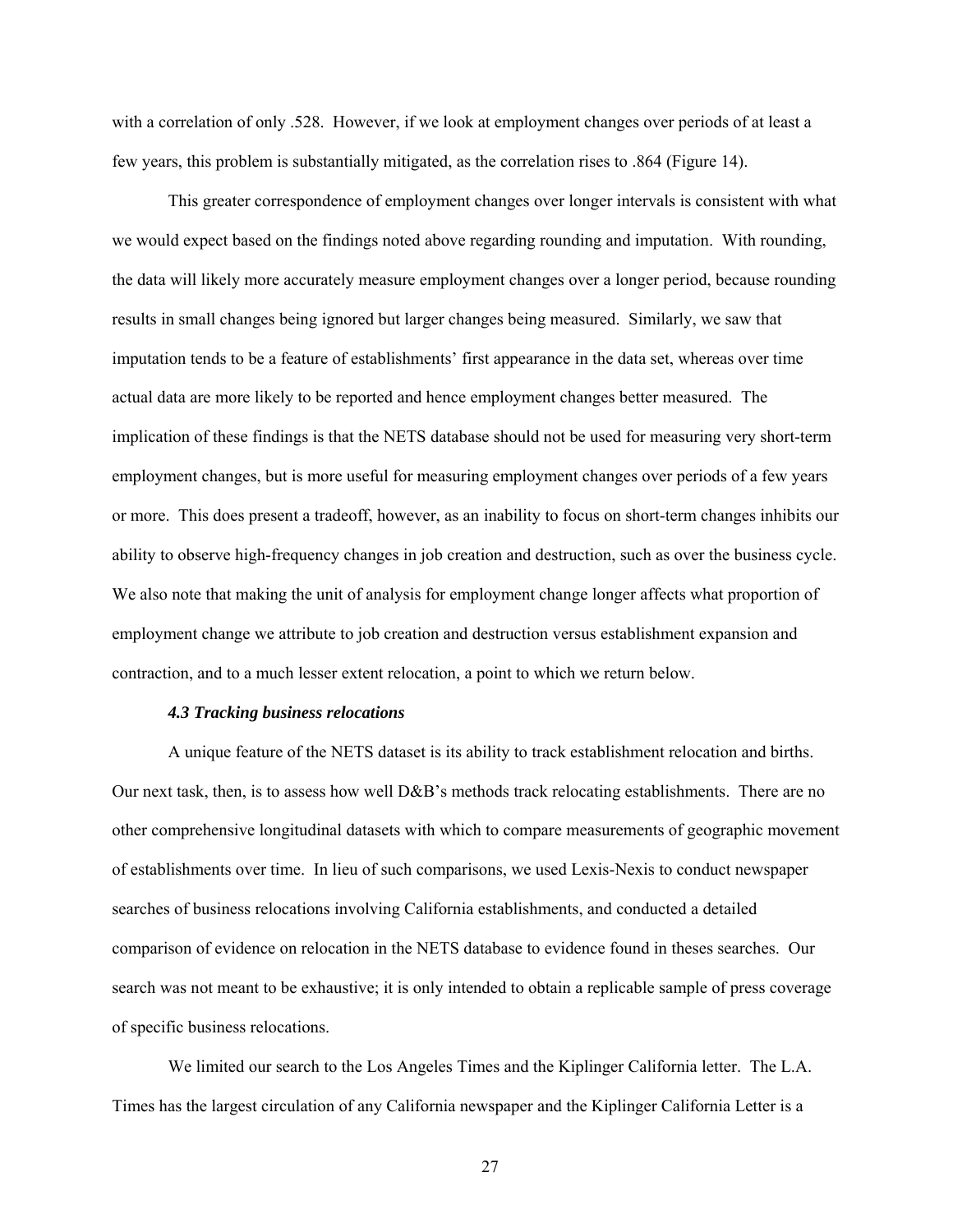with a correlation of only .528. However, if we look at employment changes over periods of at least a few years, this problem is substantially mitigated, as the correlation rises to .864 (Figure 14).

This greater correspondence of employment changes over longer intervals is consistent with what we would expect based on the findings noted above regarding rounding and imputation. With rounding, the data will likely more accurately measure employment changes over a longer period, because rounding results in small changes being ignored but larger changes being measured. Similarly, we saw that imputation tends to be a feature of establishments' first appearance in the data set, whereas over time actual data are more likely to be reported and hence employment changes better measured. The implication of these findings is that the NETS database should not be used for measuring very short-term employment changes, but is more useful for measuring employment changes over periods of a few years or more. This does present a tradeoff, however, as an inability to focus on short-term changes inhibits our ability to observe high-frequency changes in job creation and destruction, such as over the business cycle. We also note that making the unit of analysis for employment change longer affects what proportion of employment change we attribute to job creation and destruction versus establishment expansion and contraction, and to a much lesser extent relocation, a point to which we return below.

### *4.3 Tracking business relocations*

A unique feature of the NETS dataset is its ability to track establishment relocation and births. Our next task, then, is to assess how well D&B's methods track relocating establishments. There are no other comprehensive longitudinal datasets with which to compare measurements of geographic movement of establishments over time. In lieu of such comparisons, we used Lexis-Nexis to conduct newspaper searches of business relocations involving California establishments, and conducted a detailed comparison of evidence on relocation in the NETS database to evidence found in theses searches. Our search was not meant to be exhaustive; it is only intended to obtain a replicable sample of press coverage of specific business relocations.

We limited our search to the Los Angeles Times and the Kiplinger California letter. The L.A. Times has the largest circulation of any California newspaper and the Kiplinger California Letter is a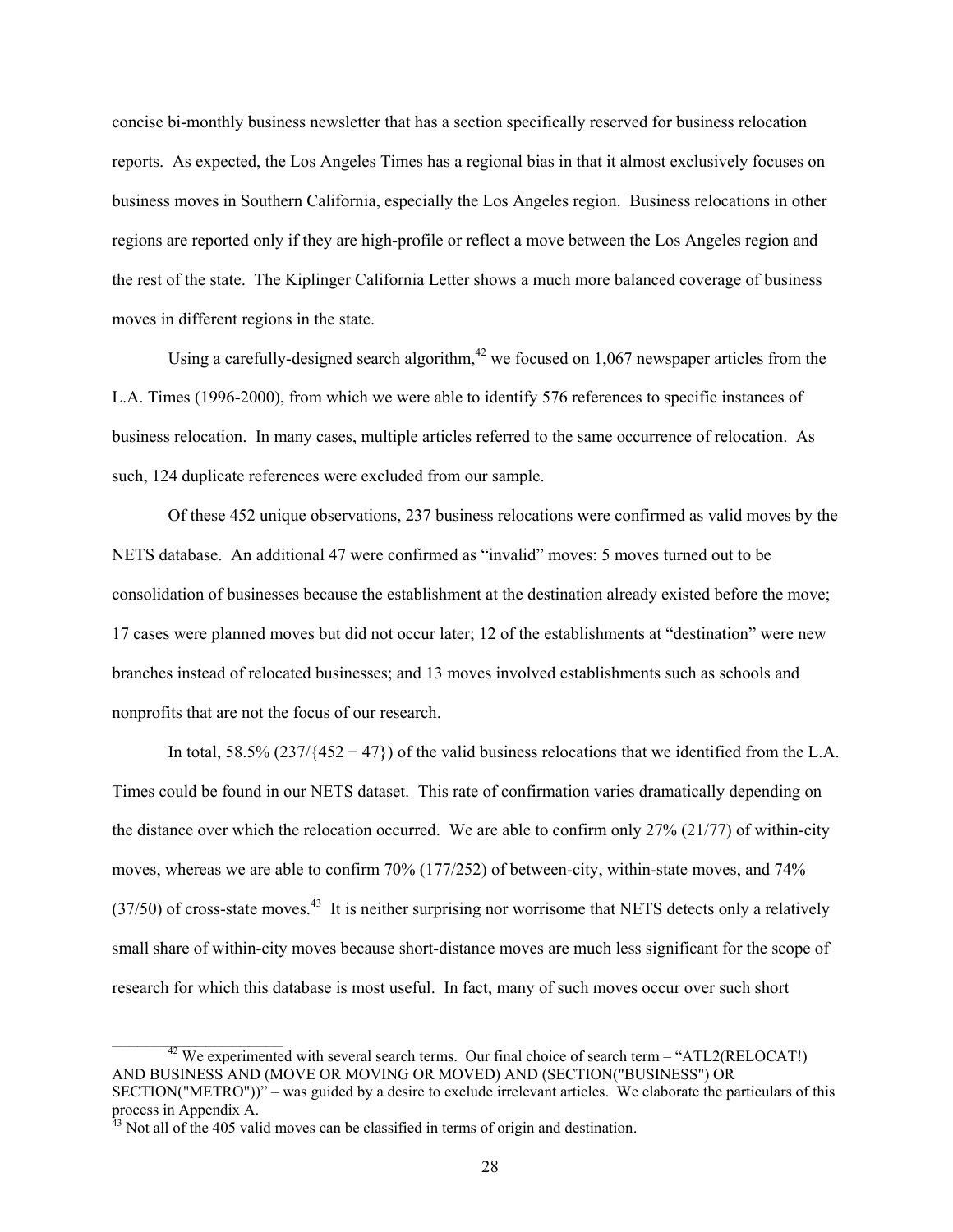concise bi-monthly business newsletter that has a section specifically reserved for business relocation reports. As expected, the Los Angeles Times has a regional bias in that it almost exclusively focuses on business moves in Southern California, especially the Los Angeles region. Business relocations in other regions are reported only if they are high-profile or reflect a move between the Los Angeles region and the rest of the state. The Kiplinger California Letter shows a much more balanced coverage of business moves in different regions in the state.

Using a carefully-designed search algorithm,[42] we focused on 1,067 newspaper articles from the L.A. Times (1996-2000), from which we were able to identify 576 references to specific instances of business relocation. In many cases, multiple articles referred to the same occurrence of relocation. As such, 124 duplicate references were excluded from our sample.

Of these 452 unique observations, 237 business relocations were confirmed as valid moves by the NETS database. An additional 47 were confirmed as "invalid" moves: 5 moves turned out to be consolidation of businesses because the establishment at the destination already existed before the move; 17 cases were planned moves but did not occur later; 12 of the establishments at "destination" were new branches instead of relocated businesses; and 13 moves involved establishments such as schools and nonprofits that are not the focus of our research.

In total, 58.5% ($237/\{452 - 47\}$) of the valid business relocations that we identified from the L.A. Times could be found in our NETS dataset. This rate of confirmation varies dramatically depending on the distance over which the relocation occurred. We are able to confirm only 27% (21/77) of within-city moves, whereas we are able to confirm 70% (177/252) of between-city, within-state moves, and 74% (37/50) of cross-state moves.[43] It is neither surprising nor worrisome that NETS detects only a relatively small share of within-city moves because short-distance moves are much less significant for the scope of research for which this database is most useful. In fact, many of such moves occur over such short

---

[42] We experimented with several search terms. Our final choice of search term – "ATL2(RELOCAT!) AND BUSINESS AND (MOVE OR MOVING OR MOVED) AND (SECTION("BUSINESS") OR SECTION("METRO"))" – was guided by a desire to exclude irrelevant articles. We elaborate the particulars of this process in Appendix A.

[43] Not all of the 405 valid moves can be classified in terms of origin and destination.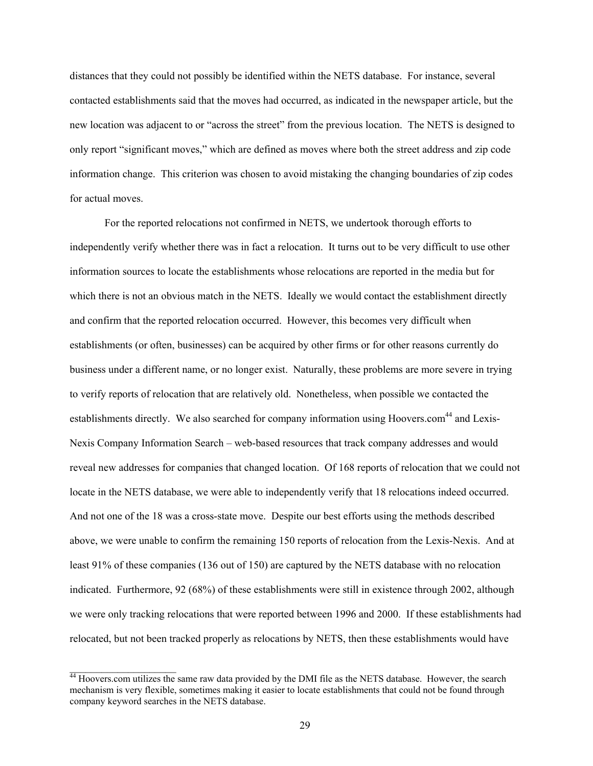distances that they could not possibly be identified within the NETS database. For instance, several contacted establishments said that the moves had occurred, as indicated in the newspaper article, but the new location was adjacent to or "across the street" from the previous location. The NETS is designed to only report "significant moves," which are defined as moves where both the street address and zip code information change. This criterion was chosen to avoid mistaking the changing boundaries of zip codes for actual moves.

For the reported relocations not confirmed in NETS, we undertook thorough efforts to independently verify whether there was in fact a relocation. It turns out to be very difficult to use other information sources to locate the establishments whose relocations are reported in the media but for which there is not an obvious match in the NETS. Ideally we would contact the establishment directly and confirm that the reported relocation occurred. However, this becomes very difficult when establishments (or often, businesses) can be acquired by other firms or for other reasons currently do business under a different name, or no longer exist. Naturally, these problems are more severe in trying to verify reports of relocation that are relatively old. Nonetheless, when possible we contacted the establishments directly. We also searched for company information using Hoovers.com[44] and Lexis-Nexis Company Information Search – web-based resources that track company addresses and would reveal new addresses for companies that changed location. Of 168 reports of relocation that we could not locate in the NETS database, we were able to independently verify that 18 relocations indeed occurred. And not one of the 18 was a cross-state move. Despite our best efforts using the methods described above, we were unable to confirm the remaining 150 reports of relocation from the Lexis-Nexis. And at least 91% of these companies (136 out of 150) are captured by the NETS database with no relocation indicated. Furthermore, 92 (68%) of these establishments were still in existence through 2002, although we were only tracking relocations that were reported between 1996 and 2000. If these establishments had relocated, but not been tracked properly as relocations by NETS, then these establishments would have

[44] Hoovers.com utilizes the same raw data provided by the DMI file as the NETS database. However, the search mechanism is very flexible, sometimes making it easier to locate establishments that could not be found through company keyword searches in the NETS database.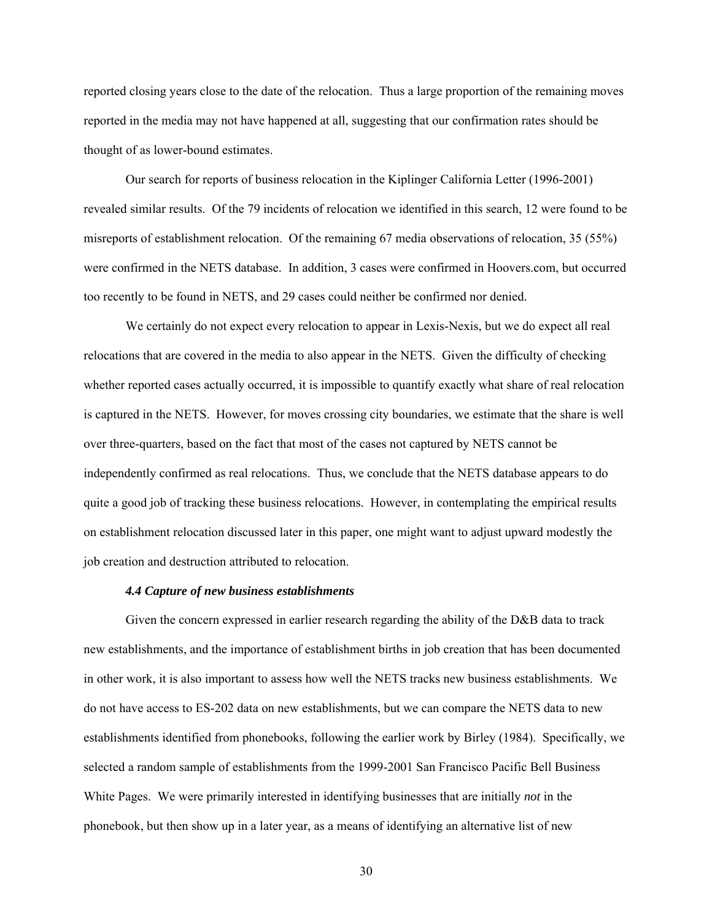reported closing years close to the date of the relocation. Thus a large proportion of the remaining moves reported in the media may not have happened at all, suggesting that our confirmation rates should be thought of as lower-bound estimates.

Our search for reports of business relocation in the Kiplinger California Letter (1996-2001) revealed similar results. Of the 79 incidents of relocation we identified in this search, 12 were found to be misreports of establishment relocation. Of the remaining 67 media observations of relocation, 35 (55%) were confirmed in the NETS database. In addition, 3 cases were confirmed in Hoovers.com, but occurred too recently to be found in NETS, and 29 cases could neither be confirmed nor denied.

We certainly do not expect every relocation to appear in Lexis-Nexis, but we do expect all real relocations that are covered in the media to also appear in the NETS. Given the difficulty of checking whether reported cases actually occurred, it is impossible to quantify exactly what share of real relocation is captured in the NETS. However, for moves crossing city boundaries, we estimate that the share is well over three-quarters, based on the fact that most of the cases not captured by NETS cannot be independently confirmed as real relocations. Thus, we conclude that the NETS database appears to do quite a good job of tracking these business relocations. However, in contemplating the empirical results on establishment relocation discussed later in this paper, one might want to adjust upward modestly the job creation and destruction attributed to relocation.

### *4.4 Capture of new business establishments*

Given the concern expressed in earlier research regarding the ability of the D&B data to track new establishments, and the importance of establishment births in job creation that has been documented in other work, it is also important to assess how well the NETS tracks new business establishments. We do not have access to ES-202 data on new establishments, but we can compare the NETS data to new establishments identified from phonebooks, following the earlier work by Birley (1984). Specifically, we selected a random sample of establishments from the 1999-2001 San Francisco Pacific Bell Business White Pages. We were primarily interested in identifying businesses that are initially *not* in the phonebook, but then show up in a later year, as a means of identifying an alternative list of new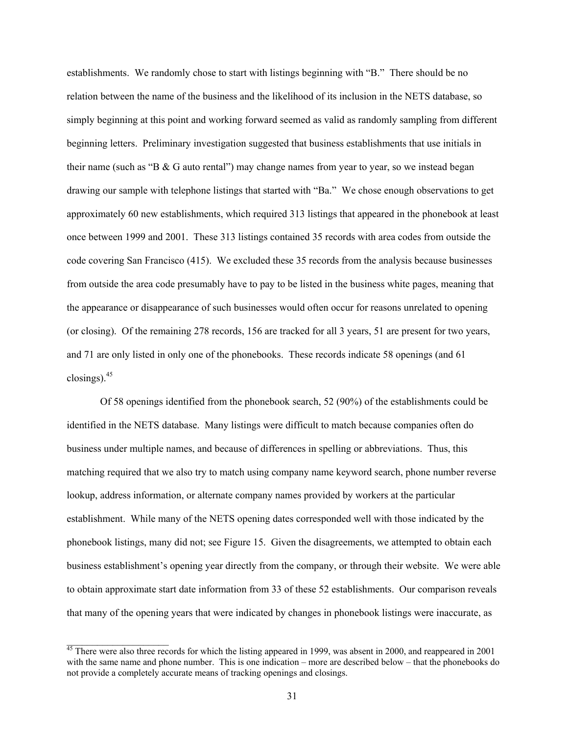establishments. We randomly chose to start with listings beginning with "B." There should be no relation between the name of the business and the likelihood of its inclusion in the NETS database, so simply beginning at this point and working forward seemed as valid as randomly sampling from different beginning letters. Preliminary investigation suggested that business establishments that use initials in their name (such as "B & G auto rental") may change names from year to year, so we instead began drawing our sample with telephone listings that started with "Ba." We chose enough observations to get approximately 60 new establishments, which required 313 listings that appeared in the phonebook at least once between 1999 and 2001. These 313 listings contained 35 records with area codes from outside the code covering San Francisco (415). We excluded these 35 records from the analysis because businesses from outside the area code presumably have to pay to be listed in the business white pages, meaning that the appearance or disappearance of such businesses would often occur for reasons unrelated to opening (or closing). Of the remaining 278 records, 156 are tracked for all 3 years, 51 are present for two years, and 71 are only listed in only one of the phonebooks. These records indicate 58 openings (and 61 closings).[45]

Of 58 openings identified from the phonebook search, 52 (90%) of the establishments could be identified in the NETS database. Many listings were difficult to match because companies often do business under multiple names, and because of differences in spelling or abbreviations. Thus, this matching required that we also try to match using company name keyword search, phone number reverse lookup, address information, or alternate company names provided by workers at the particular establishment. While many of the NETS opening dates corresponded well with those indicated by the phonebook listings, many did not; see Figure 15. Given the disagreements, we attempted to obtain each business establishment's opening year directly from the company, or through their website. We were able to obtain approximate start date information from 33 of these 52 establishments. Our comparison reveals that many of the opening years that were indicated by changes in phonebook listings were inaccurate, as

[45] There were also three records for which the listing appeared in 1999, was absent in 2000, and reappeared in 2001 with the same name and phone number. This is one indication – more are described below – that the phonebooks do not provide a completely accurate means of tracking openings and closings.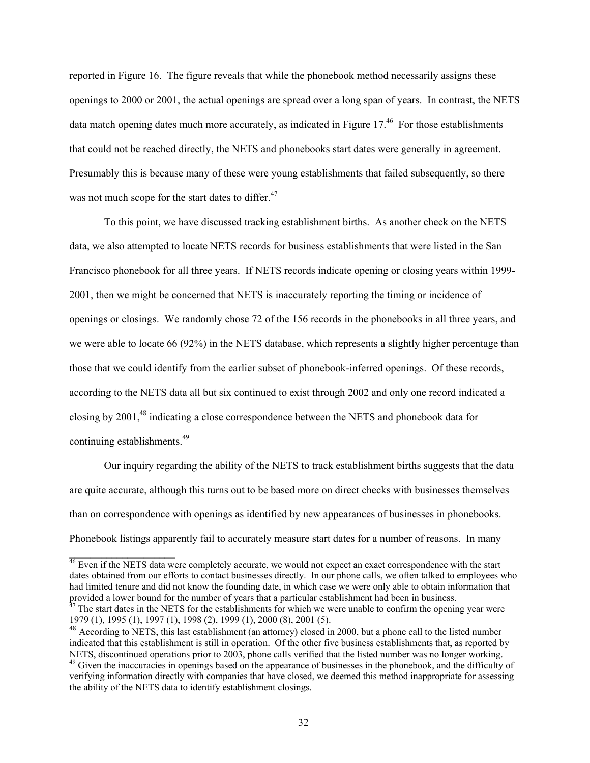reported in Figure 16. The figure reveals that while the phonebook method necessarily assigns these openings to 2000 or 2001, the actual openings are spread over a long span of years. In contrast, the NETS data match opening dates much more accurately, as indicated in Figure 17.[46] For those establishments that could not be reached directly, the NETS and phonebooks start dates were generally in agreement. Presumably this is because many of these were young establishments that failed subsequently, so there was not much scope for the start dates to differ.[47]

To this point, we have discussed tracking establishment births. As another check on the NETS data, we also attempted to locate NETS records for business establishments that were listed in the San Francisco phonebook for all three years. If NETS records indicate opening or closing years within 1999-2001, then we might be concerned that NETS is inaccurately reporting the timing or incidence of openings or closings. We randomly chose 72 of the 156 records in the phonebooks in all three years, and we were able to locate 66 (92%) in the NETS database, which represents a slightly higher percentage than those that we could identify from the earlier subset of phonebook-inferred openings. Of these records, according to the NETS data all but six continued to exist through 2002 and only one record indicated a closing by 2001,[48] indicating a close correspondence between the NETS and phonebook data for continuing establishments.[49]

Our inquiry regarding the ability of the NETS to track establishment births suggests that the data are quite accurate, although this turns out to be based more on direct checks with businesses themselves than on correspondence with openings as identified by new appearances of businesses in phonebooks. Phonebook listings apparently fail to accurately measure start dates for a number of reasons. In many

---

[46] Even if the NETS data were completely accurate, we would not expect an exact correspondence with the start dates obtained from our efforts to contact businesses directly. In our phone calls, we often talked to employees who had limited tenure and did not know the founding date, in which case we were only able to obtain information that provided a lower bound for the number of years that a particular establishment had been in business.

[47] The start dates in the NETS for the establishments for which we were unable to confirm the opening year were 1979 (1), 1995 (1), 1997 (1), 1998 (2), 1999 (1), 2000 (8), 2001 (5).

[48] According to NETS, this last establishment (an attorney) closed in 2000, but a phone call to the listed number indicated that this establishment is still in operation. Of the other five business establishments that, as reported by NETS, discontinued operations prior to 2003, phone calls verified that the listed number was no longer working.

[49] Given the inaccuracies in openings based on the appearance of businesses in the phonebook, and the difficulty of verifying information directly with companies that have closed, we deemed this method inappropriate for assessing the ability of the NETS data to identify establishment closings.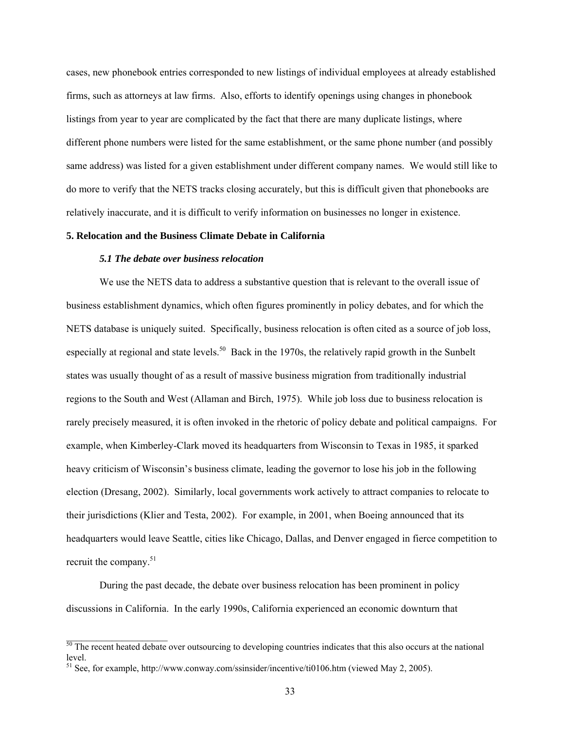cases, new phonebook entries corresponded to new listings of individual employees at already established firms, such as attorneys at law firms. Also, efforts to identify openings using changes in phonebook listings from year to year are complicated by the fact that there are many duplicate listings, where different phone numbers were listed for the same establishment, or the same phone number (and possibly same address) was listed for a given establishment under different company names. We would still like to do more to verify that the NETS tracks closing accurately, but this is difficult given that phonebooks are relatively inaccurate, and it is difficult to verify information on businesses no longer in existence.

## 5. Relocation and the Business Climate Debate in California

### *5.1 The debate over business relocation*

We use the NETS data to address a substantive question that is relevant to the overall issue of business establishment dynamics, which often figures prominently in policy debates, and for which the NETS database is uniquely suited. Specifically, business relocation is often cited as a source of job loss, especially at regional and state levels.[50] Back in the 1970s, the relatively rapid growth in the Sunbelt states was usually thought of as a result of massive business migration from traditionally industrial regions to the South and West (Allaman and Birch, 1975). While job loss due to business relocation is rarely precisely measured, it is often invoked in the rhetoric of policy debate and political campaigns. For example, when Kimberley-Clark moved its headquarters from Wisconsin to Texas in 1985, it sparked heavy criticism of Wisconsin's business climate, leading the governor to lose his job in the following election (Dresang, 2002). Similarly, local governments work actively to attract companies to relocate to their jurisdictions (Klier and Testa, 2002). For example, in 2001, when Boeing announced that its headquarters would leave Seattle, cities like Chicago, Dallas, and Denver engaged in fierce competition to recruit the company.[51]

During the past decade, the debate over business relocation has been prominent in policy discussions in California. In the early 1990s, California experienced an economic downturn that

[50] The recent heated debate over outsourcing to developing countries indicates that this also occurs at the national level.

[51] See, for example, http://www.conway.com/ssinsider/incentive/ti0106.htm (viewed May 2, 2005).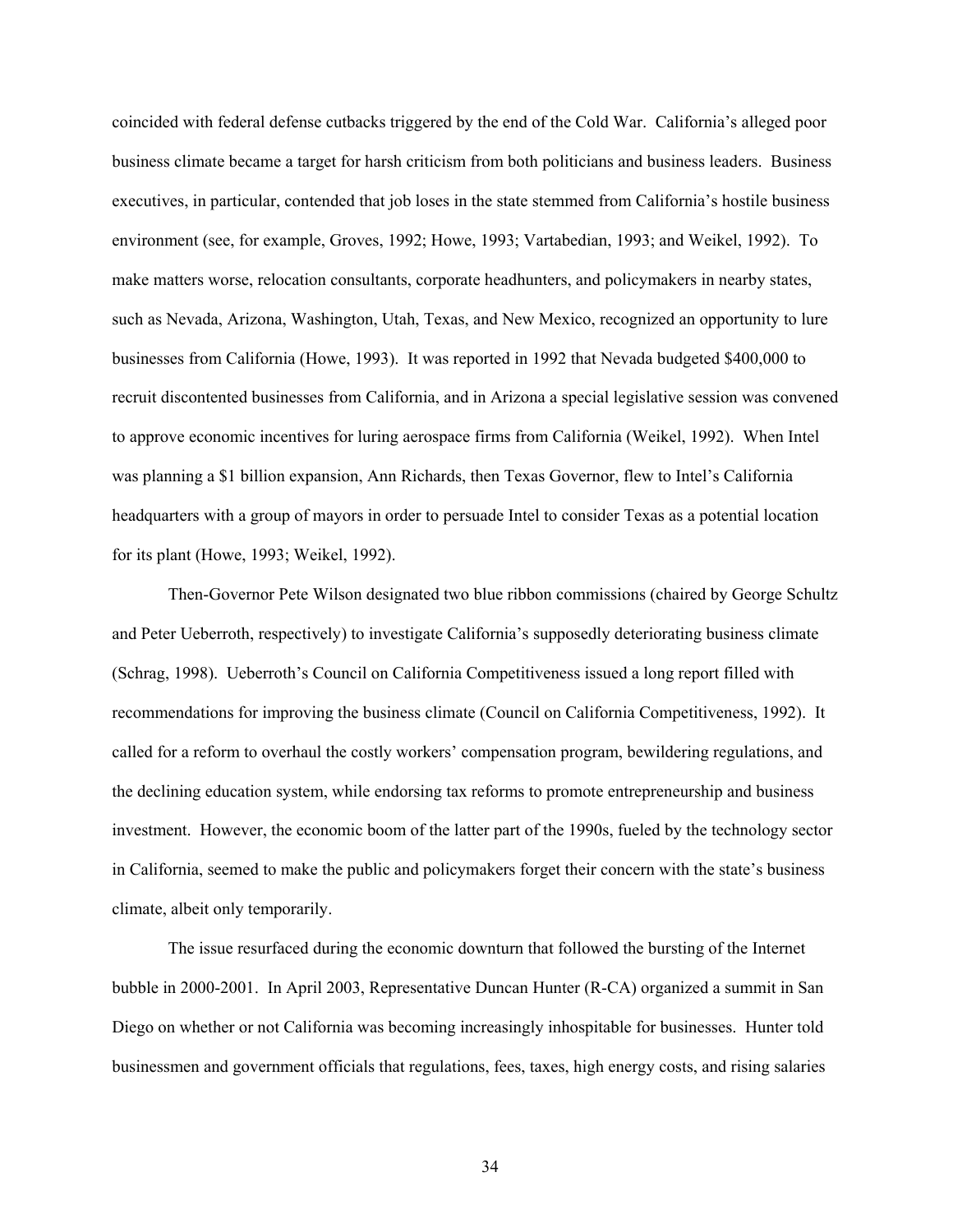coincided with federal defense cutbacks triggered by the end of the Cold War. California's alleged poor business climate became a target for harsh criticism from both politicians and business leaders. Business executives, in particular, contended that job loses in the state stemmed from California's hostile business environment (see, for example, Groves, 1992; Howe, 1993; Vartabedian, 1993; and Weikel, 1992). To make matters worse, relocation consultants, corporate headhunters, and policymakers in nearby states, such as Nevada, Arizona, Washington, Utah, Texas, and New Mexico, recognized an opportunity to lure businesses from California (Howe, 1993). It was reported in 1992 that Nevada budgeted $400,000 to recruit discontented businesses from California, and in Arizona a special legislative session was convened to approve economic incentives for luring aerospace firms from California (Weikel, 1992). When Intel was planning a $1 billion expansion, Ann Richards, then Texas Governor, flew to Intel's California headquarters with a group of mayors in order to persuade Intel to consider Texas as a potential location for its plant (Howe, 1993; Weikel, 1992).

Then-Governor Pete Wilson designated two blue ribbon commissions (chaired by George Schultz and Peter Ueberroth, respectively) to investigate California's supposedly deteriorating business climate (Schrag, 1998). Ueberroth's Council on California Competitiveness issued a long report filled with recommendations for improving the business climate (Council on California Competitiveness, 1992). It called for a reform to overhaul the costly workers' compensation program, bewildering regulations, and the declining education system, while endorsing tax reforms to promote entrepreneurship and business investment. However, the economic boom of the latter part of the 1990s, fueled by the technology sector in California, seemed to make the public and policymakers forget their concern with the state's business climate, albeit only temporarily.

The issue resurfaced during the economic downturn that followed the bursting of the Internet bubble in 2000-2001. In April 2003, Representative Duncan Hunter (R-CA) organized a summit in San Diego on whether or not California was becoming increasingly inhospitable for businesses. Hunter told businessmen and government officials that regulations, fees, taxes, high energy costs, and rising salaries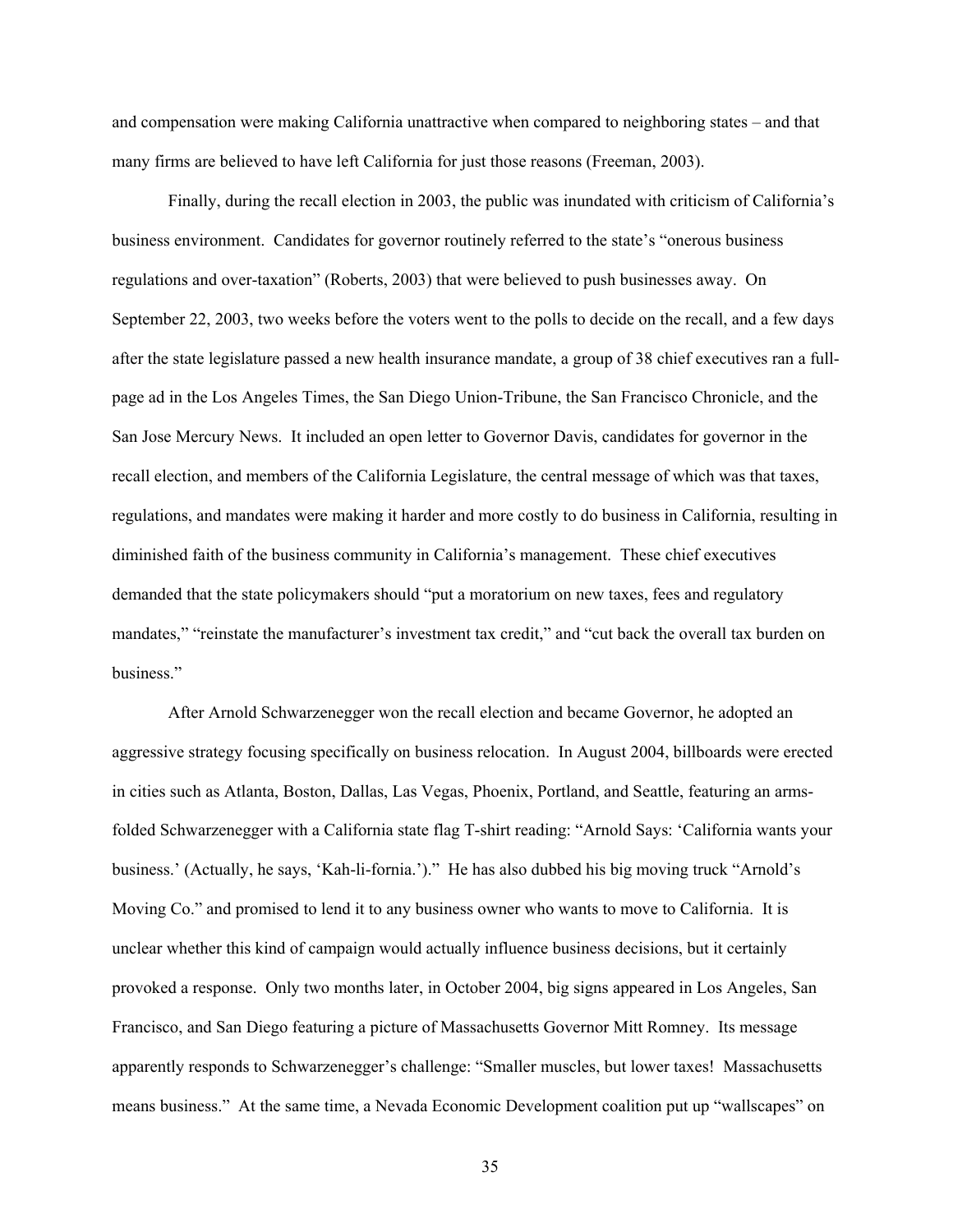and compensation were making California unattractive when compared to neighboring states – and that many firms are believed to have left California for just those reasons (Freeman, 2003).

Finally, during the recall election in 2003, the public was inundated with criticism of California's business environment. Candidates for governor routinely referred to the state's "onerous business regulations and over-taxation" (Roberts, 2003) that were believed to push businesses away. On September 22, 2003, two weeks before the voters went to the polls to decide on the recall, and a few days after the state legislature passed a new health insurance mandate, a group of 38 chief executives ran a full-page ad in the Los Angeles Times, the San Diego Union-Tribune, the San Francisco Chronicle, and the San Jose Mercury News. It included an open letter to Governor Davis, candidates for governor in the recall election, and members of the California Legislature, the central message of which was that taxes, regulations, and mandates were making it harder and more costly to do business in California, resulting in diminished faith of the business community in California's management. These chief executives demanded that the state policymakers should "put a moratorium on new taxes, fees and regulatory mandates," "reinstate the manufacturer's investment tax credit," and "cut back the overall tax burden on business."

After Arnold Schwarzenegger won the recall election and became Governor, he adopted an aggressive strategy focusing specifically on business relocation. In August 2004, billboards were erected in cities such as Atlanta, Boston, Dallas, Las Vegas, Phoenix, Portland, and Seattle, featuring an arms-folded Schwarzenegger with a California state flag T-shirt reading: "Arnold Says: 'California wants your business.' (Actually, he says, 'Kah-li-fornia.')." He has also dubbed his big moving truck "Arnold's Moving Co." and promised to lend it to any business owner who wants to move to California. It is unclear whether this kind of campaign would actually influence business decisions, but it certainly provoked a response. Only two months later, in October 2004, big signs appeared in Los Angeles, San Francisco, and San Diego featuring a picture of Massachusetts Governor Mitt Romney. Its message apparently responds to Schwarzenegger's challenge: "Smaller muscles, but lower taxes! Massachusetts means business." At the same time, a Nevada Economic Development coalition put up "wallscapes" on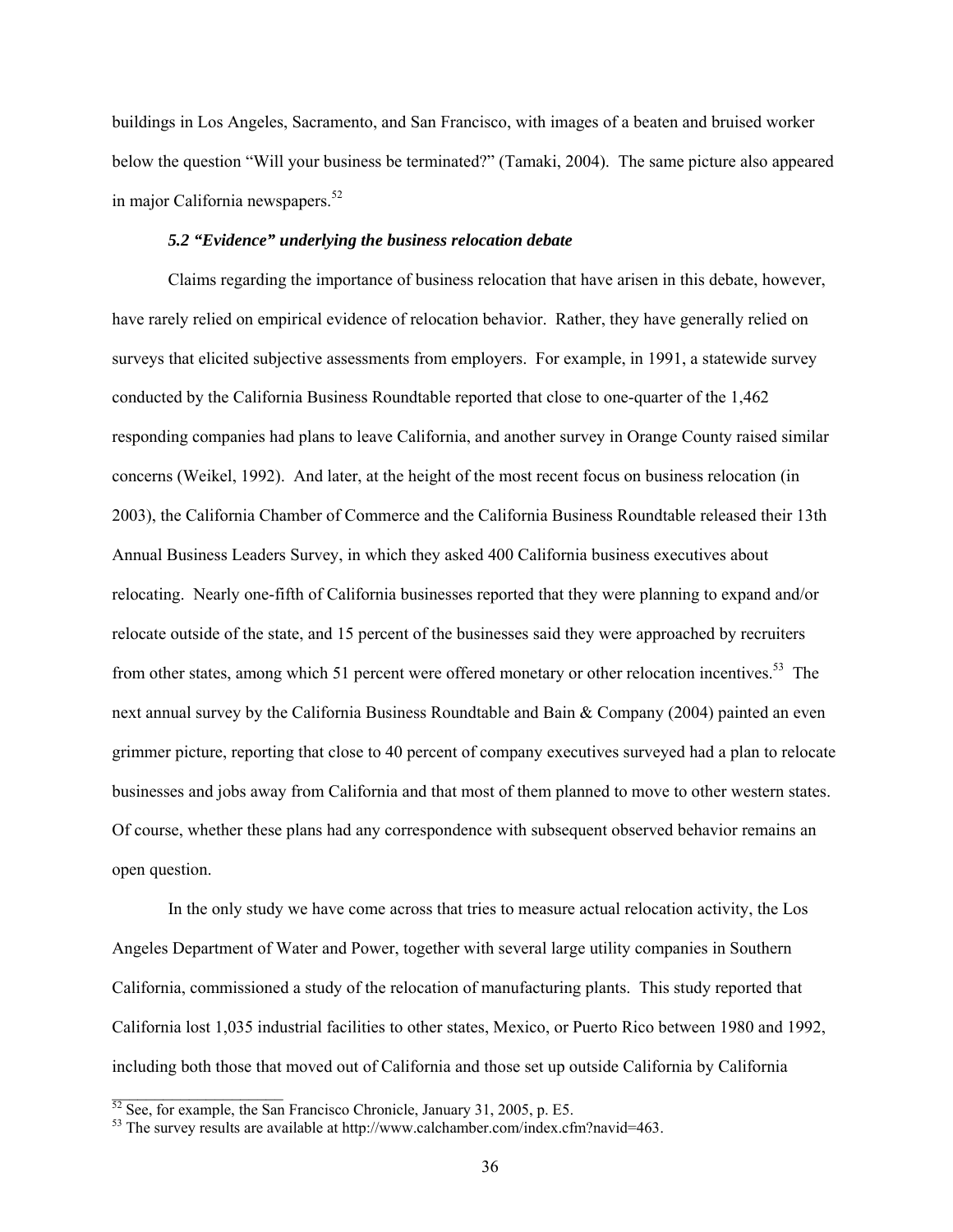buildings in Los Angeles, Sacramento, and San Francisco, with images of a beaten and bruised worker below the question "Will your business be terminated?" (Tamaki, 2004). The same picture also appeared in major California newspapers.[52]

### *5.2 "Evidence" underlying the business relocation debate*

Claims regarding the importance of business relocation that have arisen in this debate, however, have rarely relied on empirical evidence of relocation behavior. Rather, they have generally relied on surveys that elicited subjective assessments from employers. For example, in 1991, a statewide survey conducted by the California Business Roundtable reported that close to one-quarter of the 1,462 responding companies had plans to leave California, and another survey in Orange County raised similar concerns (Weikel, 1992). And later, at the height of the most recent focus on business relocation (in 2003), the California Chamber of Commerce and the California Business Roundtable released their 13th Annual Business Leaders Survey, in which they asked 400 California business executives about relocating. Nearly one-fifth of California businesses reported that they were planning to expand and/or relocate outside of the state, and 15 percent of the businesses said they were approached by recruiters from other states, among which 51 percent were offered monetary or other relocation incentives.[53] The next annual survey by the California Business Roundtable and Bain & Company (2004) painted an even grimmer picture, reporting that close to 40 percent of company executives surveyed had a plan to relocate businesses and jobs away from California and that most of them planned to move to other western states. Of course, whether these plans had any correspondence with subsequent observed behavior remains an open question.

In the only study we have come across that tries to measure actual relocation activity, the Los Angeles Department of Water and Power, together with several large utility companies in Southern California, commissioned a study of the relocation of manufacturing plants. This study reported that California lost 1,035 industrial facilities to other states, Mexico, or Puerto Rico between 1980 and 1992, including both those that moved out of California and those set up outside California by California

---

[52] See, for example, the San Francisco Chronicle, January 31, 2005, p. E5.

[53] The survey results are available at http://www.calchamber.com/index.cfm?navid=463.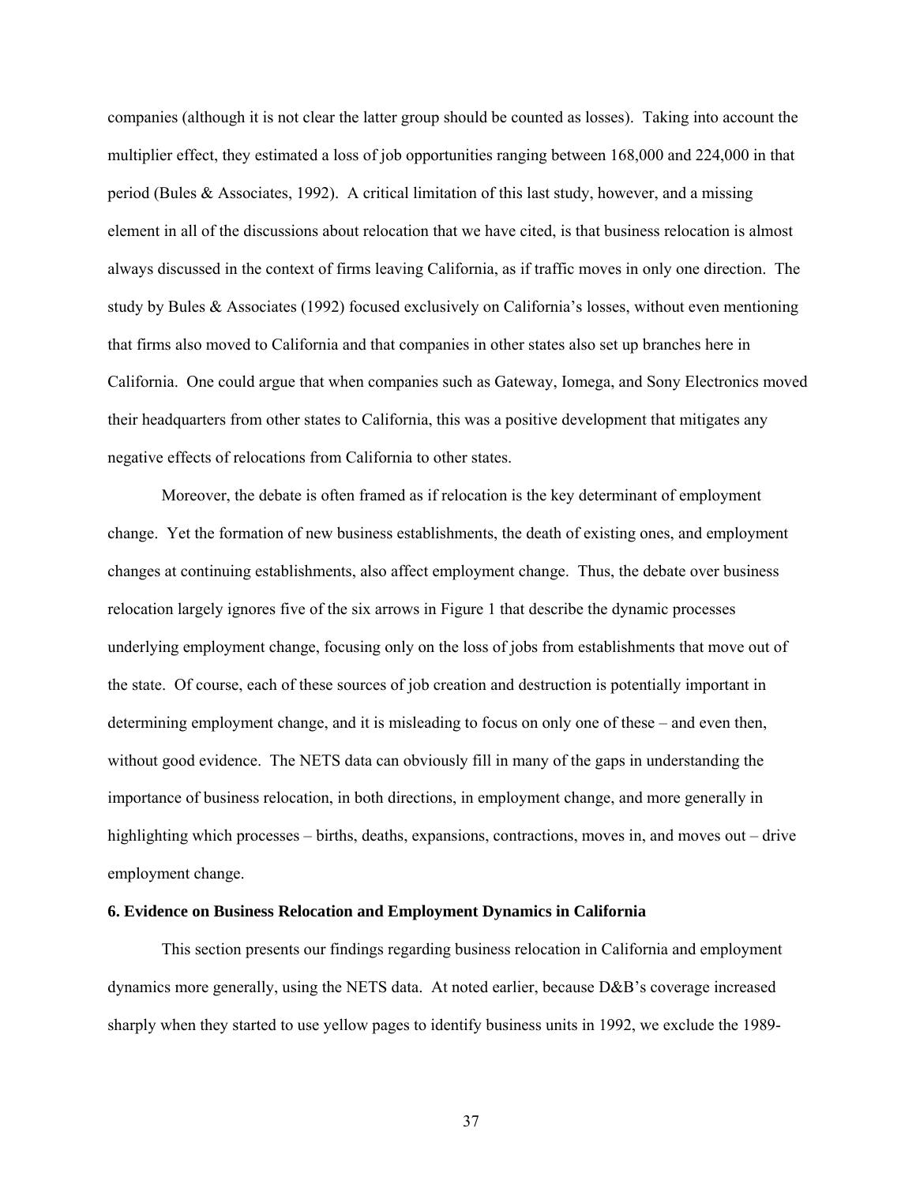companies (although it is not clear the latter group should be counted as losses). Taking into account the multiplier effect, they estimated a loss of job opportunities ranging between 168,000 and 224,000 in that period (Bules & Associates, 1992). A critical limitation of this last study, however, and a missing element in all of the discussions about relocation that we have cited, is that business relocation is almost always discussed in the context of firms leaving California, as if traffic moves in only one direction. The study by Bules & Associates (1992) focused exclusively on California's losses, without even mentioning that firms also moved to California and that companies in other states also set up branches here in California. One could argue that when companies such as Gateway, Iomega, and Sony Electronics moved their headquarters from other states to California, this was a positive development that mitigates any negative effects of relocations from California to other states.

Moreover, the debate is often framed as if relocation is the key determinant of employment change. Yet the formation of new business establishments, the death of existing ones, and employment changes at continuing establishments, also affect employment change. Thus, the debate over business relocation largely ignores five of the six arrows in Figure 1 that describe the dynamic processes underlying employment change, focusing only on the loss of jobs from establishments that move out of the state. Of course, each of these sources of job creation and destruction is potentially important in determining employment change, and it is misleading to focus on only one of these – and even then, without good evidence. The NETS data can obviously fill in many of the gaps in understanding the importance of business relocation, in both directions, in employment change, and more generally in highlighting which processes – births, deaths, expansions, contractions, moves in, and moves out – drive employment change.

**6. Evidence on Business Relocation and Employment Dynamics in California**

This section presents our findings regarding business relocation in California and employment dynamics more generally, using the NETS data. At noted earlier, because D&B's coverage increased sharply when they started to use yellow pages to identify business units in 1992, we exclude the 1989-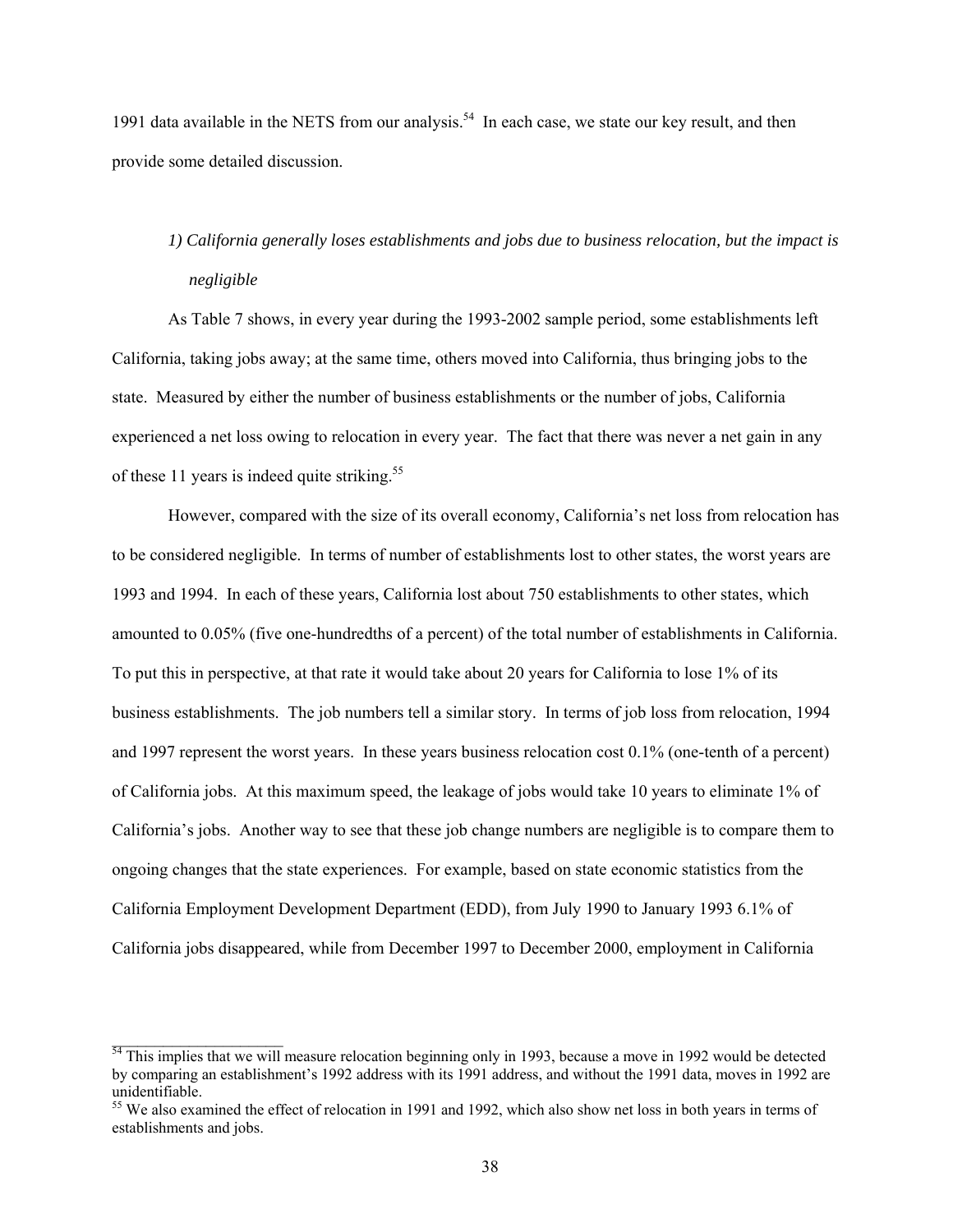1991 data available in the NETS from our analysis.[54] In each case, we state our key result, and then provide some detailed discussion.

*1) California generally loses establishments and jobs due to business relocation, but the impact is negligible*

As Table 7 shows, in every year during the 1993-2002 sample period, some establishments left California, taking jobs away; at the same time, others moved into California, thus bringing jobs to the state. Measured by either the number of business establishments or the number of jobs, California experienced a net loss owing to relocation in every year. The fact that there was never a net gain in any of these 11 years is indeed quite striking.[55]

However, compared with the size of its overall economy, California's net loss from relocation has to be considered negligible. In terms of number of establishments lost to other states, the worst years are 1993 and 1994. In each of these years, California lost about 750 establishments to other states, which amounted to 0.05% (five one-hundredths of a percent) of the total number of establishments in California. To put this in perspective, at that rate it would take about 20 years for California to lose 1% of its business establishments. The job numbers tell a similar story. In terms of job loss from relocation, 1994 and 1997 represent the worst years. In these years business relocation cost 0.1% (one-tenth of a percent) of California jobs. At this maximum speed, the leakage of jobs would take 10 years to eliminate 1% of California's jobs. Another way to see that these job change numbers are negligible is to compare them to ongoing changes that the state experiences. For example, based on state economic statistics from the California Employment Development Department (EDD), from July 1990 to January 1993 6.1% of California jobs disappeared, while from December 1997 to December 2000, employment in California

[54] This implies that we will measure relocation beginning only in 1993, because a move in 1992 would be detected by comparing an establishment's 1992 address with its 1991 address, and without the 1991 data, moves in 1992 are unidentifiable.

[55] We also examined the effect of relocation in 1991 and 1992, which also show net loss in both years in terms of establishments and jobs.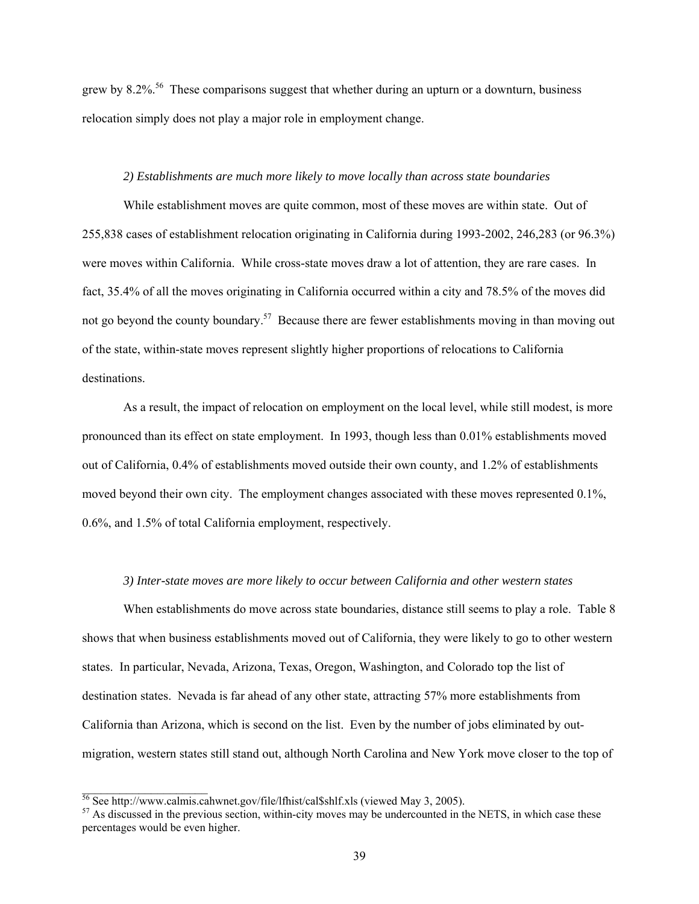grew by 8.2%.[56] These comparisons suggest that whether during an upturn or a downturn, business relocation simply does not play a major role in employment change.

*2) Establishments are much more likely to move locally than across state boundaries*

While establishment moves are quite common, most of these moves are within state. Out of 255,838 cases of establishment relocation originating in California during 1993-2002, 246,283 (or 96.3%) were moves within California. While cross-state moves draw a lot of attention, they are rare cases. In fact, 35.4% of all the moves originating in California occurred within a city and 78.5% of the moves did not go beyond the county boundary.[57] Because there are fewer establishments moving in than moving out of the state, within-state moves represent slightly higher proportions of relocations to California destinations.

As a result, the impact of relocation on employment on the local level, while still modest, is more pronounced than its effect on state employment. In 1993, though less than 0.01% establishments moved out of California, 0.4% of establishments moved outside their own county, and 1.2% of establishments moved beyond their own city. The employment changes associated with these moves represented 0.1%, 0.6%, and 1.5% of total California employment, respectively.

*3) Inter-state moves are more likely to occur between California and other western states*

When establishments do move across state boundaries, distance still seems to play a role. Table 8 shows that when business establishments moved out of California, they were likely to go to other western states. In particular, Nevada, Arizona, Texas, Oregon, Washington, and Colorado top the list of destination states. Nevada is far ahead of any other state, attracting 57% more establishments from California than Arizona, which is second on the list. Even by the number of jobs eliminated by out-migration, western states still stand out, although North Carolina and New York move closer to the top of

---

[56] See http://www.calmis.cahwnet.gov/file/lfhist/cal$shlf.xls (viewed May 3, 2005).

[57] As discussed in the previous section, within-city moves may be undercounted in the NETS, in which case these percentages would be even higher.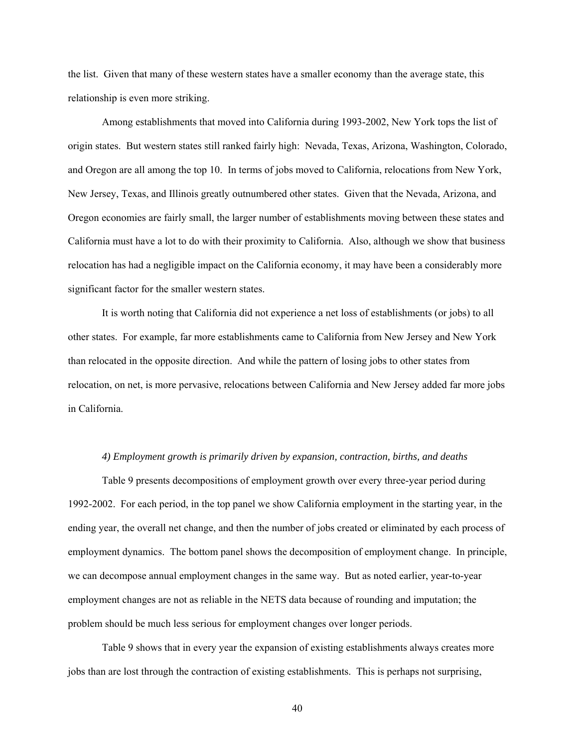the list. Given that many of these western states have a smaller economy than the average state, this relationship is even more striking.

Among establishments that moved into California during 1993-2002, New York tops the list of origin states. But western states still ranked fairly high: Nevada, Texas, Arizona, Washington, Colorado, and Oregon are all among the top 10. In terms of jobs moved to California, relocations from New York, New Jersey, Texas, and Illinois greatly outnumbered other states. Given that the Nevada, Arizona, and Oregon economies are fairly small, the larger number of establishments moving between these states and California must have a lot to do with their proximity to California. Also, although we show that business relocation has had a negligible impact on the California economy, it may have been a considerably more significant factor for the smaller western states.

It is worth noting that California did not experience a net loss of establishments (or jobs) to all other states. For example, far more establishments came to California from New Jersey and New York than relocated in the opposite direction. And while the pattern of losing jobs to other states from relocation, on net, is more pervasive, relocations between California and New Jersey added far more jobs in California.

*4) Employment growth is primarily driven by expansion, contraction, births, and deaths*

Table 9 presents decompositions of employment growth over every three-year period during 1992-2002. For each period, in the top panel we show California employment in the starting year, in the ending year, the overall net change, and then the number of jobs created or eliminated by each process of employment dynamics. The bottom panel shows the decomposition of employment change. In principle, we can decompose annual employment changes in the same way. But as noted earlier, year-to-year employment changes are not as reliable in the NETS data because of rounding and imputation; the problem should be much less serious for employment changes over longer periods.

Table 9 shows that in every year the expansion of existing establishments always creates more jobs than are lost through the contraction of existing establishments. This is perhaps not surprising,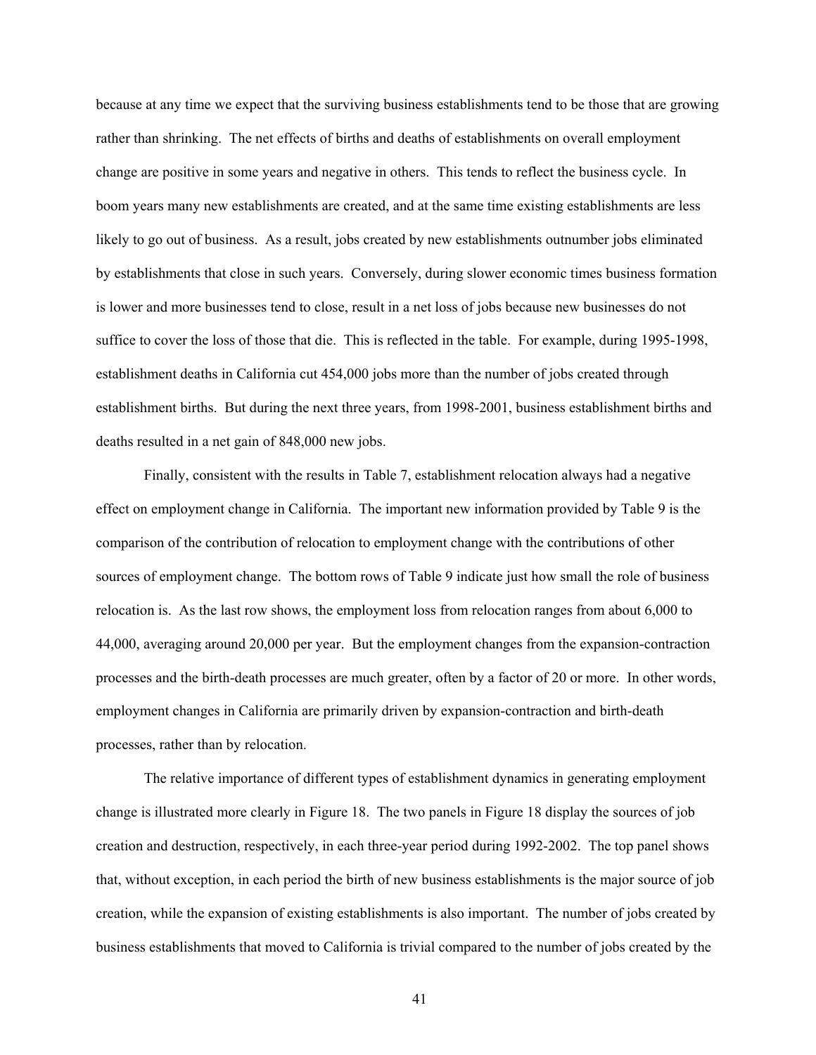because at any time we expect that the surviving business establishments tend to be those that are growing rather than shrinking. The net effects of births and deaths of establishments on overall employment change are positive in some years and negative in others. This tends to reflect the business cycle. In boom years many new establishments are created, and at the same time existing establishments are less likely to go out of business. As a result, jobs created by new establishments outnumber jobs eliminated by establishments that close in such years. Conversely, during slower economic times business formation is lower and more businesses tend to close, result in a net loss of jobs because new businesses do not suffice to cover the loss of those that die. This is reflected in the table. For example, during 1995-1998, establishment deaths in California cut 454,000 jobs more than the number of jobs created through establishment births. But during the next three years, from 1998-2001, business establishment births and deaths resulted in a net gain of 848,000 new jobs.

Finally, consistent with the results in Table 7, establishment relocation always had a negative effect on employment change in California. The important new information provided by Table 9 is the comparison of the contribution of relocation to employment change with the contributions of other sources of employment change. The bottom rows of Table 9 indicate just how small the role of business relocation is. As the last row shows, the employment loss from relocation ranges from about 6,000 to 44,000, averaging around 20,000 per year. But the employment changes from the expansion-contraction processes and the birth-death processes are much greater, often by a factor of 20 or more. In other words, employment changes in California are primarily driven by expansion-contraction and birth-death processes, rather than by relocation.

The relative importance of different types of establishment dynamics in generating employment change is illustrated more clearly in Figure 18. The two panels in Figure 18 display the sources of job creation and destruction, respectively, in each three-year period during 1992-2002. The top panel shows that, without exception, in each period the birth of new business establishments is the major source of job creation, while the expansion of existing establishments is also important. The number of jobs created by business establishments that moved to California is trivial compared to the number of jobs created by the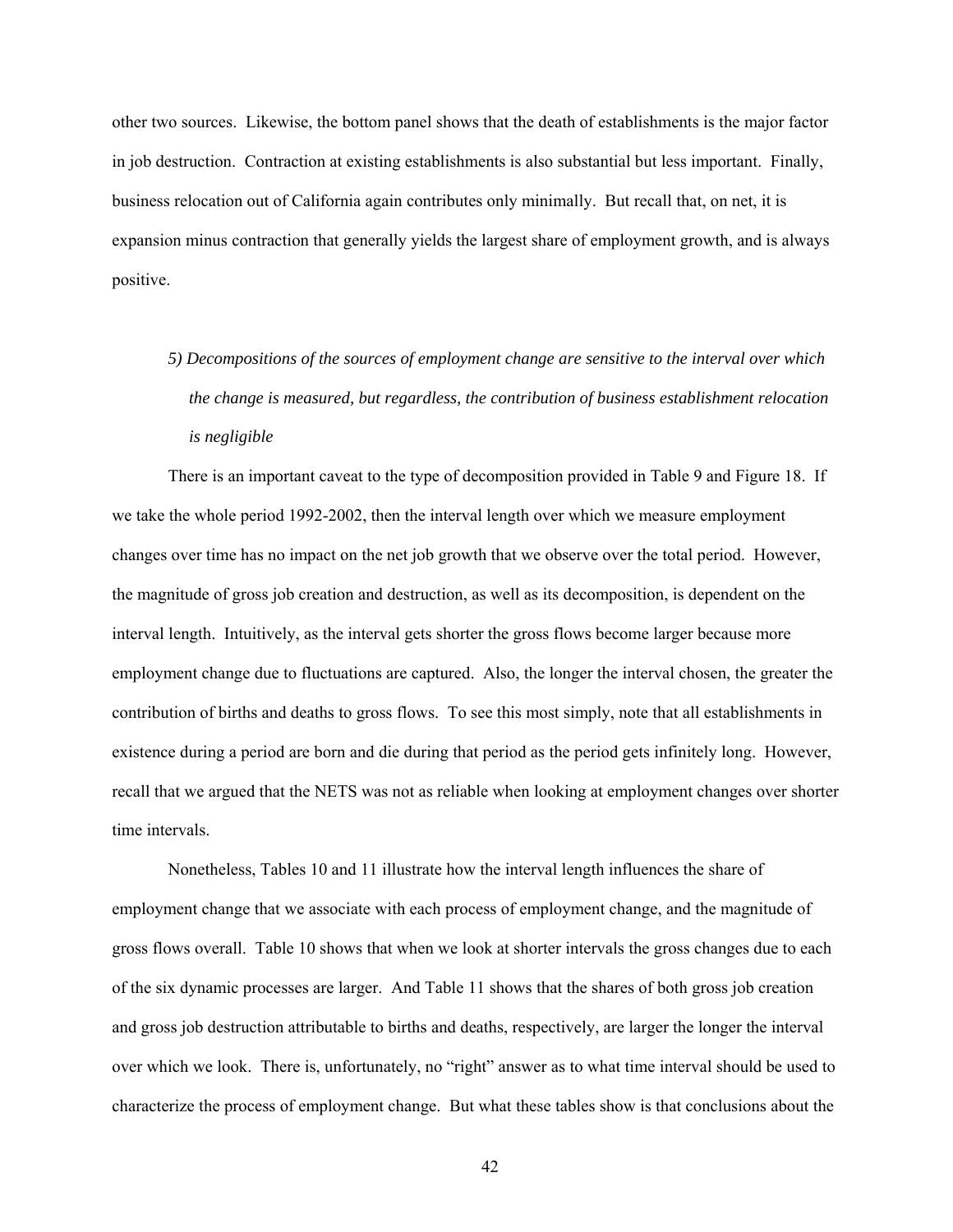other two sources. Likewise, the bottom panel shows that the death of establishments is the major factor in job destruction. Contraction at existing establishments is also substantial but less important. Finally, business relocation out of California again contributes only minimally. But recall that, on net, it is expansion minus contraction that generally yields the largest share of employment growth, and is always positive.

*5) Decompositions of the sources of employment change are sensitive to the interval over which the change is measured, but regardless, the contribution of business establishment relocation is negligible*

There is an important caveat to the type of decomposition provided in Table 9 and Figure 18. If we take the whole period 1992-2002, then the interval length over which we measure employment changes over time has no impact on the net job growth that we observe over the total period. However, the magnitude of gross job creation and destruction, as well as its decomposition, is dependent on the interval length. Intuitively, as the interval gets shorter the gross flows become larger because more employment change due to fluctuations are captured. Also, the longer the interval chosen, the greater the contribution of births and deaths to gross flows. To see this most simply, note that all establishments in existence during a period are born and die during that period as the period gets infinitely long. However, recall that we argued that the NETS was not as reliable when looking at employment changes over shorter time intervals.

Nonetheless, Tables 10 and 11 illustrate how the interval length influences the share of employment change that we associate with each process of employment change, and the magnitude of gross flows overall. Table 10 shows that when we look at shorter intervals the gross changes due to each of the six dynamic processes are larger. And Table 11 shows that the shares of both gross job creation and gross job destruction attributable to births and deaths, respectively, are larger the longer the interval over which we look. There is, unfortunately, no "right" answer as to what time interval should be used to characterize the process of employment change. But what these tables show is that conclusions about the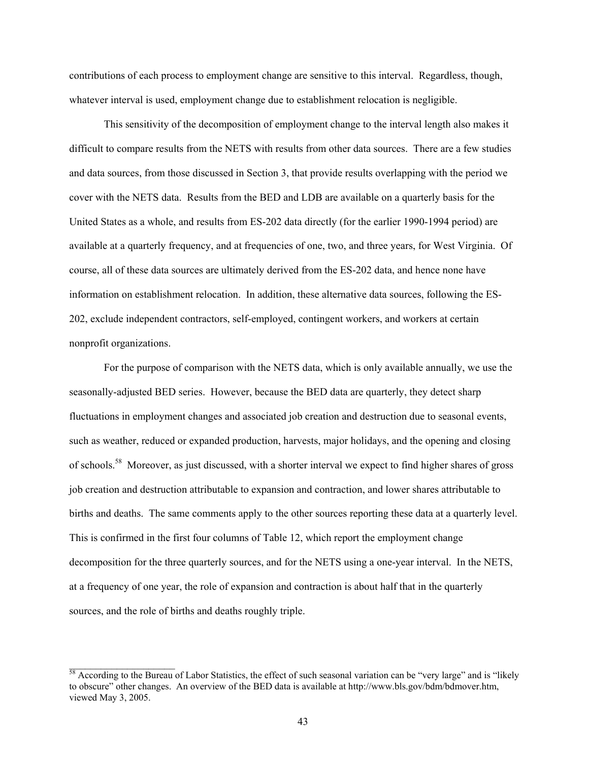contributions of each process to employment change are sensitive to this interval. Regardless, though, whatever interval is used, employment change due to establishment relocation is negligible.

This sensitivity of the decomposition of employment change to the interval length also makes it difficult to compare results from the NETS with results from other data sources. There are a few studies and data sources, from those discussed in Section 3, that provide results overlapping with the period we cover with the NETS data. Results from the BED and LDB are available on a quarterly basis for the United States as a whole, and results from ES-202 data directly (for the earlier 1990-1994 period) are available at a quarterly frequency, and at frequencies of one, two, and three years, for West Virginia. Of course, all of these data sources are ultimately derived from the ES-202 data, and hence none have information on establishment relocation. In addition, these alternative data sources, following the ES-202, exclude independent contractors, self-employed, contingent workers, and workers at certain nonprofit organizations.

For the purpose of comparison with the NETS data, which is only available annually, we use the seasonally-adjusted BED series. However, because the BED data are quarterly, they detect sharp fluctuations in employment changes and associated job creation and destruction due to seasonal events, such as weather, reduced or expanded production, harvests, major holidays, and the opening and closing of schools.[58] Moreover, as just discussed, with a shorter interval we expect to find higher shares of gross job creation and destruction attributable to expansion and contraction, and lower shares attributable to births and deaths. The same comments apply to the other sources reporting these data at a quarterly level. This is confirmed in the first four columns of Table 12, which report the employment change decomposition for the three quarterly sources, and for the NETS using a one-year interval. In the NETS, at a frequency of one year, the role of expansion and contraction is about half that in the quarterly sources, and the role of births and deaths roughly triple.

---

[58] According to the Bureau of Labor Statistics, the effect of such seasonal variation can be "very large" and is "likely to obscure" other changes. An overview of the BED data is available at http://www.bls.gov/bdm/bdmover.htm, viewed May 3, 2005.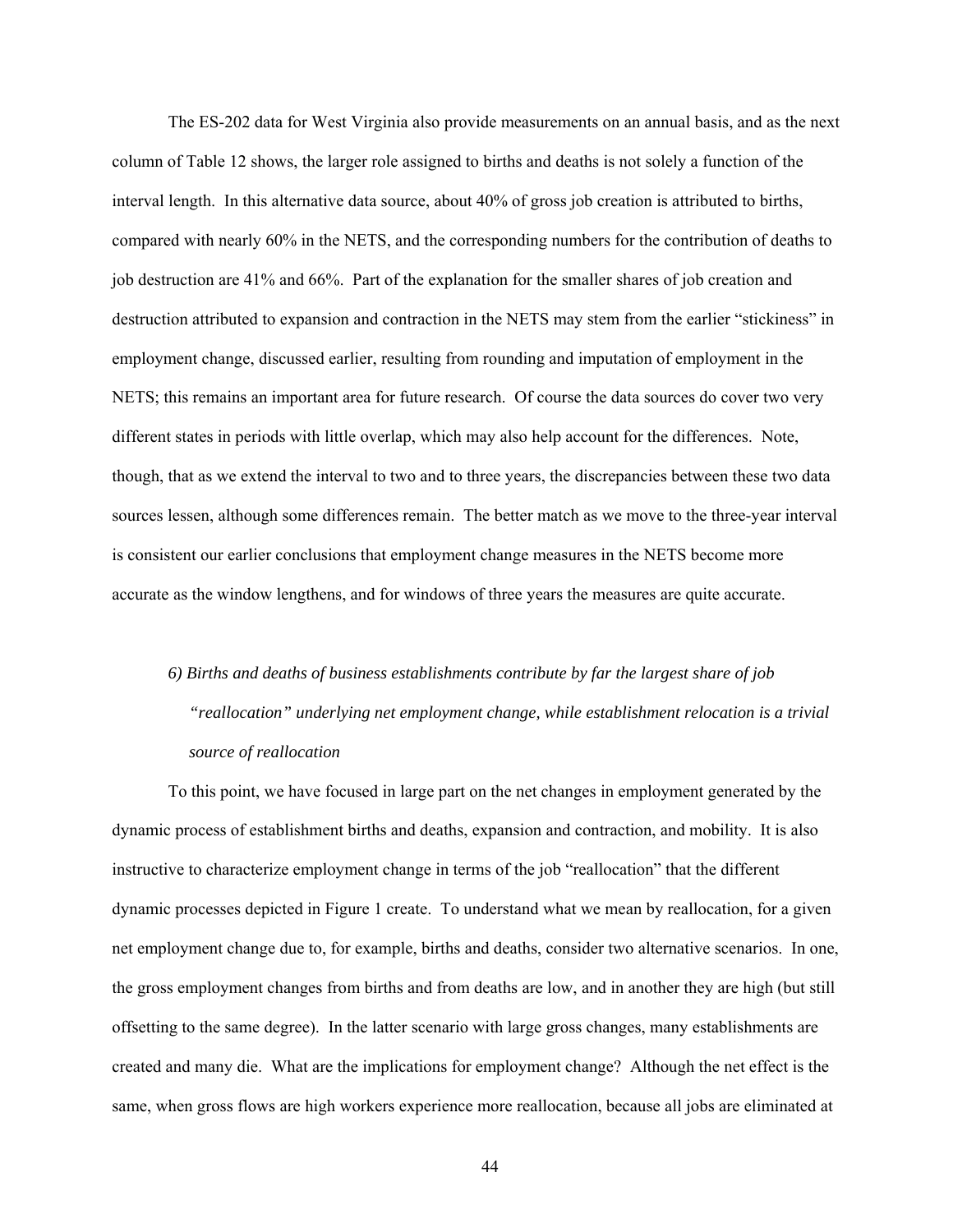The ES-202 data for West Virginia also provide measurements on an annual basis, and as the next column of Table 12 shows, the larger role assigned to births and deaths is not solely a function of the interval length. In this alternative data source, about 40% of gross job creation is attributed to births, compared with nearly 60% in the NETS, and the corresponding numbers for the contribution of deaths to job destruction are 41% and 66%. Part of the explanation for the smaller shares of job creation and destruction attributed to expansion and contraction in the NETS may stem from the earlier "stickiness" in employment change, discussed earlier, resulting from rounding and imputation of employment in the NETS; this remains an important area for future research. Of course the data sources do cover two very different states in periods with little overlap, which may also help account for the differences. Note, though, that as we extend the interval to two and to three years, the discrepancies between these two data sources lessen, although some differences remain. The better match as we move to the three-year interval is consistent our earlier conclusions that employment change measures in the NETS become more accurate as the window lengthens, and for windows of three years the measures are quite accurate.

*6) Births and deaths of business establishments contribute by far the largest share of job "reallocation" underlying net employment change, while establishment relocation is a trivial source of reallocation*

To this point, we have focused in large part on the net changes in employment generated by the dynamic process of establishment births and deaths, expansion and contraction, and mobility. It is also instructive to characterize employment change in terms of the job "reallocation" that the different dynamic processes depicted in Figure 1 create. To understand what we mean by reallocation, for a given net employment change due to, for example, births and deaths, consider two alternative scenarios. In one, the gross employment changes from births and from deaths are low, and in another they are high (but still offsetting to the same degree). In the latter scenario with large gross changes, many establishments are created and many die. What are the implications for employment change? Although the net effect is the same, when gross flows are high workers experience more reallocation, because all jobs are eliminated at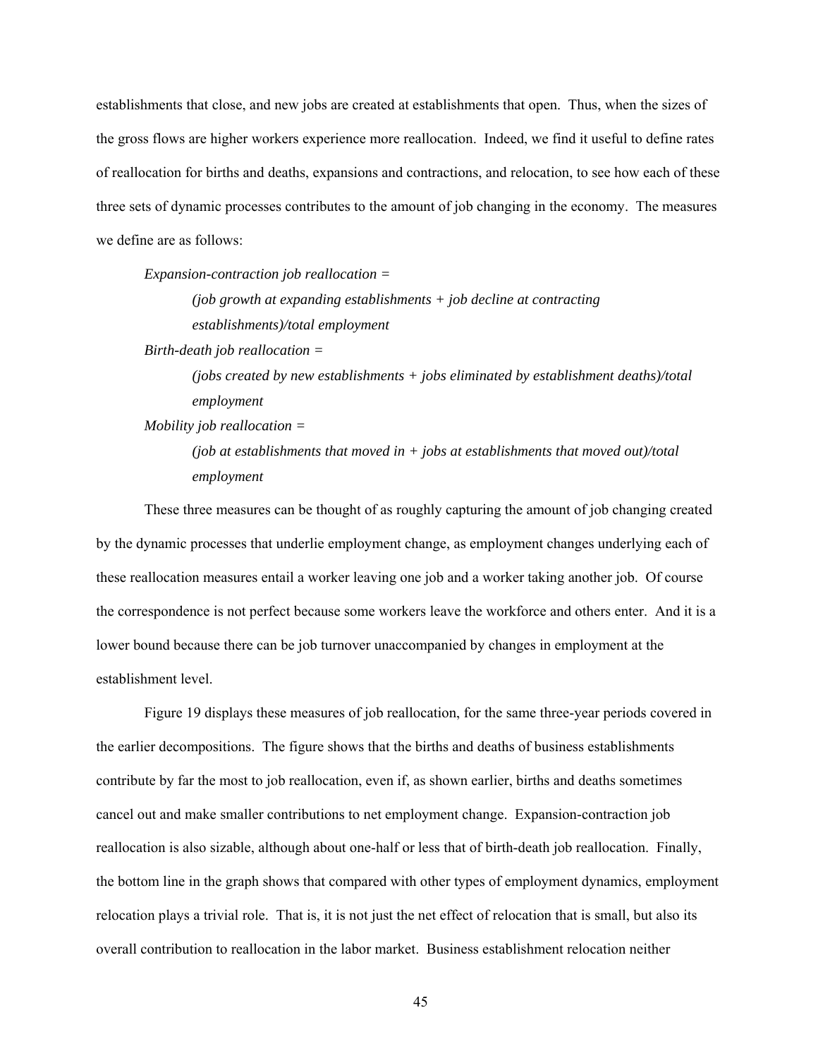establishments that close, and new jobs are created at establishments that open. Thus, when the sizes of the gross flows are higher workers experience more reallocation. Indeed, we find it useful to define rates of reallocation for births and deaths, expansions and contractions, and relocation, to see how each of these three sets of dynamic processes contributes to the amount of job changing in the economy. The measures we define are as follows:

> *Expansion-contraction job reallocation =*
>
> > *(job growth at expanding establishments + job decline at contracting establishments)/total employment*
>
> *Birth-death job reallocation =*
>
> > *(jobs created by new establishments + jobs eliminated by establishment deaths)/total employment*
>
> *Mobility job reallocation =*
>
> > *(job at establishments that moved in + jobs at establishments that moved out)/total employment*

These three measures can be thought of as roughly capturing the amount of job changing created by the dynamic processes that underlie employment change, as employment changes underlying each of these reallocation measures entail a worker leaving one job and a worker taking another job. Of course the correspondence is not perfect because some workers leave the workforce and others enter. And it is a lower bound because there can be job turnover unaccompanied by changes in employment at the establishment level.

Figure 19 displays these measures of job reallocation, for the same three-year periods covered in the earlier decompositions. The figure shows that the births and deaths of business establishments contribute by far the most to job reallocation, even if, as shown earlier, births and deaths sometimes cancel out and make smaller contributions to net employment change. Expansion-contraction job reallocation is also sizable, although about one-half or less that of birth-death job reallocation. Finally, the bottom line in the graph shows that compared with other types of employment dynamics, employment relocation plays a trivial role. That is, it is not just the net effect of relocation that is small, but also its overall contribution to reallocation in the labor market. Business establishment relocation neither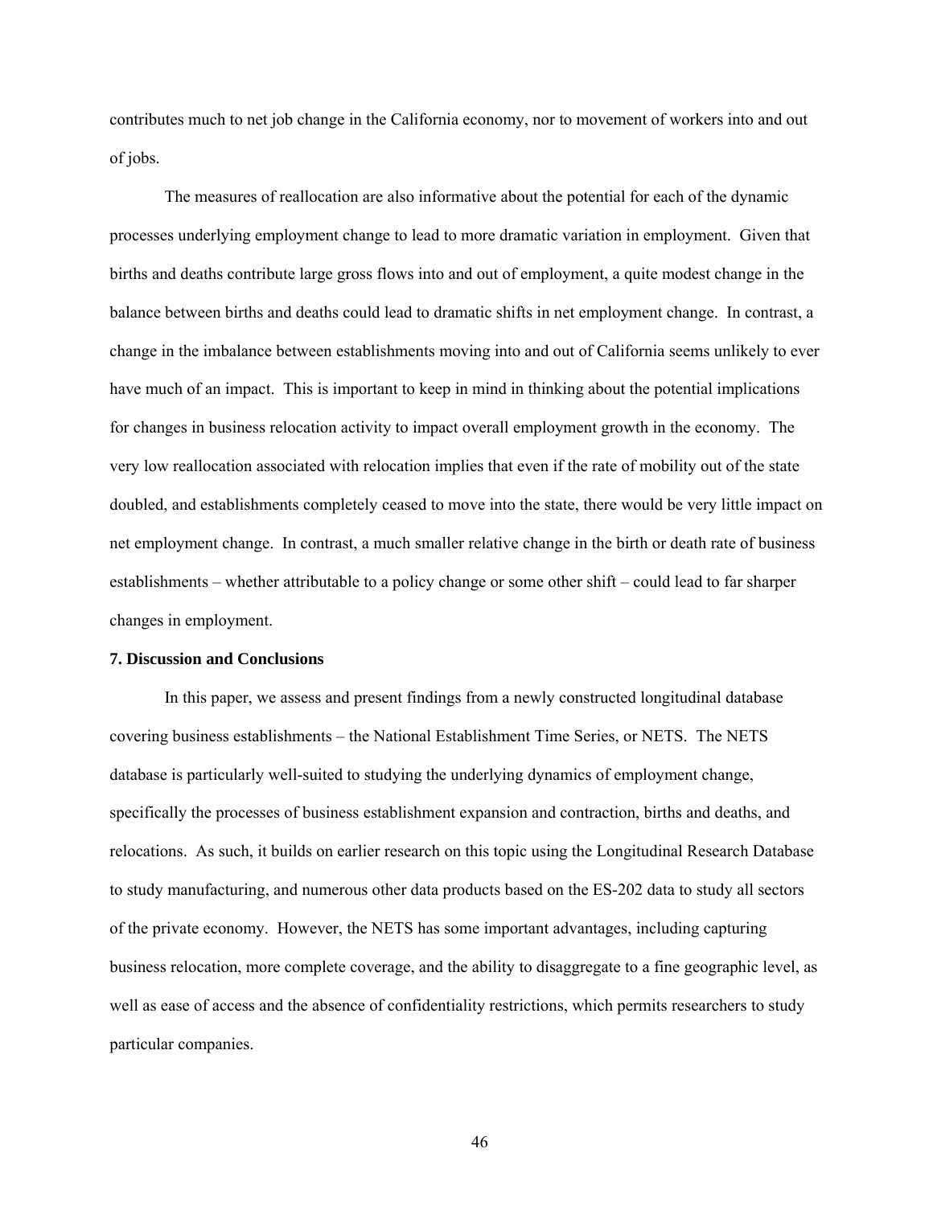contributes much to net job change in the California economy, nor to movement of workers into and out of jobs.

The measures of reallocation are also informative about the potential for each of the dynamic processes underlying employment change to lead to more dramatic variation in employment. Given that births and deaths contribute large gross flows into and out of employment, a quite modest change in the balance between births and deaths could lead to dramatic shifts in net employment change. In contrast, a change in the imbalance between establishments moving into and out of California seems unlikely to ever have much of an impact. This is important to keep in mind in thinking about the potential implications for changes in business relocation activity to impact overall employment growth in the economy. The very low reallocation associated with relocation implies that even if the rate of mobility out of the state doubled, and establishments completely ceased to move into the state, there would be very little impact on net employment change. In contrast, a much smaller relative change in the birth or death rate of business establishments – whether attributable to a policy change or some other shift – could lead to far sharper changes in employment.

## 7. Discussion and Conclusions

In this paper, we assess and present findings from a newly constructed longitudinal database covering business establishments – the National Establishment Time Series, or NETS. The NETS database is particularly well-suited to studying the underlying dynamics of employment change, specifically the processes of business establishment expansion and contraction, births and deaths, and relocations. As such, it builds on earlier research on this topic using the Longitudinal Research Database to study manufacturing, and numerous other data products based on the ES-202 data to study all sectors of the private economy. However, the NETS has some important advantages, including capturing business relocation, more complete coverage, and the ability to disaggregate to a fine geographic level, as well as ease of access and the absence of confidentiality restrictions, which permits researchers to study particular companies.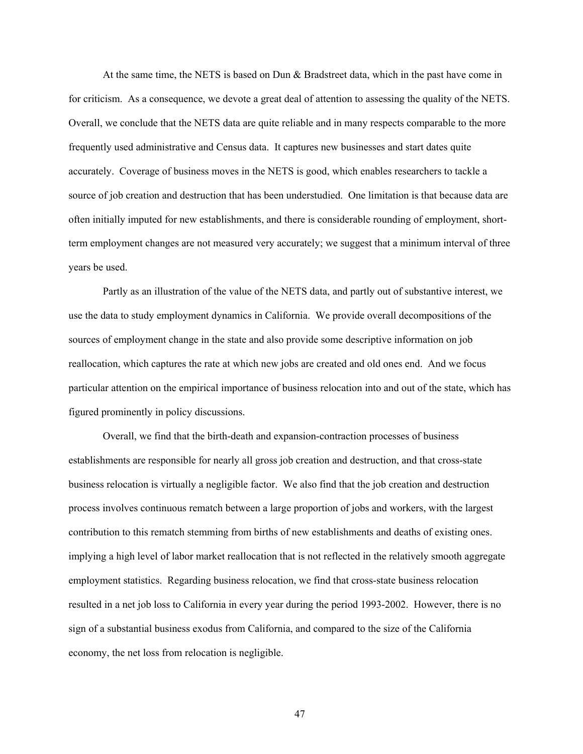At the same time, the NETS is based on Dun & Bradstreet data, which in the past have come in for criticism. As a consequence, we devote a great deal of attention to assessing the quality of the NETS. Overall, we conclude that the NETS data are quite reliable and in many respects comparable to the more frequently used administrative and Census data. It captures new businesses and start dates quite accurately. Coverage of business moves in the NETS is good, which enables researchers to tackle a source of job creation and destruction that has been understudied. One limitation is that because data are often initially imputed for new establishments, and there is considerable rounding of employment, short-term employment changes are not measured very accurately; we suggest that a minimum interval of three years be used.

Partly as an illustration of the value of the NETS data, and partly out of substantive interest, we use the data to study employment dynamics in California. We provide overall decompositions of the sources of employment change in the state and also provide some descriptive information on job reallocation, which captures the rate at which new jobs are created and old ones end. And we focus particular attention on the empirical importance of business relocation into and out of the state, which has figured prominently in policy discussions.

Overall, we find that the birth-death and expansion-contraction processes of business establishments are responsible for nearly all gross job creation and destruction, and that cross-state business relocation is virtually a negligible factor. We also find that the job creation and destruction process involves continuous rematch between a large proportion of jobs and workers, with the largest contribution to this rematch stemming from births of new establishments and deaths of existing ones. implying a high level of labor market reallocation that is not reflected in the relatively smooth aggregate employment statistics. Regarding business relocation, we find that cross-state business relocation resulted in a net job loss to California in every year during the period 1993-2002. However, there is no sign of a substantial business exodus from California, and compared to the size of the California economy, the net loss from relocation is negligible.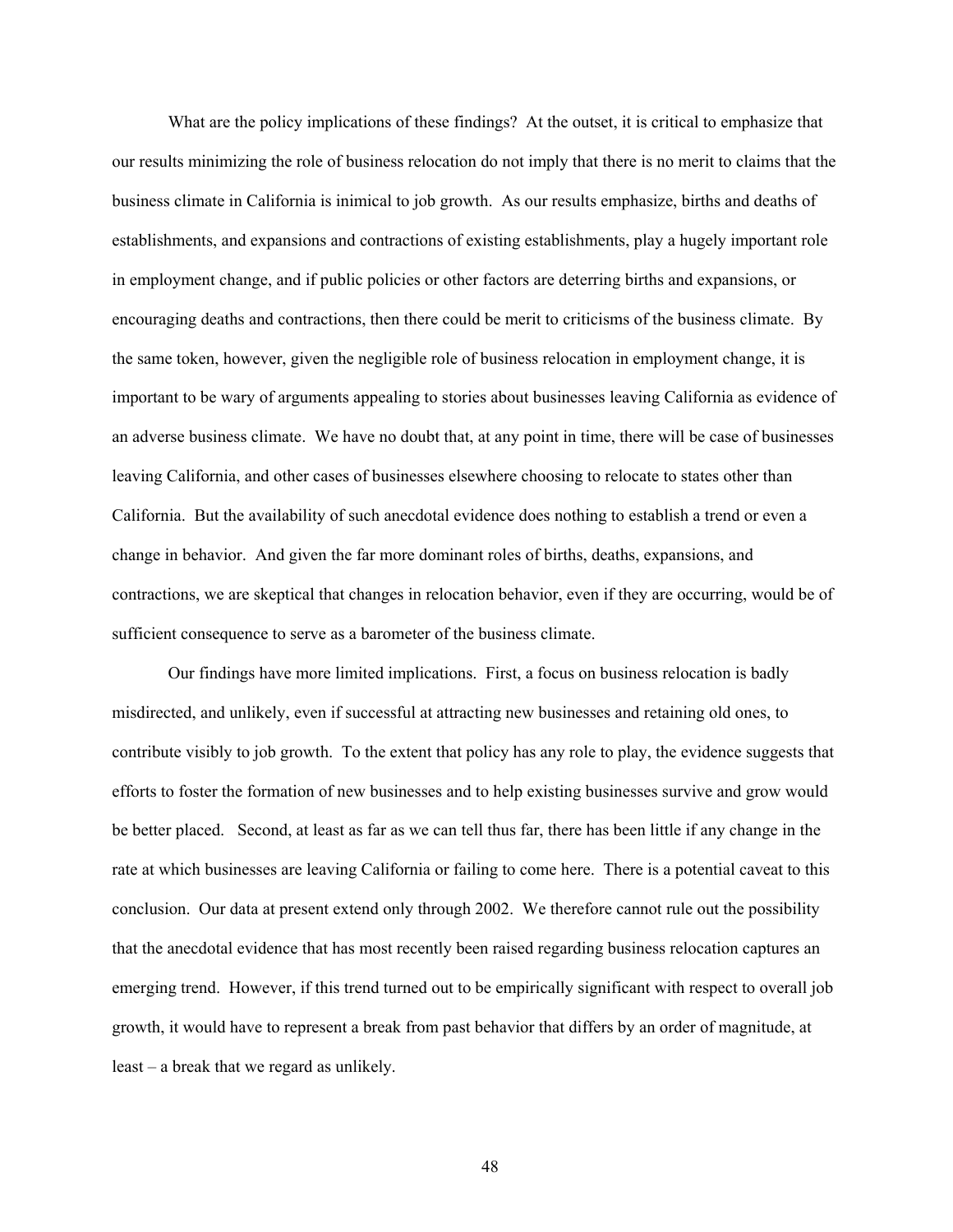What are the policy implications of these findings? At the outset, it is critical to emphasize that our results minimizing the role of business relocation do not imply that there is no merit to claims that the business climate in California is inimical to job growth. As our results emphasize, births and deaths of establishments, and expansions and contractions of existing establishments, play a hugely important role in employment change, and if public policies or other factors are deterring births and expansions, or encouraging deaths and contractions, then there could be merit to criticisms of the business climate. By the same token, however, given the negligible role of business relocation in employment change, it is important to be wary of arguments appealing to stories about businesses leaving California as evidence of an adverse business climate. We have no doubt that, at any point in time, there will be case of businesses leaving California, and other cases of businesses elsewhere choosing to relocate to states other than California. But the availability of such anecdotal evidence does nothing to establish a trend or even a change in behavior. And given the far more dominant roles of births, deaths, expansions, and contractions, we are skeptical that changes in relocation behavior, even if they are occurring, would be of sufficient consequence to serve as a barometer of the business climate.

Our findings have more limited implications. First, a focus on business relocation is badly misdirected, and unlikely, even if successful at attracting new businesses and retaining old ones, to contribute visibly to job growth. To the extent that policy has any role to play, the evidence suggests that efforts to foster the formation of new businesses and to help existing businesses survive and grow would be better placed. Second, at least as far as we can tell thus far, there has been little if any change in the rate at which businesses are leaving California or failing to come here. There is a potential caveat to this conclusion. Our data at present extend only through 2002. We therefore cannot rule out the possibility that the anecdotal evidence that has most recently been raised regarding business relocation captures an emerging trend. However, if this trend turned out to be empirically significant with respect to overall job growth, it would have to represent a break from past behavior that differs by an order of magnitude, at least – a break that we regard as unlikely.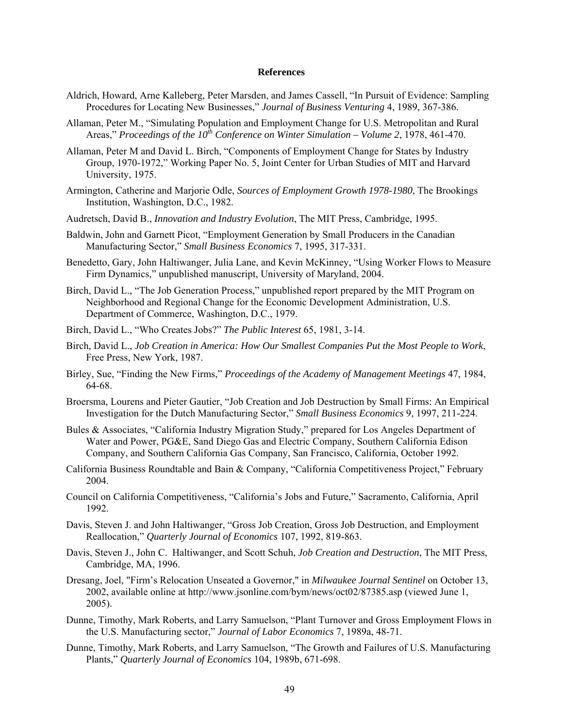## References

Aldrich, Howard, Arne Kalleberg, Peter Marsden, and James Cassell, "In Pursuit of Evidence: Sampling Procedures for Locating New Businesses," *Journal of Business Venturing* 4, 1989, 367-386.

Allaman, Peter M., "Simulating Population and Employment Change for U.S. Metropolitan and Rural Areas," *Proceedings of the 10th Conference on Winter Simulation – Volume 2*, 1978, 461-470.

Allaman, Peter M and David L. Birch, "Components of Employment Change for States by Industry Group, 1970-1972," Working Paper No. 5, Joint Center for Urban Studies of MIT and Harvard University, 1975.

Armington, Catherine and Marjorie Odle, *Sources of Employment Growth 1978-1980*, The Brookings Institution, Washington, D.C., 1982.

Audretsch, David B., *Innovation and Industry Evolution*, The MIT Press, Cambridge, 1995.

Baldwin, John and Garnett Picot, "Employment Generation by Small Producers in the Canadian Manufacturing Sector," *Small Business Economics* 7, 1995, 317-331.

Benedetto, Gary, John Haltiwanger, Julia Lane, and Kevin McKinney, "Using Worker Flows to Measure Firm Dynamics," unpublished manuscript, University of Maryland, 2004.

Birch, David L., "The Job Generation Process," unpublished report prepared by the MIT Program on Neighborhood and Regional Change for the Economic Development Administration, U.S. Department of Commerce, Washington, D.C., 1979.

Birch, David L., "Who Creates Jobs?" *The Public Interest* 65, 1981, 3-14.

Birch, David L., *Job Creation in America: How Our Smallest Companies Put the Most People to Work*, Free Press, New York, 1987.

Birley, Sue, "Finding the New Firms," *Proceedings of the Academy of Management Meetings* 47, 1984, 64-68.

Broersma, Lourens and Pieter Gautier, "Job Creation and Job Destruction by Small Firms: An Empirical Investigation for the Dutch Manufacturing Sector," *Small Business Economics* 9, 1997, 211-224.

Bules & Associates, "California Industry Migration Study," prepared for Los Angeles Department of Water and Power, PG&E, Sand Diego Gas and Electric Company, Southern California Edison Company, and Southern California Gas Company, San Francisco, California, October 1992.

California Business Roundtable and Bain & Company, "California Competitiveness Project," February 2004.

Council on California Competitiveness, "California's Jobs and Future," Sacramento, California, April 1992.

Davis, Steven J. and John Haltiwanger, "Gross Job Creation, Gross Job Destruction, and Employment Reallocation," *Quarterly Journal of Economics* 107, 1992, 819-863.

Davis, Steven J., John C. Haltiwanger, and Scott Schuh, *Job Creation and Destruction*, The MIT Press, Cambridge, MA, 1996.

Dresang, Joel, "Firm's Relocation Unseated a Governor," in *Milwaukee Journal Sentinel* on October 13, 2002, available online at http://www.jsonline.com/bym/news/oct02/87385.asp (viewed June 1, 2005).

Dunne, Timothy, Mark Roberts, and Larry Samuelson, "Plant Turnover and Gross Employment Flows in the U.S. Manufacturing sector," *Journal of Labor Economics* 7, 1989a, 48-71.

Dunne, Timothy, Mark Roberts, and Larry Samuelson, "The Growth and Failures of U.S. Manufacturing Plants," *Quarterly Journal of Economics* 104, 1989b, 671-698.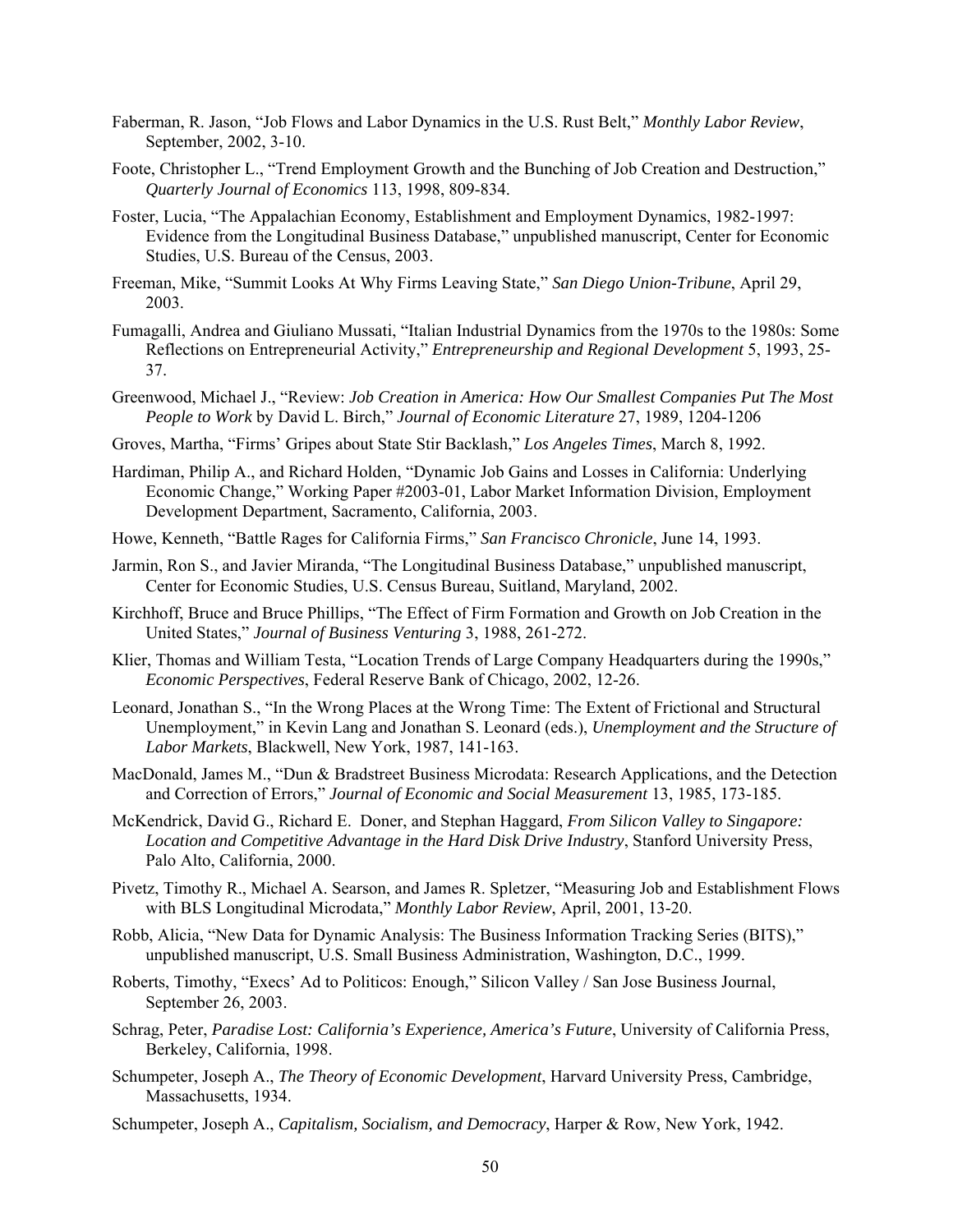Faberman, R. Jason, "Job Flows and Labor Dynamics in the U.S. Rust Belt," *Monthly Labor Review*, September, 2002, 3-10.

Foote, Christopher L., "Trend Employment Growth and the Bunching of Job Creation and Destruction," *Quarterly Journal of Economics* 113, 1998, 809-834.

Foster, Lucia, "The Appalachian Economy, Establishment and Employment Dynamics, 1982-1997: Evidence from the Longitudinal Business Database," unpublished manuscript, Center for Economic Studies, U.S. Bureau of the Census, 2003.

Freeman, Mike, "Summit Looks At Why Firms Leaving State," *San Diego Union-Tribune*, April 29, 2003.

Fumagalli, Andrea and Giuliano Mussati, "Italian Industrial Dynamics from the 1970s to the 1980s: Some Reflections on Entrepreneurial Activity," *Entrepreneurship and Regional Development* 5, 1993, 25-37.

Greenwood, Michael J., "Review: *Job Creation in America: How Our Smallest Companies Put The Most People to Work* by David L. Birch," *Journal of Economic Literature* 27, 1989, 1204-1206

Groves, Martha, "Firms' Gripes about State Stir Backlash," *Los Angeles Times*, March 8, 1992.

Hardiman, Philip A., and Richard Holden, "Dynamic Job Gains and Losses in California: Underlying Economic Change," Working Paper #2003-01, Labor Market Information Division, Employment Development Department, Sacramento, California, 2003.

Howe, Kenneth, "Battle Rages for California Firms," *San Francisco Chronicle*, June 14, 1993.

Jarmin, Ron S., and Javier Miranda, "The Longitudinal Business Database," unpublished manuscript, Center for Economic Studies, U.S. Census Bureau, Suitland, Maryland, 2002.

Kirchhoff, Bruce and Bruce Phillips, "The Effect of Firm Formation and Growth on Job Creation in the United States," *Journal of Business Venturing* 3, 1988, 261-272.

Klier, Thomas and William Testa, "Location Trends of Large Company Headquarters during the 1990s," *Economic Perspectives*, Federal Reserve Bank of Chicago, 2002, 12-26.

Leonard, Jonathan S., "In the Wrong Places at the Wrong Time: The Extent of Frictional and Structural Unemployment," in Kevin Lang and Jonathan S. Leonard (eds.), *Unemployment and the Structure of Labor Markets*, Blackwell, New York, 1987, 141-163.

MacDonald, James M., "Dun & Bradstreet Business Microdata: Research Applications, and the Detection and Correction of Errors," *Journal of Economic and Social Measurement* 13, 1985, 173-185.

McKendrick, David G., Richard E. Doner, and Stephan Haggard, *From Silicon Valley to Singapore: Location and Competitive Advantage in the Hard Disk Drive Industry*, Stanford University Press, Palo Alto, California, 2000.

Pivetz, Timothy R., Michael A. Searson, and James R. Spletzer, "Measuring Job and Establishment Flows with BLS Longitudinal Microdata," *Monthly Labor Review*, April, 2001, 13-20.

Robb, Alicia, "New Data for Dynamic Analysis: The Business Information Tracking Series (BITS)," unpublished manuscript, U.S. Small Business Administration, Washington, D.C., 1999.

Roberts, Timothy, "Execs' Ad to Politicos: Enough," Silicon Valley / San Jose Business Journal, September 26, 2003.

Schrag, Peter, *Paradise Lost: California's Experience, America's Future*, University of California Press, Berkeley, California, 1998.

Schumpeter, Joseph A., *The Theory of Economic Development*, Harvard University Press, Cambridge, Massachusetts, 1934.

Schumpeter, Joseph A., *Capitalism, Socialism, and Democracy*, Harper & Row, New York, 1942.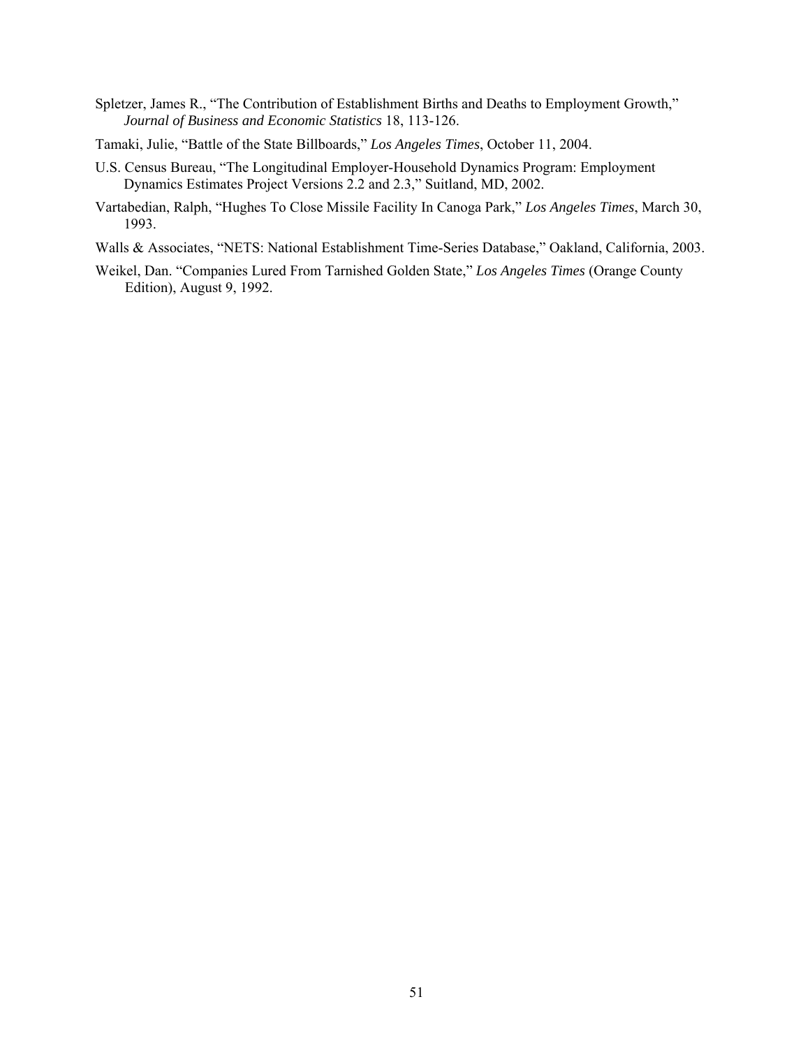Spletzer, James R., "The Contribution of Establishment Births and Deaths to Employment Growth," *Journal of Business and Economic Statistics* 18, 113-126.

Tamaki, Julie, "Battle of the State Billboards," *Los Angeles Times*, October 11, 2004.

U.S. Census Bureau, "The Longitudinal Employer-Household Dynamics Program: Employment Dynamics Estimates Project Versions 2.2 and 2.3," Suitland, MD, 2002.

Vartabedian, Ralph, "Hughes To Close Missile Facility In Canoga Park," *Los Angeles Times*, March 30, 1993.

Walls & Associates, "NETS: National Establishment Time-Series Database," Oakland, California, 2003.

Weikel, Dan. "Companies Lured From Tarnished Golden State," *Los Angeles Times* (Orange County Edition), August 9, 1992.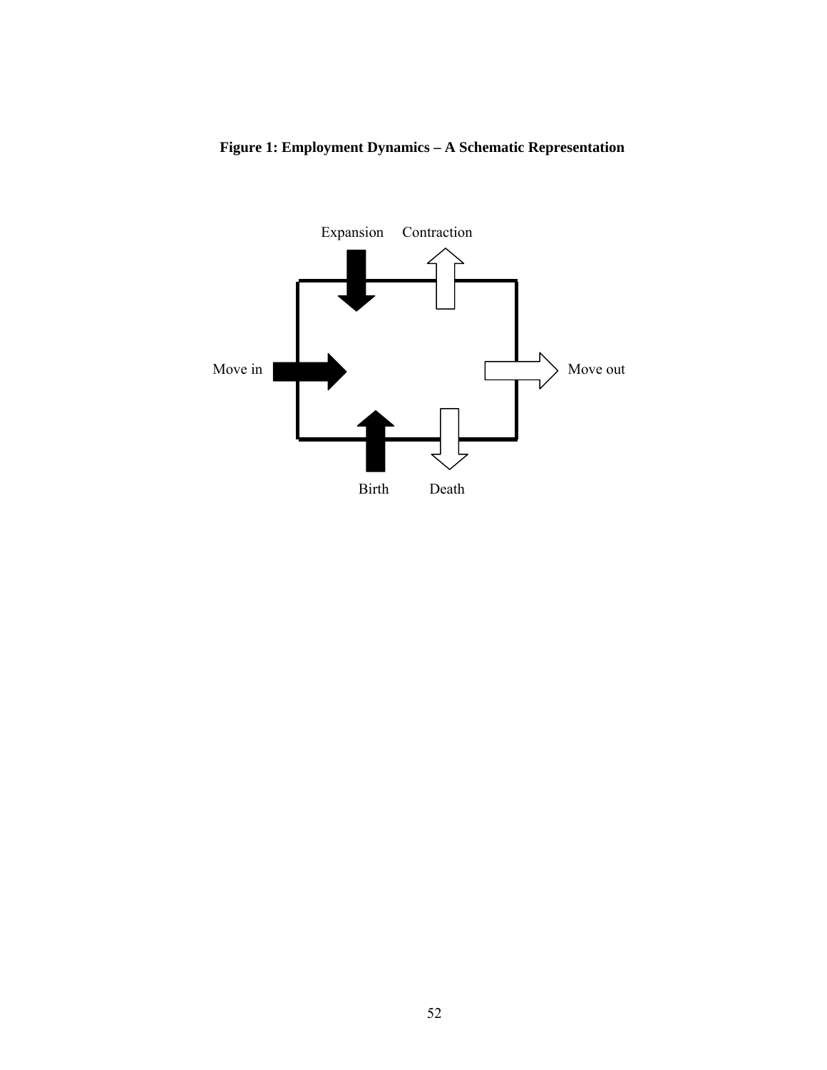**Figure 1: Employment Dynamics – A Schematic Representation**

Expansion Contraction

Move in Move out

Birth Death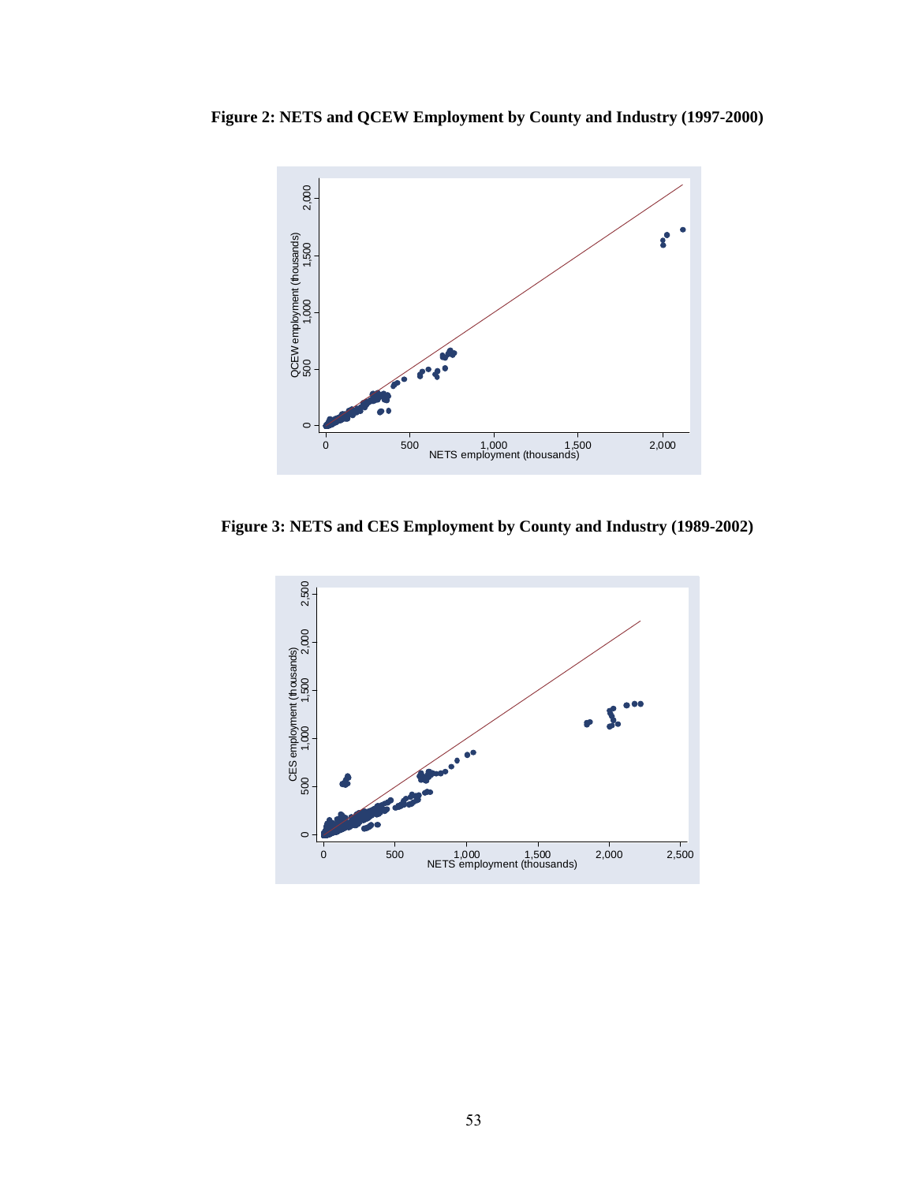**Figure 2: NETS and QCEW Employment by County and Industry (1997-2000)**

**Figure 3: NETS and CES Employment by County and Industry (1989-2002)**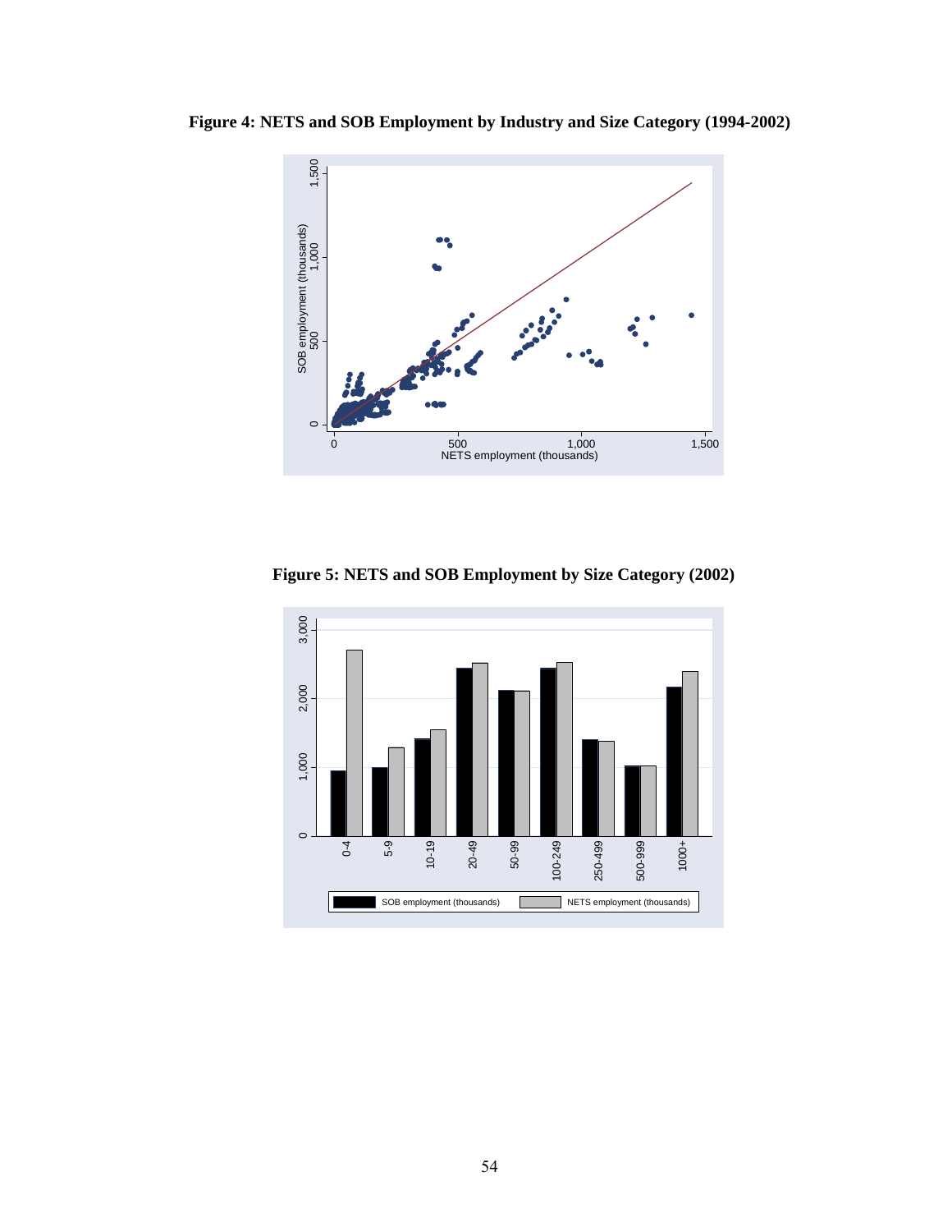**Figure 4: NETS and SOB Employment by Industry and Size Category (1994-2002)**

**Figure 5: NETS and SOB Employment by Size Category (2002)**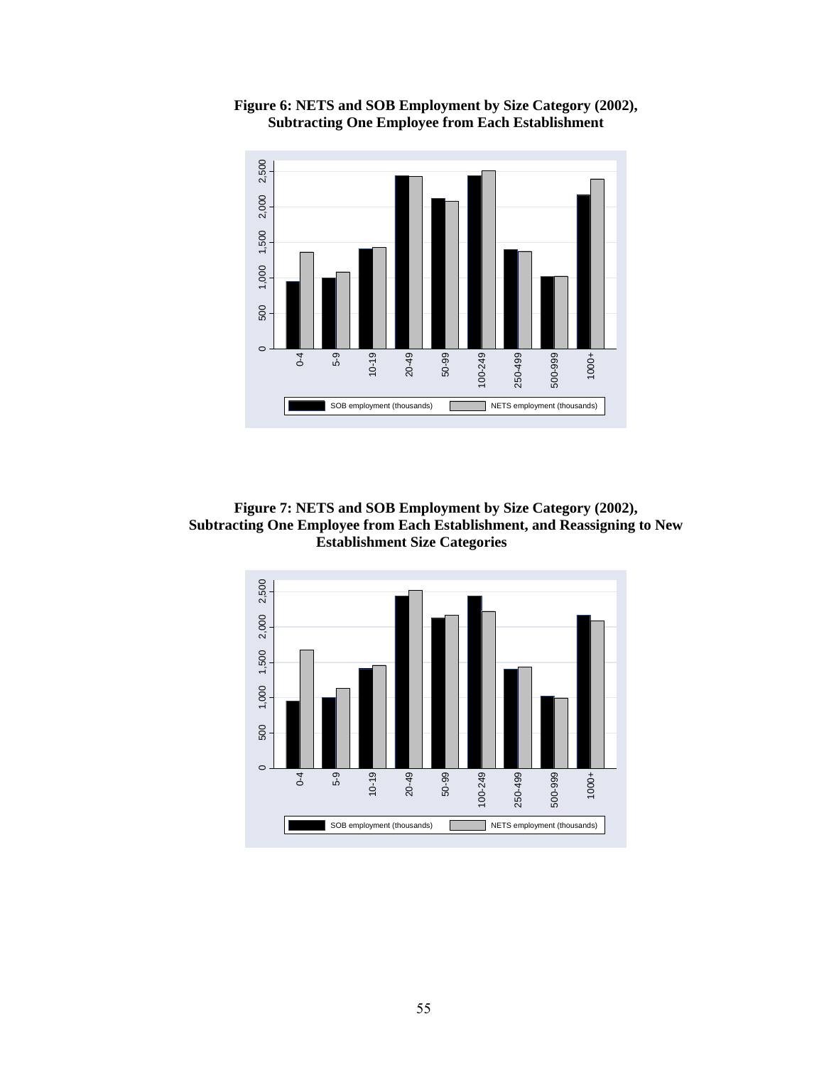**Figure 6: NETS and SOB Employment by Size Category (2002), Subtracting One Employee from Each Establishment**

**Figure 7: NETS and SOB Employment by Size Category (2002), Subtracting One Employee from Each Establishment, and Reassigning to New Establishment Size Categories**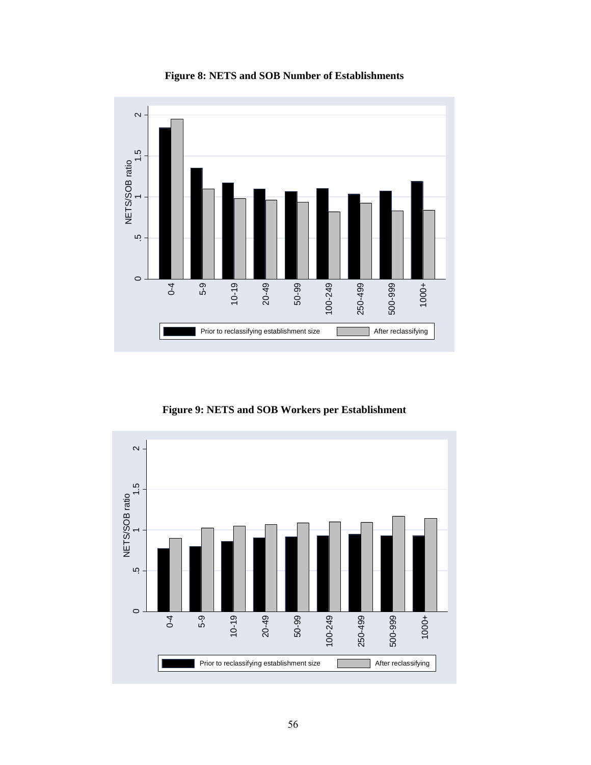**Figure 8: NETS and SOB Number of Establishments**

**Figure 9: NETS and SOB Workers per Establishment**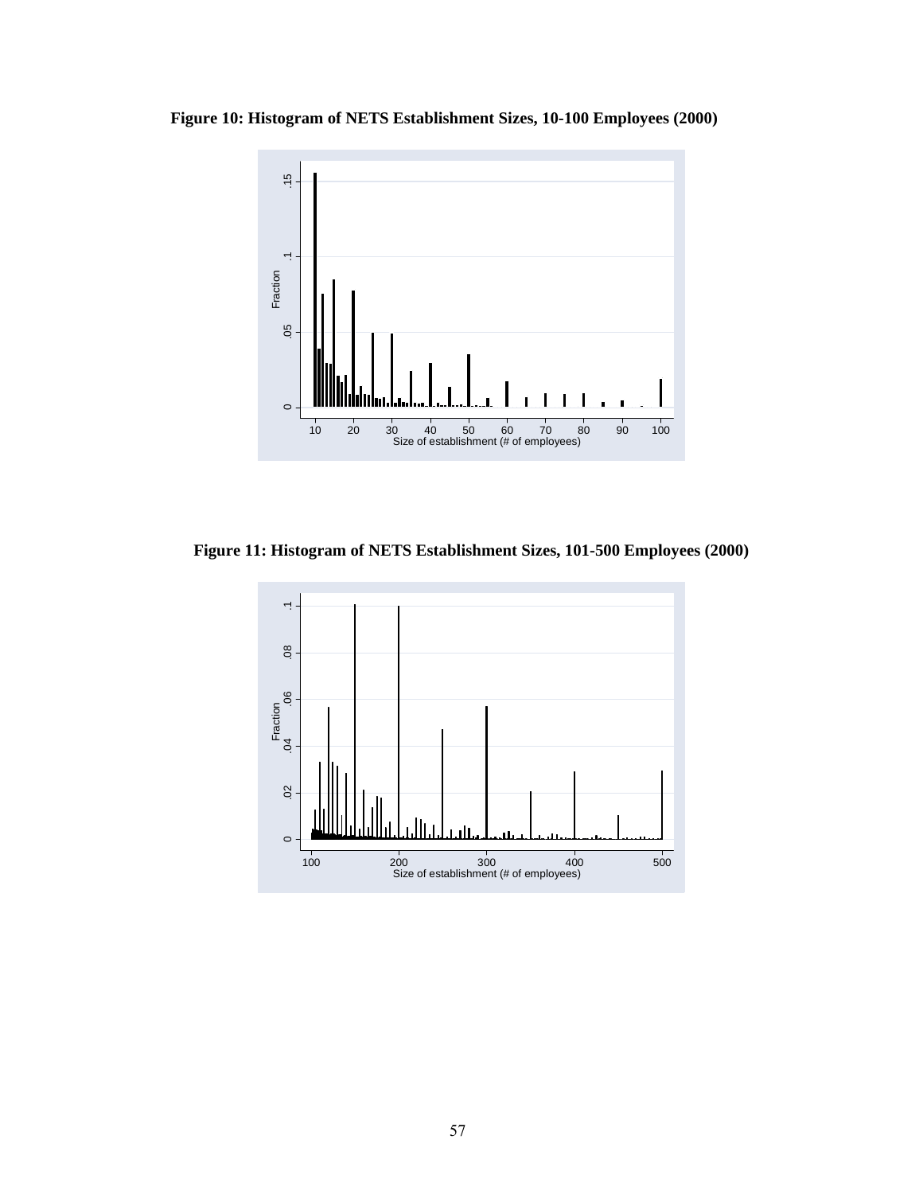**Figure 10: Histogram of NETS Establishment Sizes, 10-100 Employees (2000)**

**Figure 11: Histogram of NETS Establishment Sizes, 101-500 Employees (2000)**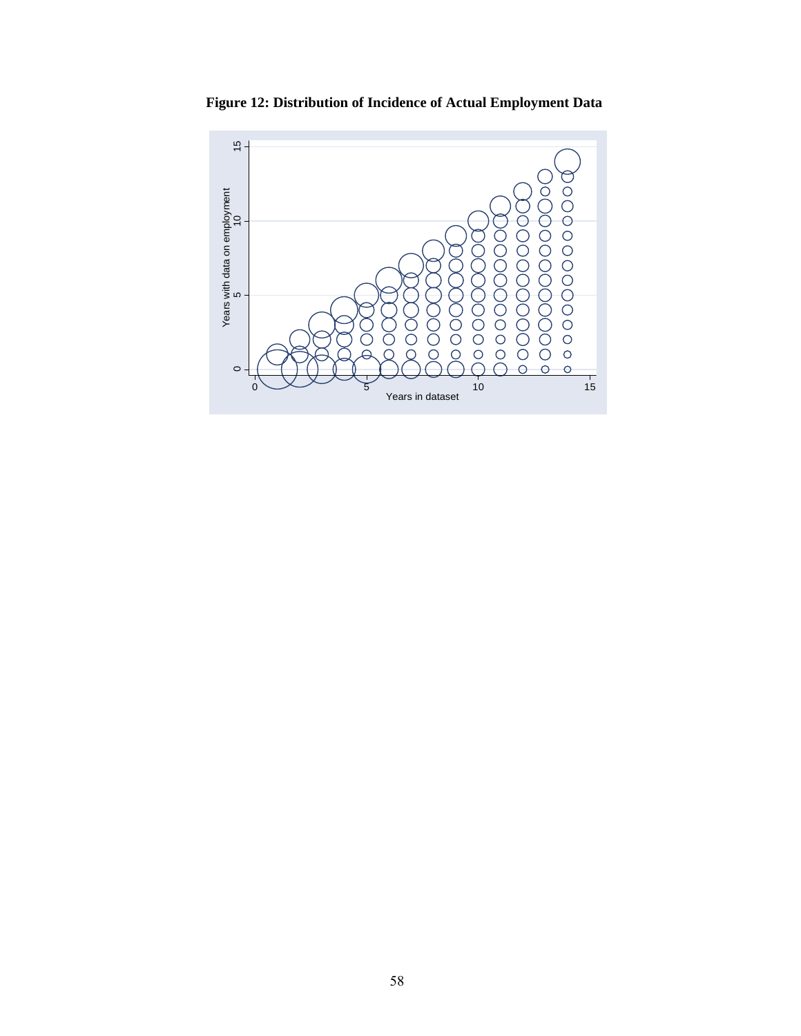**Figure 12: Distribution of Incidence of Actual Employment Data**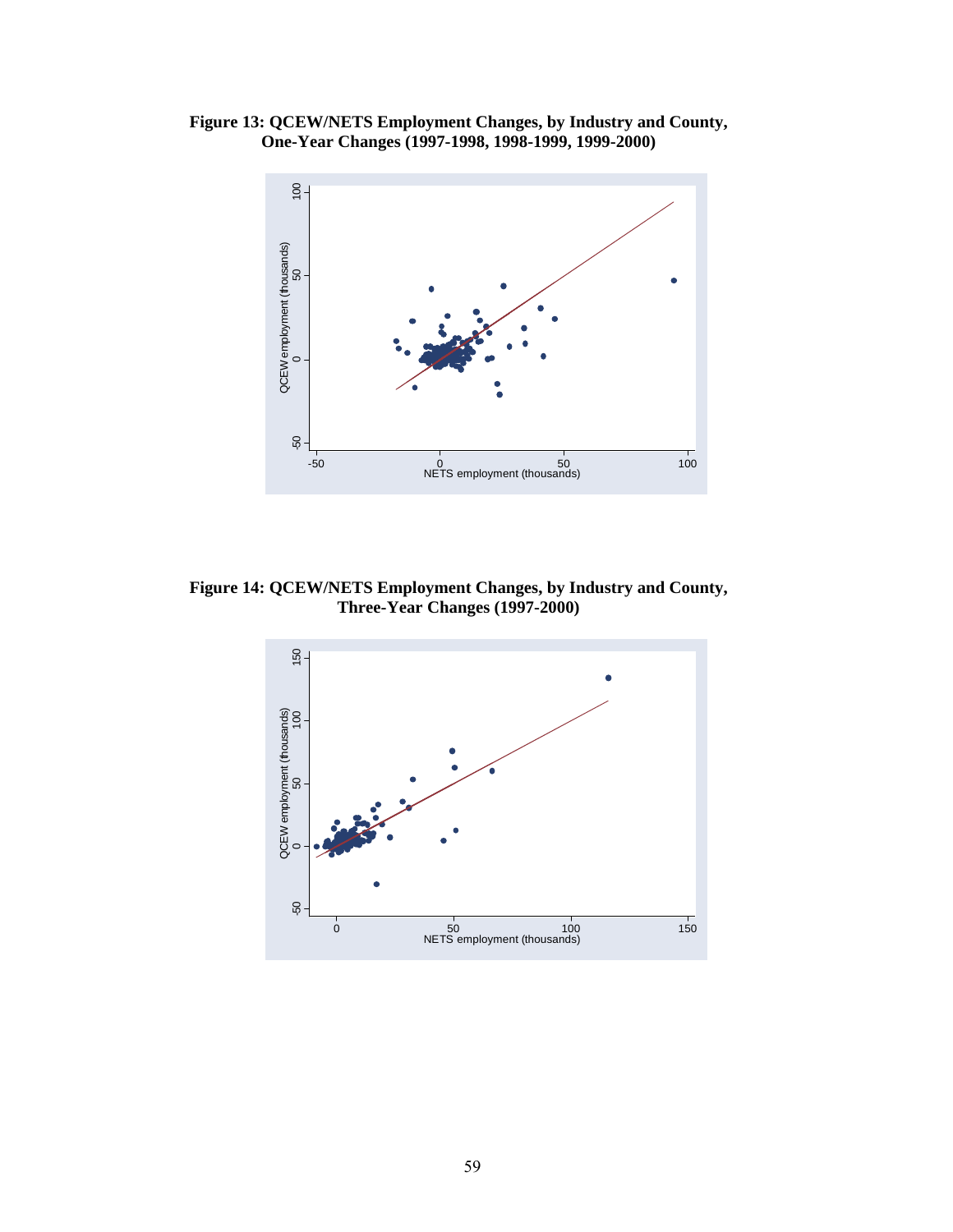**Figure 13: QCEW/NETS Employment Changes, by Industry and County, One-Year Changes (1997-1998, 1998-1999, 1999-2000)**

**Figure 14: QCEW/NETS Employment Changes, by Industry and County, Three-Year Changes (1997-2000)**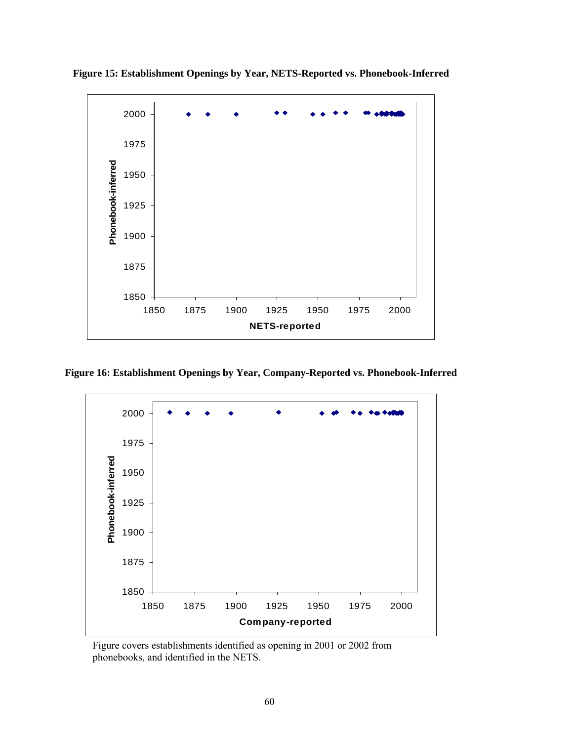**Figure 15: Establishment Openings by Year, NETS-Reported vs. Phonebook-Inferred**

**Figure 16: Establishment Openings by Year, Company-Reported vs. Phonebook-Inferred**

Figure covers establishments identified as opening in 2001 or 2002 from phonebooks, and identified in the NETS.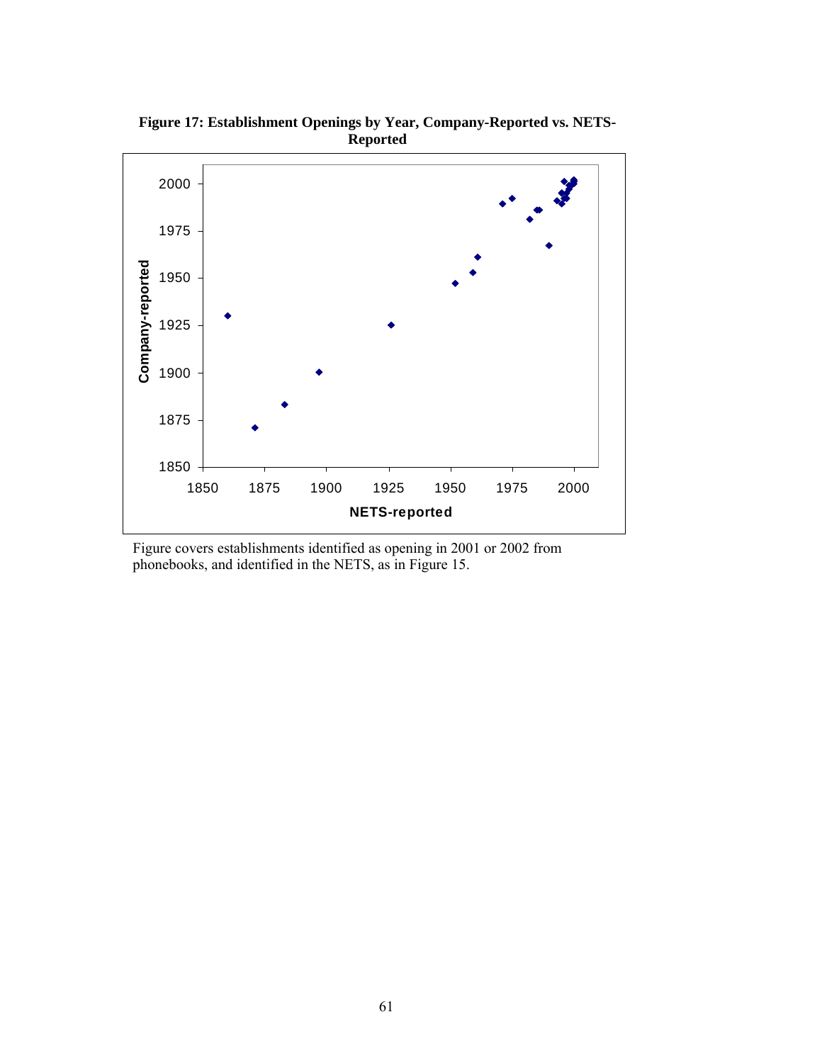**Figure 17: Establishment Openings by Year, Company-Reported vs. NETS-Reported**

Figure covers establishments identified as opening in 2001 or 2002 from phonebooks, and identified in the NETS, as in Figure 15.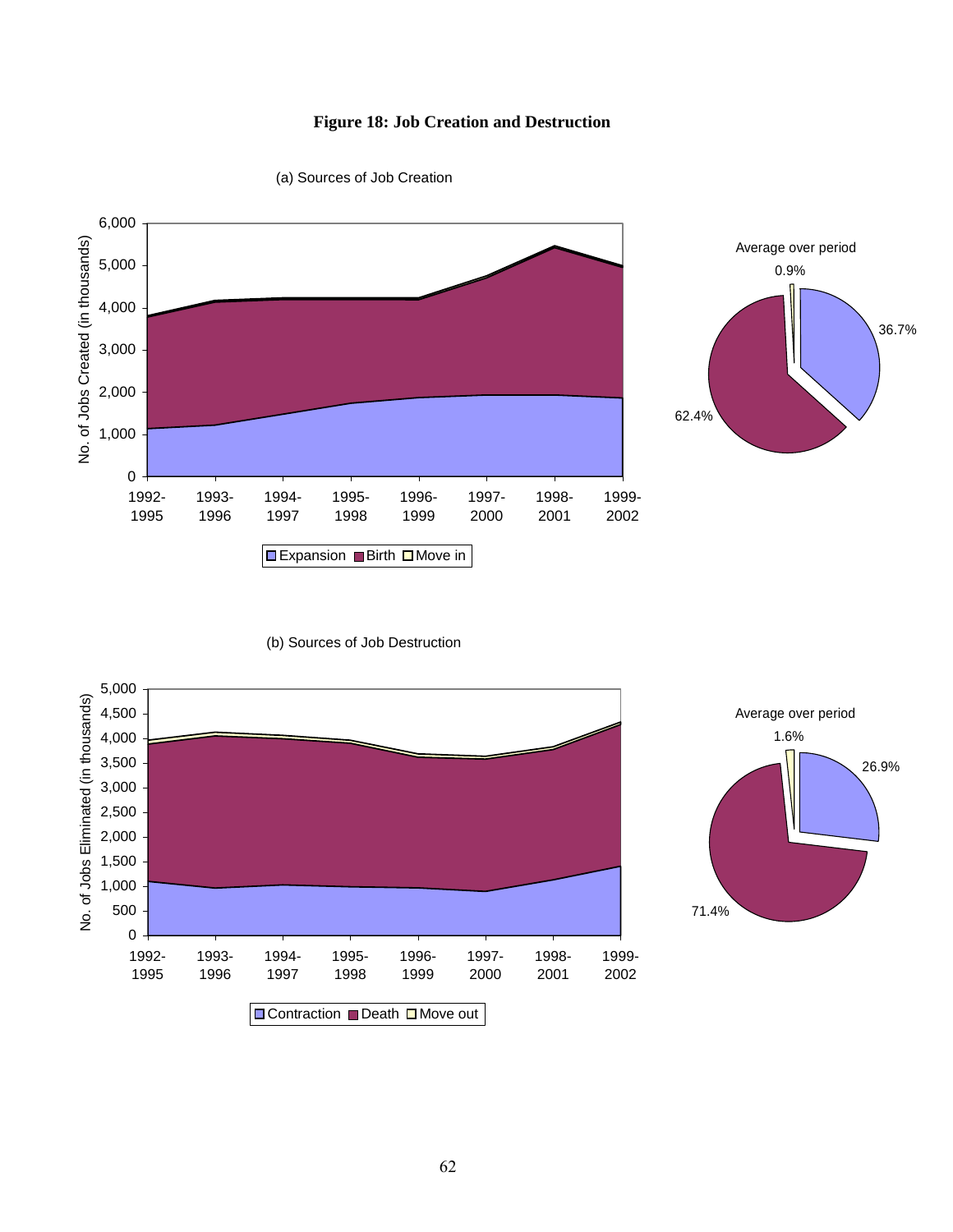**Figure 18: Job Creation and Destruction**

(a) Sources of Job Creation

(b) Sources of Job Destruction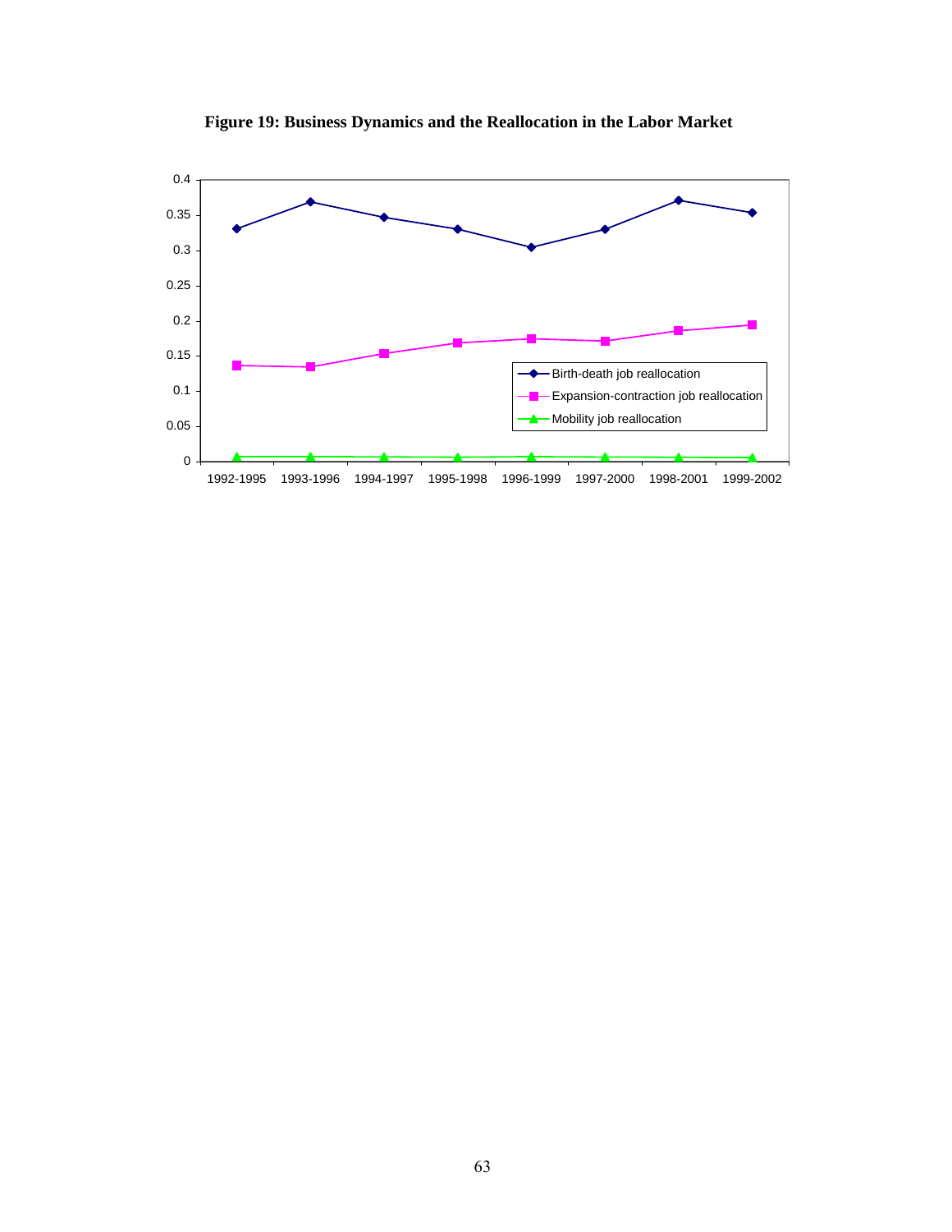**Figure 19: Business Dynamics and the Reallocation in the Labor Market**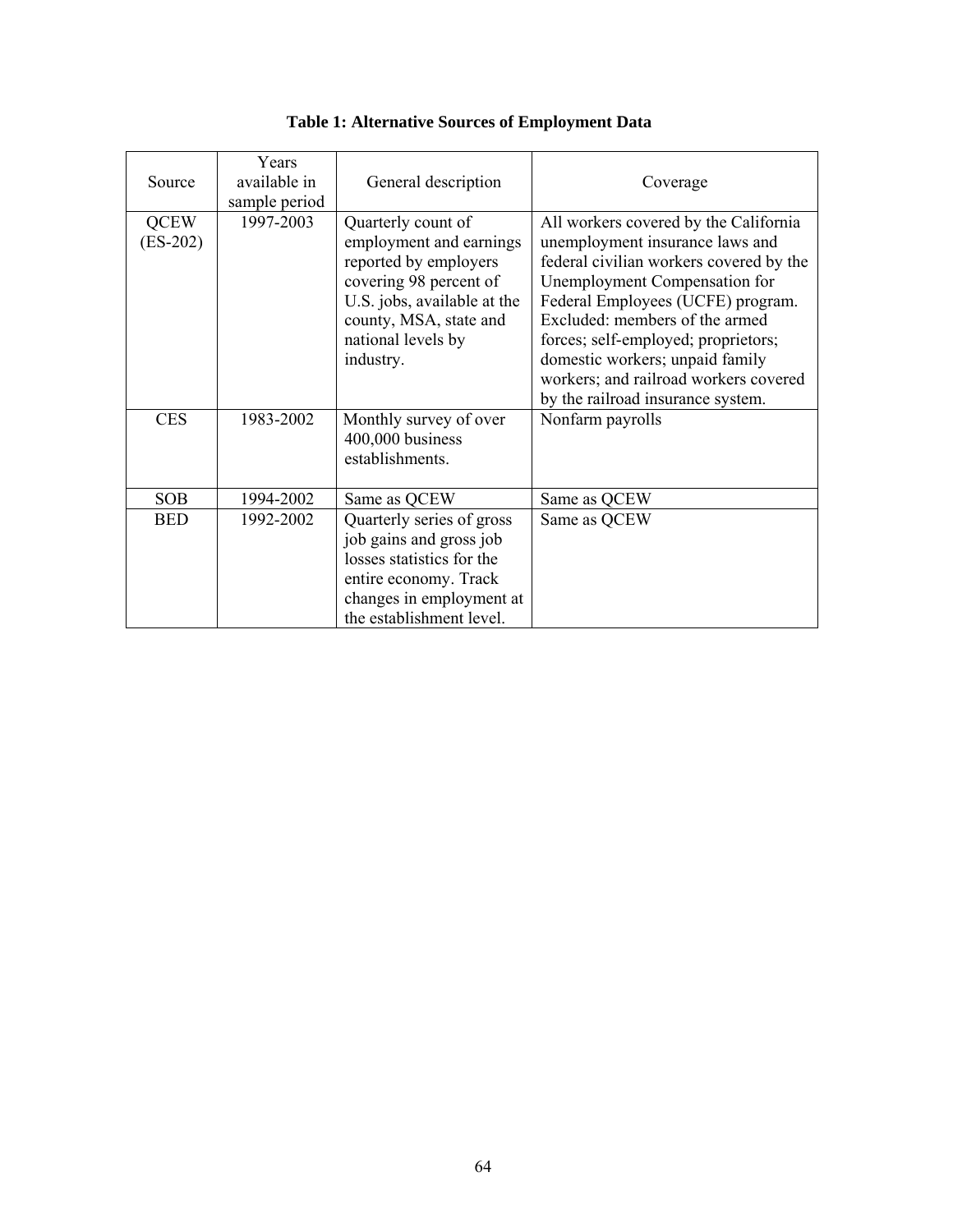**Table 1: Alternative Sources of Employment Data**

| Source | Years available in sample period | General description | Coverage |
| --- | --- | --- | --- |
| QCEW (ES-202) | 1997-2003 | Quarterly count of employment and earnings reported by employers covering 98 percent of U.S. jobs, available at the county, MSA, state and national levels by industry. | All workers covered by the California unemployment insurance laws and federal civilian workers covered by the Unemployment Compensation for Federal Employees (UCFE) program. Excluded: members of the armed forces; self-employed; proprietors; domestic workers; unpaid family workers; and railroad workers covered by the railroad insurance system. |
| CES | 1983-2002 | Monthly survey of over 400,000 business establishments. | Nonfarm payrolls |
| SOB | 1994-2002 | Same as QCEW | Same as QCEW |
| BED | 1992-2002 | Quarterly series of gross job gains and gross job losses statistics for the entire economy. Track changes in employment at the establishment level. | Same as QCEW |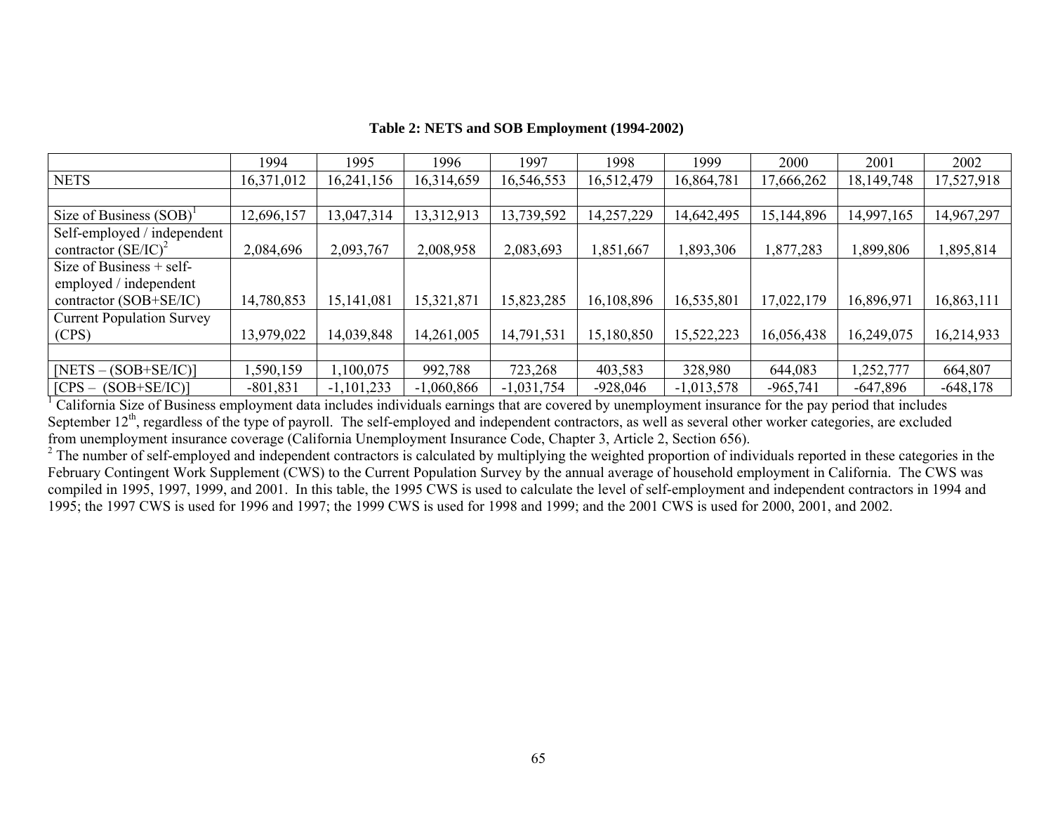**Table 2: NETS and SOB Employment (1994-2002)**

| | 1994 | 1995 | 1996 | 1997 | 1998 | 1999 | 2000 | 2001 | 2002 |
|---|---|---|---|---|---|---|---|---|---|
| NETS | 16,371,012 | 16,241,156 | 16,314,659 | 16,546,553 | 16,512,479 | 16,864,781 | 17,666,262 | 18,149,748 | 17,527,918 |
| | | | | | | | | | |
| Size of Business (SOB)[1] | 12,696,157 | 13,047,314 | 13,312,913 | 13,739,592 | 14,257,229 | 14,642,495 | 15,144,896 | 14,997,165 | 14,967,297 |
| Self-employed / independent contractor (SE/IC)[2] | 2,084,696 | 2,093,767 | 2,008,958 | 2,083,693 | 1,851,667 | 1,893,306 | 1,877,283 | 1,899,806 | 1,895,814 |
| Size of Business + self-employed / independent contractor (SOB+SE/IC) | 14,780,853 | 15,141,081 | 15,321,871 | 15,823,285 | 16,108,896 | 16,535,801 | 17,022,179 | 16,896,971 | 16,863,111 |
| Current Population Survey (CPS) | 13,979,022 | 14,039,848 | 14,261,005 | 14,791,531 | 15,180,850 | 15,522,223 | 16,056,438 | 16,249,075 | 16,214,933 |
| | | | | | | | | | |
| [NETS – (SOB+SE/IC)] | 1,590,159 | 1,100,075 | 992,788 | 723,268 | 403,583 | 328,980 | 644,083 | 1,252,777 | 664,807 |
| [CPS – (SOB+SE/IC)] | -801,831 | -1,101,233 | -1,060,866 | -1,031,754 | -928,046 | -1,013,578 | -965,741 | -647,896 | -648,178 |

[1] California Size of Business employment data includes individuals earnings that are covered by unemployment insurance for the pay period that includes September 12th, regardless of the type of payroll. The self-employed and independent contractors, as well as several other worker categories, are excluded from unemployment insurance coverage (California Unemployment Insurance Code, Chapter 3, Article 2, Section 656).

[2] The number of self-employed and independent contractors is calculated by multiplying the weighted proportion of individuals reported in these categories in the February Contingent Work Supplement (CWS) to the Current Population Survey by the annual average of household employment in California. The CWS was compiled in 1995, 1997, 1999, and 2001. In this table, the 1995 CWS is used to calculate the level of self-employment and independent contractors in 1994 and 1995; the 1997 CWS is used for 1996 and 1997; the 1999 CWS is used for 1998 and 1999; and the 2001 CWS is used for 2000, 2001, and 2002.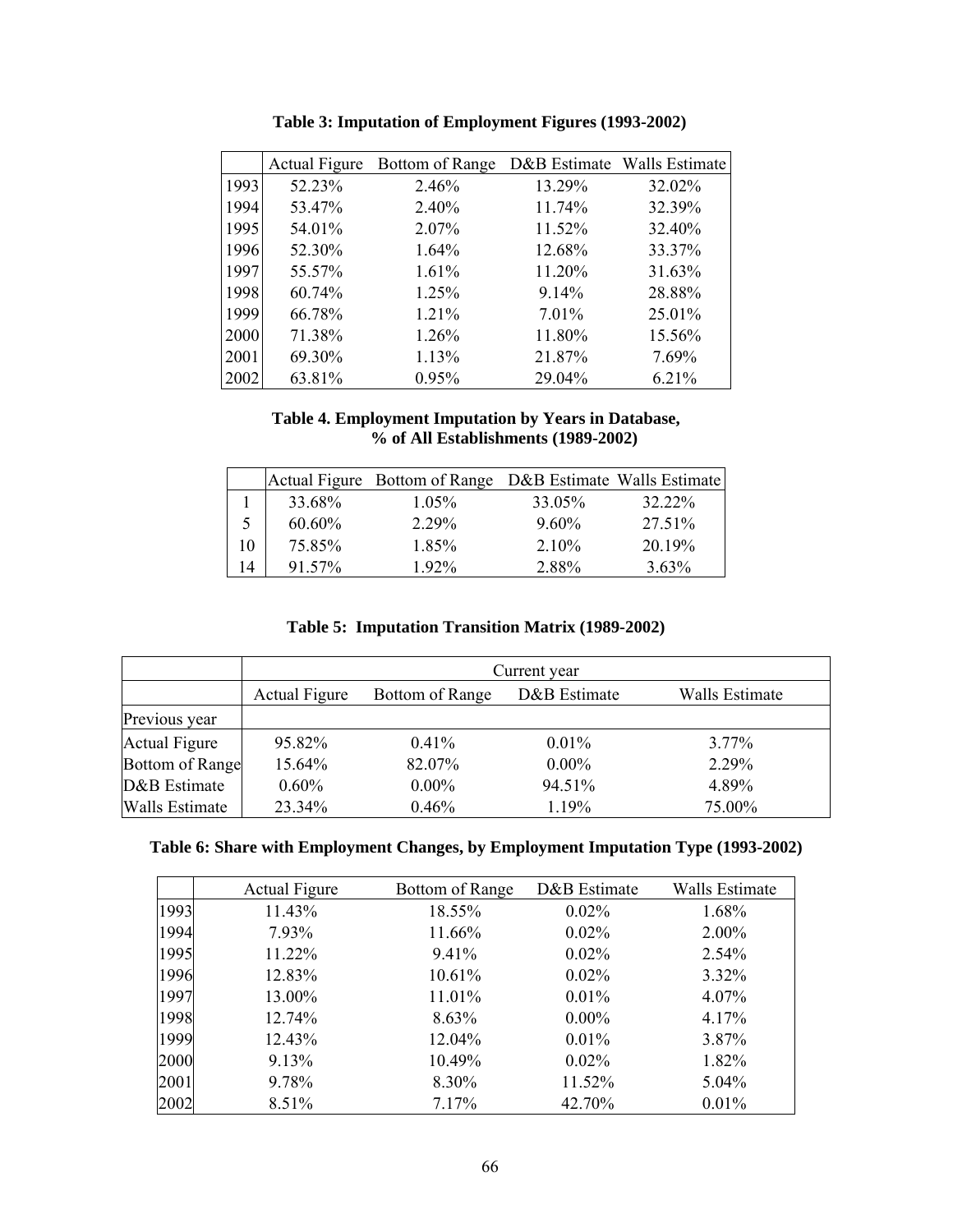**Table 3: Imputation of Employment Figures (1993-2002)**

| | Actual Figure | Bottom of Range | D&B Estimate | Walls Estimate |
|---|---|---|---|---|
| 1993 | 52.23% | 2.46% | 13.29% | 32.02% |
| 1994 | 53.47% | 2.40% | 11.74% | 32.39% |
| 1995 | 54.01% | 2.07% | 11.52% | 32.40% |
| 1996 | 52.30% | 1.64% | 12.68% | 33.37% |
| 1997 | 55.57% | 1.61% | 11.20% | 31.63% |
| 1998 | 60.74% | 1.25% | 9.14% | 28.88% |
| 1999 | 66.78% | 1.21% | 7.01% | 25.01% |
| 2000 | 71.38% | 1.26% | 11.80% | 15.56% |
| 2001 | 69.30% | 1.13% | 21.87% | 7.69% |
| 2002 | 63.81% | 0.95% | 29.04% | 6.21% |

**Table 4. Employment Imputation by Years in Database, % of All Establishments (1989-2002)**

| | Actual Figure | Bottom of Range | D&B Estimate | Walls Estimate |
|---|---|---|---|---|
| 1 | 33.68% | 1.05% | 33.05% | 32.22% |
| 5 | 60.60% | 2.29% | 9.60% | 27.51% |
| 10 | 75.85% | 1.85% | 2.10% | 20.19% |
| 14 | 91.57% | 1.92% | 2.88% | 3.63% |

**Table 5: Imputation Transition Matrix (1989-2002)**

| | Current year | | | |
|---|---|---|---|---|
| | Actual Figure | Bottom of Range | D&B Estimate | Walls Estimate |
| Previous year | | | | |
| Actual Figure | 95.82% | 0.41% | 0.01% | 3.77% |
| Bottom of Range | 15.64% | 82.07% | 0.00% | 2.29% |
| D&B Estimate | 0.60% | 0.00% | 94.51% | 4.89% |
| Walls Estimate | 23.34% | 0.46% | 1.19% | 75.00% |

**Table 6: Share with Employment Changes, by Employment Imputation Type (1993-2002)**

| | Actual Figure | Bottom of Range | D&B Estimate | Walls Estimate |
|---|---|---|---|---|
| 1993 | 11.43% | 18.55% | 0.02% | 1.68% |
| 1994 | 7.93% | 11.66% | 0.02% | 2.00% |
| 1995 | 11.22% | 9.41% | 0.02% | 2.54% |
| 1996 | 12.83% | 10.61% | 0.02% | 3.32% |
| 1997 | 13.00% | 11.01% | 0.01% | 4.07% |
| 1998 | 12.74% | 8.63% | 0.00% | 4.17% |
| 1999 | 12.43% | 12.04% | 0.01% | 3.87% |
| 2000 | 9.13% | 10.49% | 0.02% | 1.82% |
| 2001 | 9.78% | 8.30% | 11.52% | 5.04% |
| 2002 | 8.51% | 7.17% | 42.70% | 0.01% |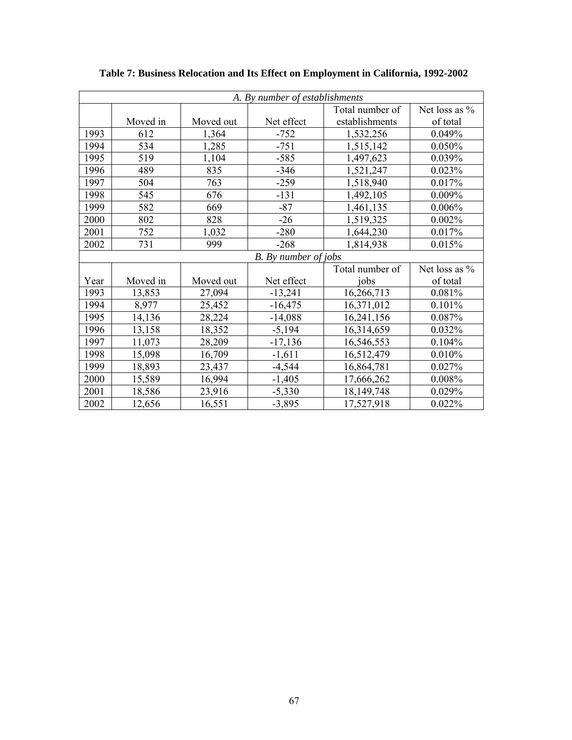**Table 7: Business Relocation and Its Effect on Employment in California, 1992-2002**

| *A. By number of establishments* | | | | | |
|---|---|---|---|---|---|
| | Moved in | Moved out | Net effect | Total number of establishments | Net loss as % of total |
| 1993 | 612 | 1,364 | -752 | 1,532,256 | 0.049% |
| 1994 | 534 | 1,285 | -751 | 1,515,142 | 0.050% |
| 1995 | 519 | 1,104 | -585 | 1,497,623 | 0.039% |
| 1996 | 489 | 835 | -346 | 1,521,247 | 0.023% |
| 1997 | 504 | 763 | -259 | 1,518,940 | 0.017% |
| 1998 | 545 | 676 | -131 | 1,492,105 | 0.009% |
| 1999 | 582 | 669 | -87 | 1,461,135 | 0.006% |
| 2000 | 802 | 828 | -26 | 1,519,325 | 0.002% |
| 2001 | 752 | 1,032 | -280 | 1,644,230 | 0.017% |
| 2002 | 731 | 999 | -268 | 1,814,938 | 0.015% |
| *B. By number of jobs* | | | | | |
| Year | Moved in | Moved out | Net effect | Total number of jobs | Net loss as % of total |
| 1993 | 13,853 | 27,094 | -13,241 | 16,266,713 | 0.081% |
| 1994 | 8,977 | 25,452 | -16,475 | 16,371,012 | 0.101% |
| 1995 | 14,136 | 28,224 | -14,088 | 16,241,156 | 0.087% |
| 1996 | 13,158 | 18,352 | -5,194 | 16,314,659 | 0.032% |
| 1997 | 11,073 | 28,209 | -17,136 | 16,546,553 | 0.104% |
| 1998 | 15,098 | 16,709 | -1,611 | 16,512,479 | 0.010% |
| 1999 | 18,893 | 23,437 | -4,544 | 16,864,781 | 0.027% |
| 2000 | 15,589 | 16,994 | -1,405 | 17,666,262 | 0.008% |
| 2001 | 18,586 | 23,916 | -5,330 | 18,149,748 | 0.029% |
| 2002 | 12,656 | 16,551 | -3,895 | 17,527,918 | 0.022% |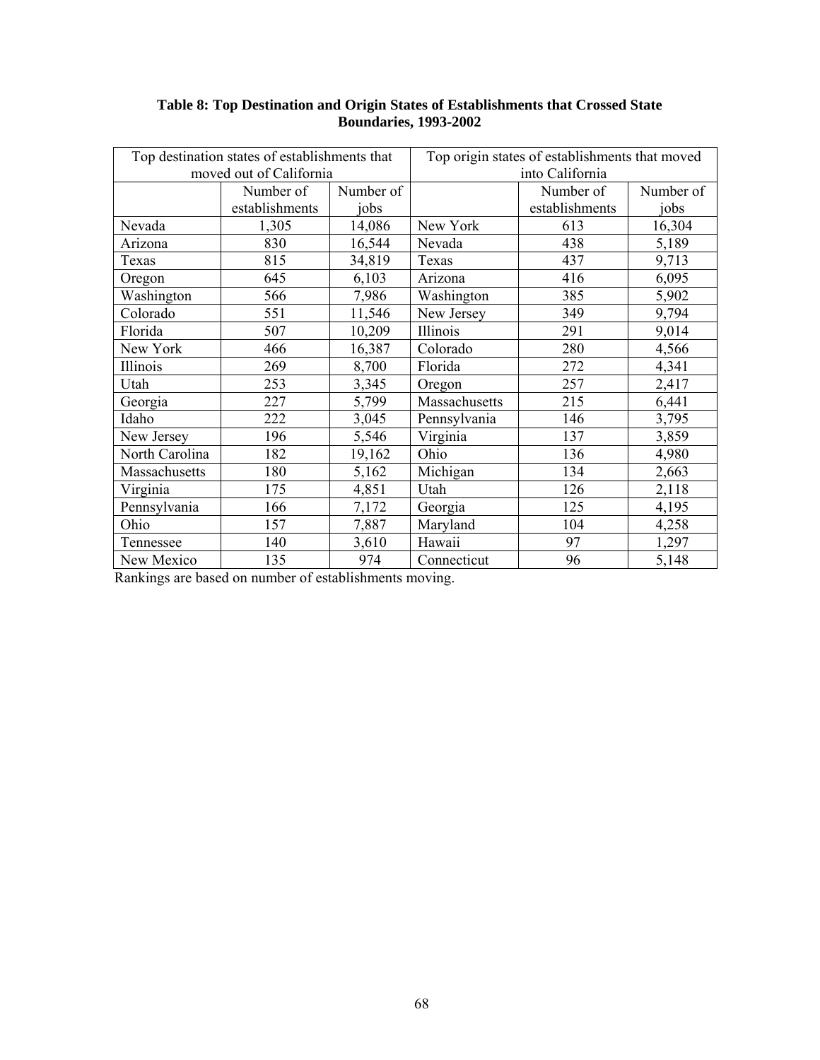**Table 8: Top Destination and Origin States of Establishments that Crossed State Boundaries, 1993-2002**

| Top destination states of establishments that moved out of California | | | Top origin states of establishments that moved into California | | |
|---|---|---|---|---|---|
| | Number of establishments | Number of jobs | | Number of establishments | Number of jobs |
| Nevada | 1,305 | 14,086 | New York | 613 | 16,304 |
| Arizona | 830 | 16,544 | Nevada | 438 | 5,189 |
| Texas | 815 | 34,819 | Texas | 437 | 9,713 |
| Oregon | 645 | 6,103 | Arizona | 416 | 6,095 |
| Washington | 566 | 7,986 | Washington | 385 | 5,902 |
| Colorado | 551 | 11,546 | New Jersey | 349 | 9,794 |
| Florida | 507 | 10,209 | Illinois | 291 | 9,014 |
| New York | 466 | 16,387 | Colorado | 280 | 4,566 |
| Illinois | 269 | 8,700 | Florida | 272 | 4,341 |
| Utah | 253 | 3,345 | Oregon | 257 | 2,417 |
| Georgia | 227 | 5,799 | Massachusetts | 215 | 6,441 |
| Idaho | 222 | 3,045 | Pennsylvania | 146 | 3,795 |
| New Jersey | 196 | 5,546 | Virginia | 137 | 3,859 |
| North Carolina | 182 | 19,162 | Ohio | 136 | 4,980 |
| Massachusetts | 180 | 5,162 | Michigan | 134 | 2,663 |
| Virginia | 175 | 4,851 | Utah | 126 | 2,118 |
| Pennsylvania | 166 | 7,172 | Georgia | 125 | 4,195 |
| Ohio | 157 | 7,887 | Maryland | 104 | 4,258 |
| Tennessee | 140 | 3,610 | Hawaii | 97 | 1,297 |
| New Mexico | 135 | 974 | Connecticut | 96 | 5,148 |

Rankings are based on number of establishments moving.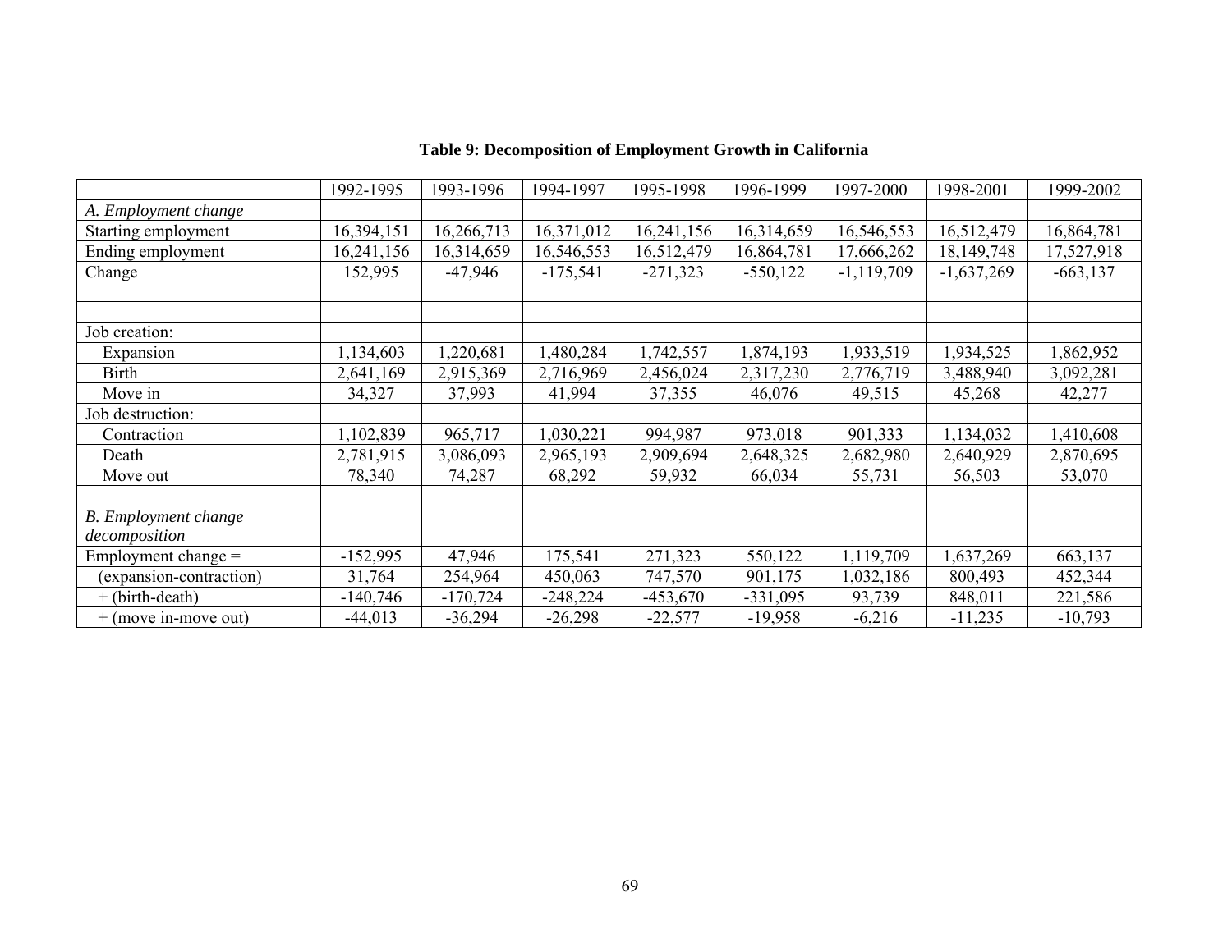**Table 9: Decomposition of Employment Growth in California**

| | 1992-1995 | 1993-1996 | 1994-1997 | 1995-1998 | 1996-1999 | 1997-2000 | 1998-2001 | 1999-2002 |
|---|---|---|---|---|---|---|---|---|
| *A. Employment change* | | | | | | | | |
| Starting employment | 16,394,151 | 16,266,713 | 16,371,012 | 16,241,156 | 16,314,659 | 16,546,553 | 16,512,479 | 16,864,781 |
| Ending employment | 16,241,156 | 16,314,659 | 16,546,553 | 16,512,479 | 16,864,781 | 17,666,262 | 18,149,748 | 17,527,918 |
| Change | 152,995 | -47,946 | -175,541 | -271,323 | -550,122 | -1,119,709 | -1,637,269 | -663,137 |
| | | | | | | | | |
| Job creation: | | | | | | | | |
| Expansion | 1,134,603 | 1,220,681 | 1,480,284 | 1,742,557 | 1,874,193 | 1,933,519 | 1,934,525 | 1,862,952 |
| Birth | 2,641,169 | 2,915,369 | 2,716,969 | 2,456,024 | 2,317,230 | 2,776,719 | 3,488,940 | 3,092,281 |
| Move in | 34,327 | 37,993 | 41,994 | 37,355 | 46,076 | 49,515 | 45,268 | 42,277 |
| Job destruction: | | | | | | | | |
| Contraction | 1,102,839 | 965,717 | 1,030,221 | 994,987 | 973,018 | 901,333 | 1,134,032 | 1,410,608 |
| Death | 2,781,915 | 3,086,093 | 2,965,193 | 2,909,694 | 2,648,325 | 2,682,980 | 2,640,929 | 2,870,695 |
| Move out | 78,340 | 74,287 | 68,292 | 59,932 | 66,034 | 55,731 | 56,503 | 53,070 |
| | | | | | | | | |
| *B. Employment change decomposition* | | | | | | | | |
| Employment change = | -152,995 | 47,946 | 175,541 | 271,323 | 550,122 | 1,119,709 | 1,637,269 | 663,137 |
| (expansion-contraction) | 31,764 | 254,964 | 450,063 | 747,570 | 901,175 | 1,032,186 | 800,493 | 452,344 |
| + (birth-death) | -140,746 | -170,724 | -248,224 | -453,670 | -331,095 | 93,739 | 848,011 | 221,586 |
| + (move in-move out) | -44,013 | -36,294 | -26,298 | -22,577 | -19,958 | -6,216 | -11,235 | -10,793 |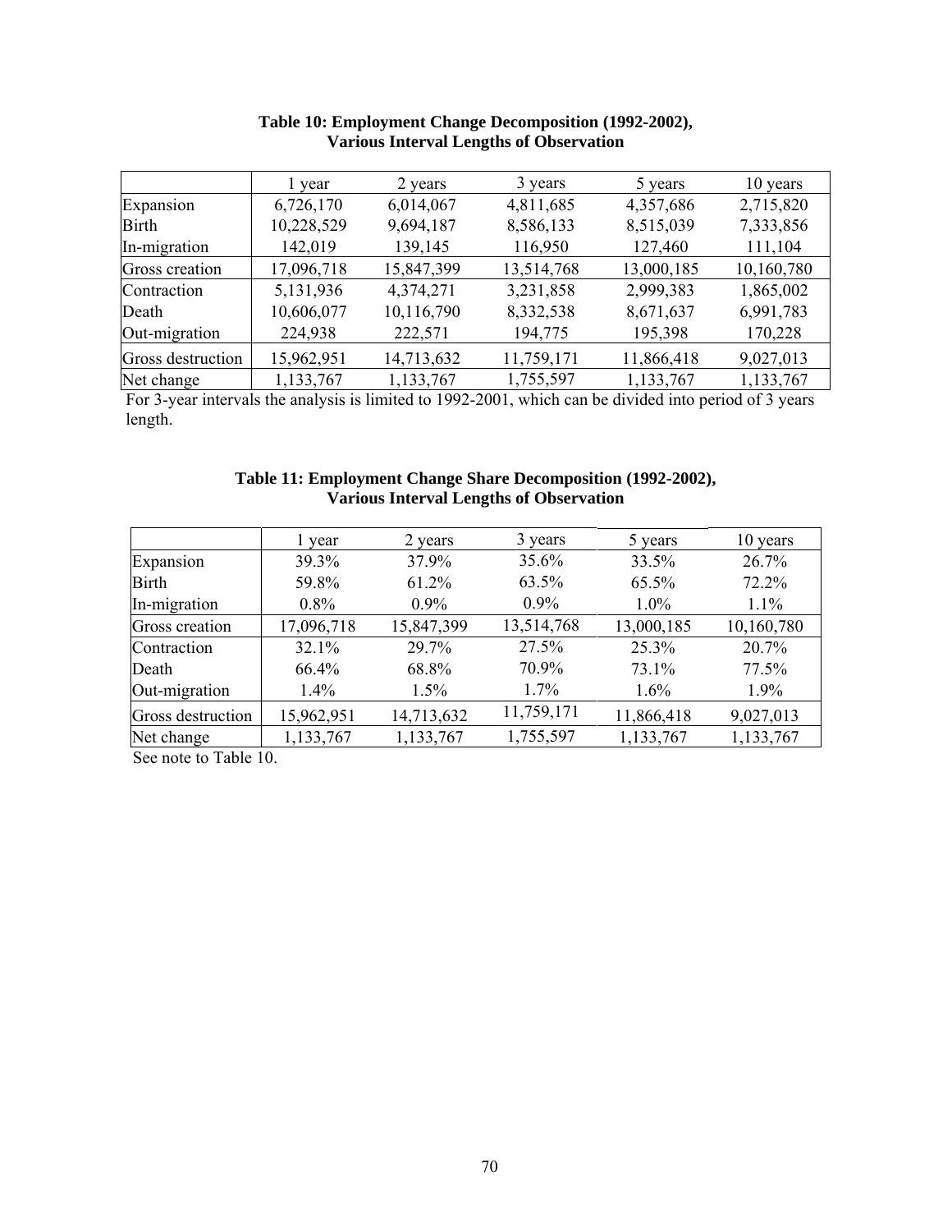**Table 10: Employment Change Decomposition (1992-2002), Various Interval Lengths of Observation**

| | 1 year | 2 years | 3 years | 5 years | 10 years |
|---|---|---|---|---|---|
| Expansion | 6,726,170 | 6,014,067 | 4,811,685 | 4,357,686 | 2,715,820 |
| Birth | 10,228,529 | 9,694,187 | 8,586,133 | 8,515,039 | 7,333,856 |
| In-migration | 142,019 | 139,145 | 116,950 | 127,460 | 111,104 |
| Gross creation | 17,096,718 | 15,847,399 | 13,514,768 | 13,000,185 | 10,160,780 |
| Contraction | 5,131,936 | 4,374,271 | 3,231,858 | 2,999,383 | 1,865,002 |
| Death | 10,606,077 | 10,116,790 | 8,332,538 | 8,671,637 | 6,991,783 |
| Out-migration | 224,938 | 222,571 | 194,775 | 195,398 | 170,228 |
| Gross destruction | 15,962,951 | 14,713,632 | 11,759,171 | 11,866,418 | 9,027,013 |
| Net change | 1,133,767 | 1,133,767 | 1,755,597 | 1,133,767 | 1,133,767 |

For 3-year intervals the analysis is limited to 1992-2001, which can be divided into period of 3 years length.

**Table 11: Employment Change Share Decomposition (1992-2002), Various Interval Lengths of Observation**

| | 1 year | 2 years | 3 years | 5 years | 10 years |
|---|---|---|---|---|---|
| Expansion | 39.3% | 37.9% | 35.6% | 33.5% | 26.7% |
| Birth | 59.8% | 61.2% | 63.5% | 65.5% | 72.2% |
| In-migration | 0.8% | 0.9% | 0.9% | 1.0% | 1.1% |
| Gross creation | 17,096,718 | 15,847,399 | 13,514,768 | 13,000,185 | 10,160,780 |
| Contraction | 32.1% | 29.7% | 27.5% | 25.3% | 20.7% |
| Death | 66.4% | 68.8% | 70.9% | 73.1% | 77.5% |
| Out-migration | 1.4% | 1.5% | 1.7% | 1.6% | 1.9% |
| Gross destruction | 15,962,951 | 14,713,632 | 11,759,171 | 11,866,418 | 9,027,013 |
| Net change | 1,133,767 | 1,133,767 | 1,755,597 | 1,133,767 | 1,133,767 |

See note to Table 10.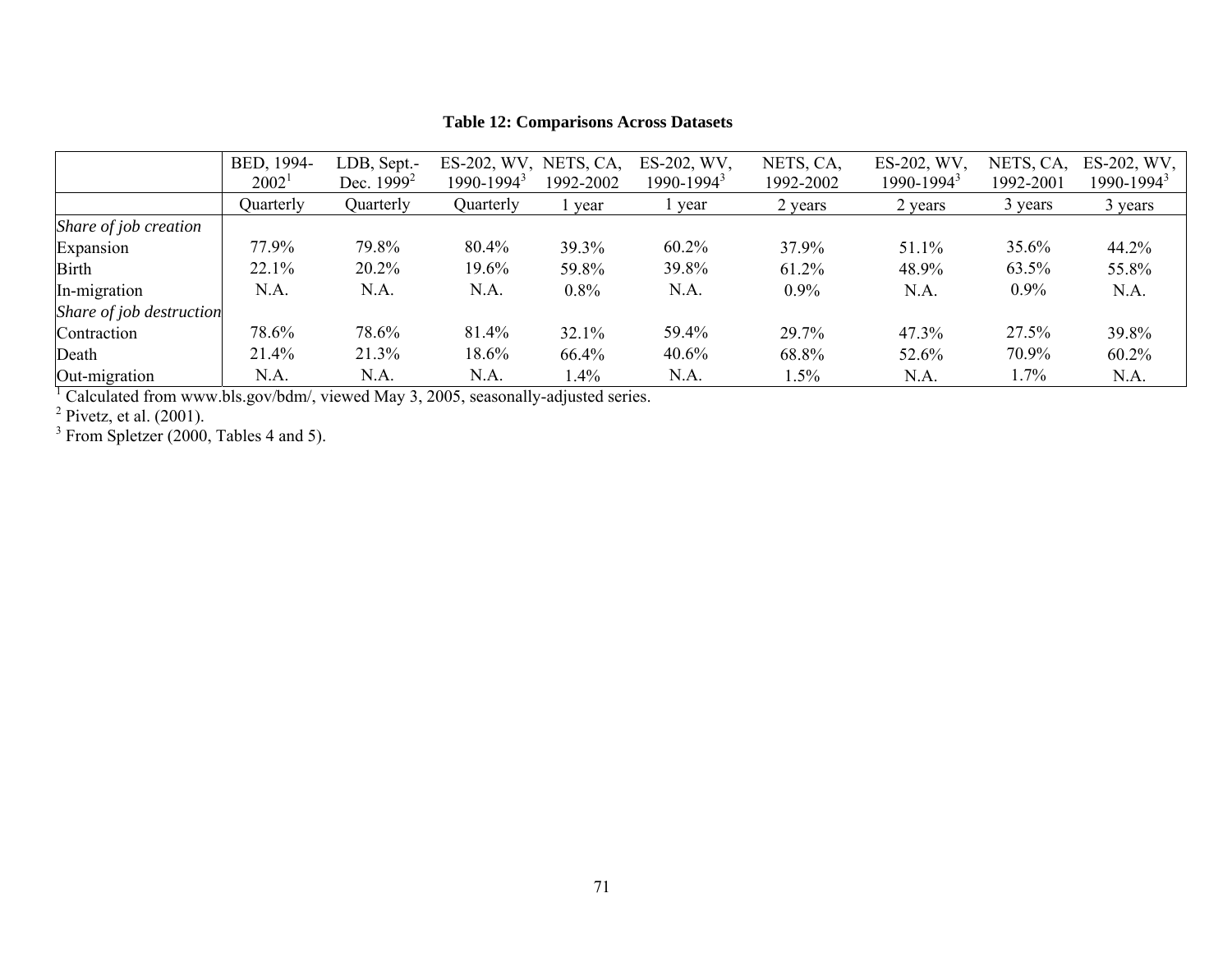**Table 12: Comparisons Across Datasets**

| | BED, 1994-2002[1] | LDB, Sept.-Dec. 1999[2] | ES-202, WV, 1990-1994[3] | NETS, CA, 1992-2002 | ES-202, WV, 1990-1994[3] | NETS, CA, 1992-2002 | ES-202, WV, 1990-1994[3] | NETS, CA, 1992-2001 | ES-202, WV, 1990-1994[3] |
|---|---|---|---|---|---|---|---|---|---|
| | Quarterly | Quarterly | Quarterly | 1 year | 1 year | 2 years | 2 years | 3 years | 3 years |
| *Share of job creation* | | | | | | | | | |
| Expansion | 77.9% | 79.8% | 80.4% | 39.3% | 60.2% | 37.9% | 51.1% | 35.6% | 44.2% |
| Birth | 22.1% | 20.2% | 19.6% | 59.8% | 39.8% | 61.2% | 48.9% | 63.5% | 55.8% |
| In-migration | N.A. | N.A. | N.A. | 0.8% | N.A. | 0.9% | N.A. | 0.9% | N.A. |
| *Share of job destruction* | | | | | | | | | |
| Contraction | 78.6% | 78.6% | 81.4% | 32.1% | 59.4% | 29.7% | 47.3% | 27.5% | 39.8% |
| Death | 21.4% | 21.3% | 18.6% | 66.4% | 40.6% | 68.8% | 52.6% | 70.9% | 60.2% |
| Out-migration | N.A. | N.A. | N.A. | 1.4% | N.A. | 1.5% | N.A. | 1.7% | N.A. |

[1] Calculated from www.bls.gov/bdm/, viewed May 3, 2005, seasonally-adjusted series.
[2] Pivetz, et al. (2001).
[3] From Spletzer (2000, Tables 4 and 5).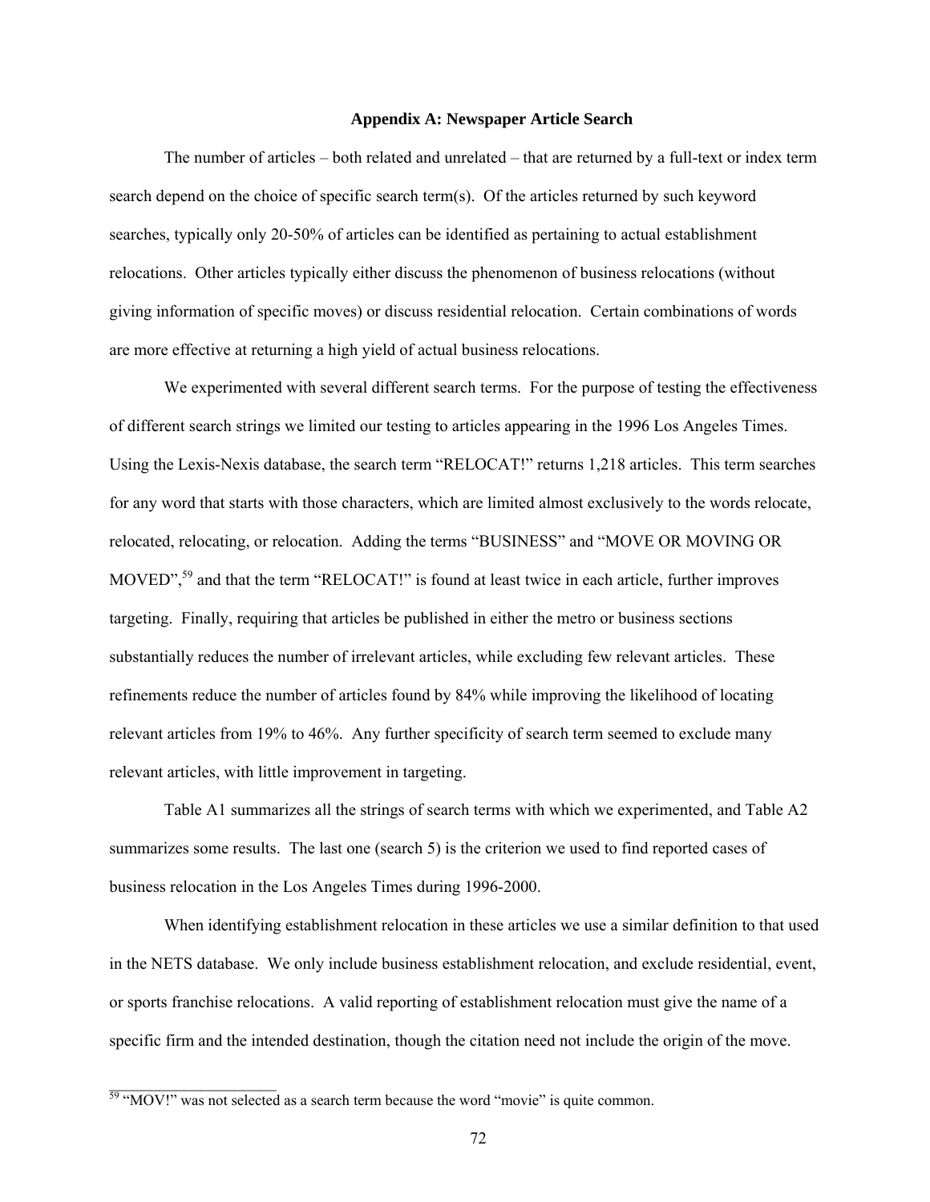## Appendix A: Newspaper Article Search

The number of articles – both related and unrelated – that are returned by a full-text or index term search depend on the choice of specific search term(s). Of the articles returned by such keyword searches, typically only 20-50% of articles can be identified as pertaining to actual establishment relocations. Other articles typically either discuss the phenomenon of business relocations (without giving information of specific moves) or discuss residential relocation. Certain combinations of words are more effective at returning a high yield of actual business relocations.

We experimented with several different search terms. For the purpose of testing the effectiveness of different search strings we limited our testing to articles appearing in the 1996 Los Angeles Times. Using the Lexis-Nexis database, the search term "RELOCAT!" returns 1,218 articles. This term searches for any word that starts with those characters, which are limited almost exclusively to the words relocate, relocated, relocating, or relocation. Adding the terms "BUSINESS" and "MOVE OR MOVING OR MOVED",[59] and that the term "RELOCAT!" is found at least twice in each article, further improves targeting. Finally, requiring that articles be published in either the metro or business sections substantially reduces the number of irrelevant articles, while excluding few relevant articles. These refinements reduce the number of articles found by 84% while improving the likelihood of locating relevant articles from 19% to 46%. Any further specificity of search term seemed to exclude many relevant articles, with little improvement in targeting.

Table A1 summarizes all the strings of search terms with which we experimented, and Table A2 summarizes some results. The last one (search 5) is the criterion we used to find reported cases of business relocation in the Los Angeles Times during 1996-2000.

When identifying establishment relocation in these articles we use a similar definition to that used in the NETS database. We only include business establishment relocation, and exclude residential, event, or sports franchise relocations. A valid reporting of establishment relocation must give the name of a specific firm and the intended destination, though the citation need not include the origin of the move.

[59] "MOV!" was not selected as a search term because the word "movie" is quite common.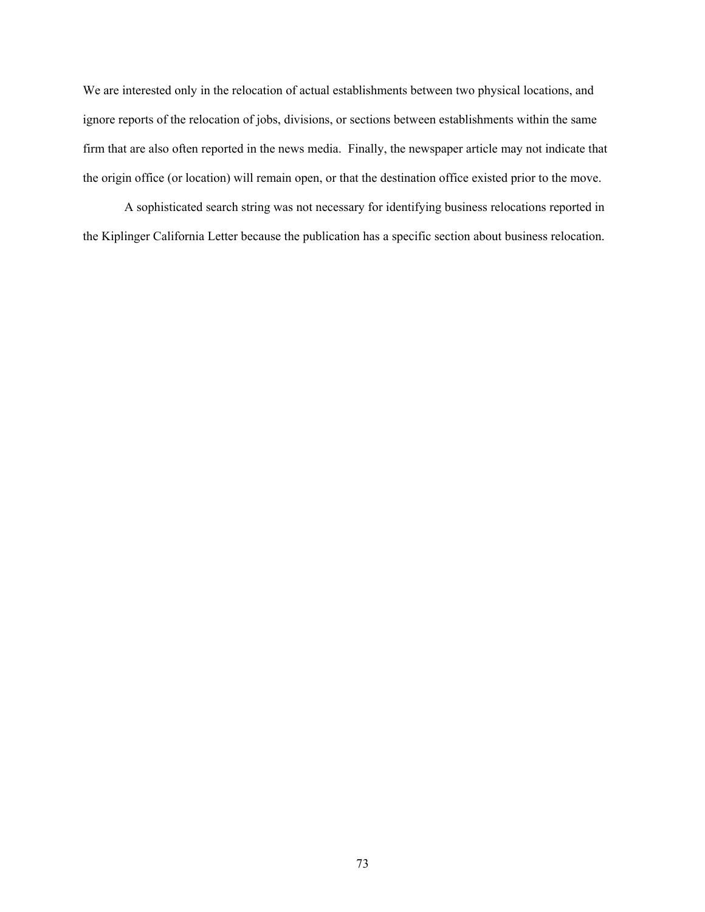We are interested only in the relocation of actual establishments between two physical locations, and ignore reports of the relocation of jobs, divisions, or sections between establishments within the same firm that are also often reported in the news media. Finally, the newspaper article may not indicate that the origin office (or location) will remain open, or that the destination office existed prior to the move.

A sophisticated search string was not necessary for identifying business relocations reported in the Kiplinger California Letter because the publication has a specific section about business relocation.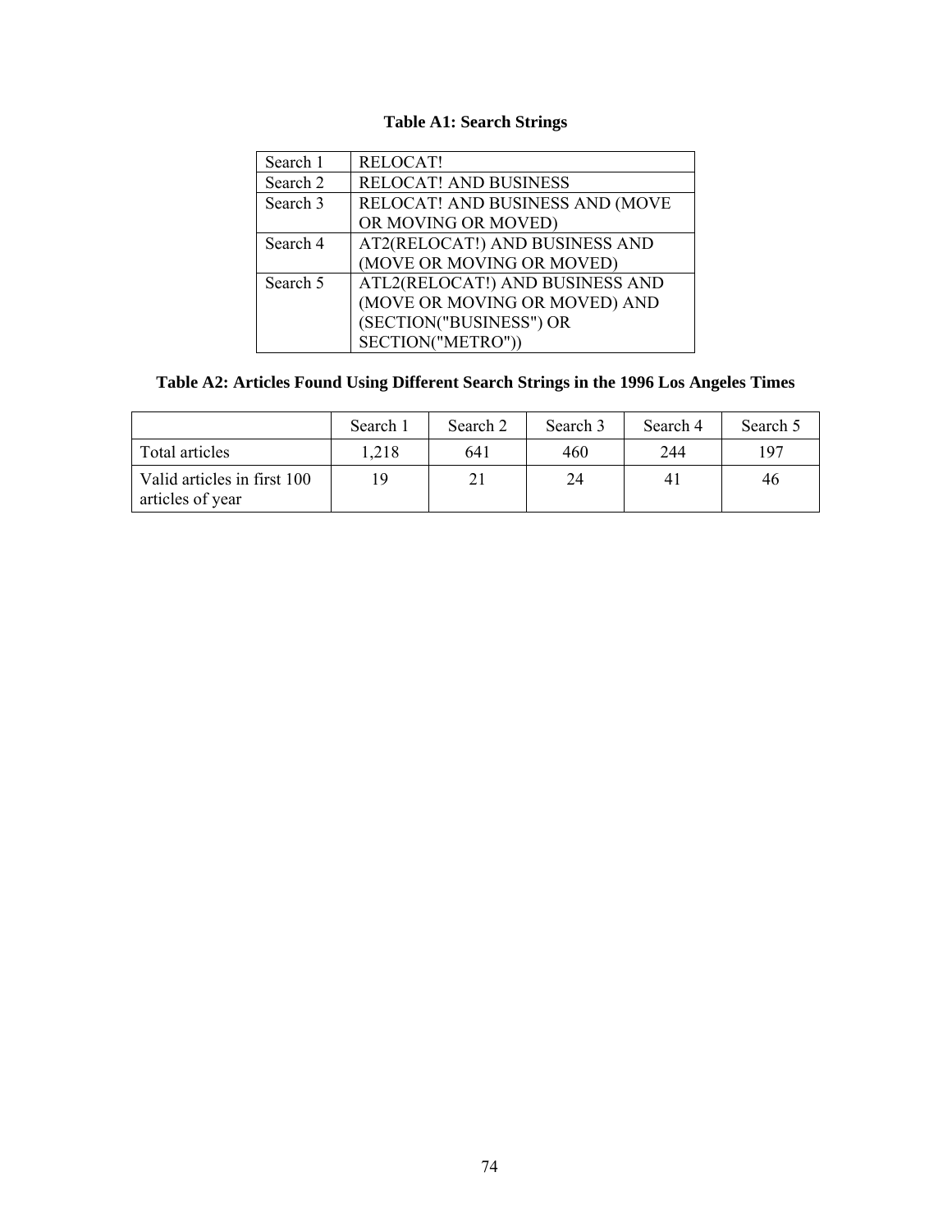**Table A1: Search Strings**

| | |
|---|---|
| Search 1 | RELOCAT! |
| Search 2 | RELOCAT! AND BUSINESS |
| Search 3 | RELOCAT! AND BUSINESS AND (MOVE OR MOVING OR MOVED) |
| Search 4 | AT2(RELOCAT!) AND BUSINESS AND (MOVE OR MOVING OR MOVED) |
| Search 5 | ATL2(RELOCAT!) AND BUSINESS AND (MOVE OR MOVING OR MOVED) AND (SECTION("BUSINESS") OR SECTION("METRO")) |

**Table A2: Articles Found Using Different Search Strings in the 1996 Los Angeles Times**

| | Search 1 | Search 2 | Search 3 | Search 4 | Search 5 |
|---|---|---|---|---|---|
| Total articles | 1,218 | 641 | 460 | 244 | 197 |
| Valid articles in first 100 articles of year | 19 | 21 | 24 | 41 | 46 |